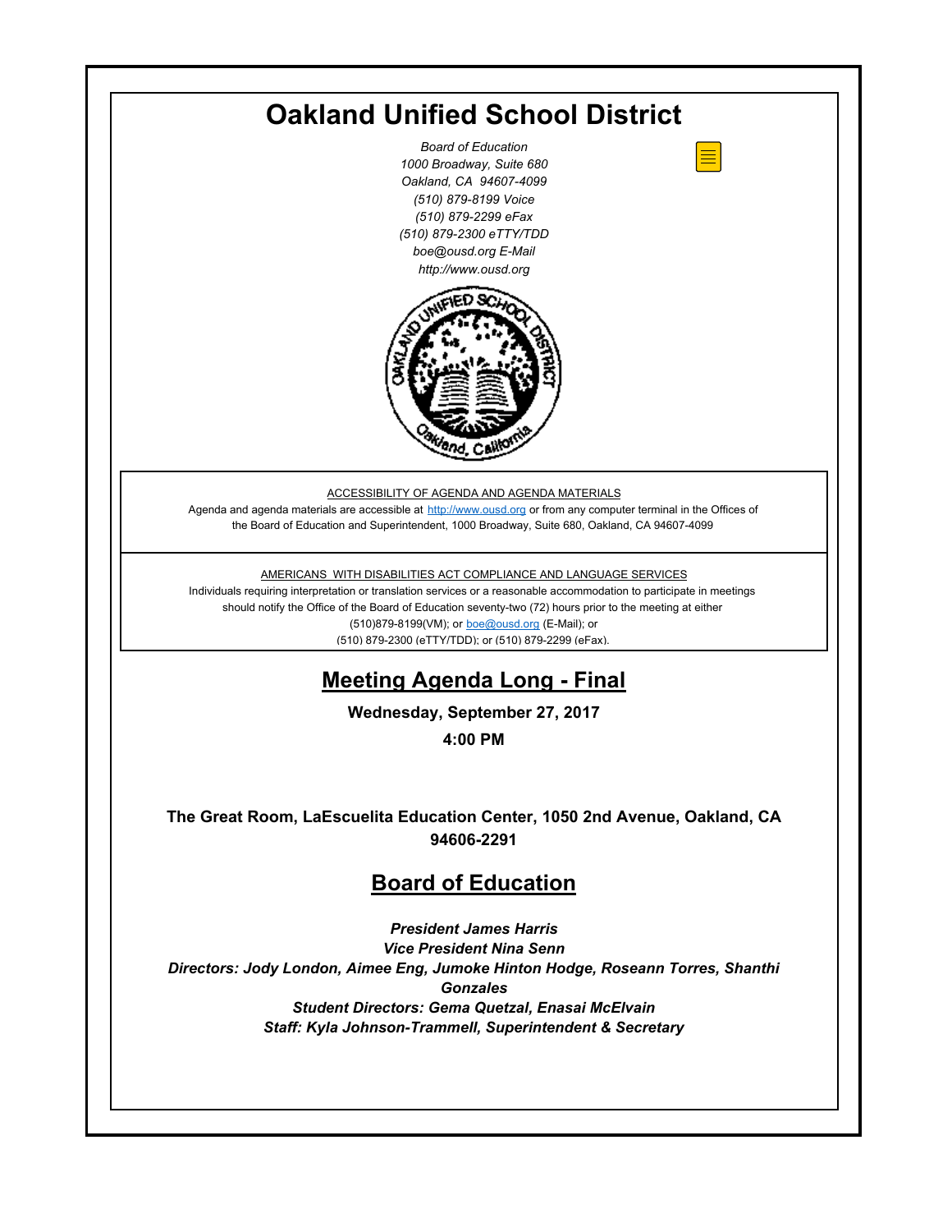# Oakland Unified School District

*Board of Education*
*1000 Broadway, Suite 680*
*Oakland, CA 94607-4099*
*(510) 879-8199 Voice*
*(510) 879-2299 eFax*
*(510) 879-2300 eTTY/TDD*
*boe@ousd.org E-Mail*
*http://www.ousd.org*

ACCESSIBILITY OF AGENDA AND AGENDA MATERIALS

Agenda and agenda materials are accessible at http://www.ousd.org or from any computer terminal in the Offices of the Board of Education and Superintendent, 1000 Broadway, Suite 680, Oakland, CA 94607-4099

AMERICANS WITH DISABILITIES ACT COMPLIANCE AND LANGUAGE SERVICES

Individuals requiring interpretation or translation services or a reasonable accommodation to participate in meetings should notify the Office of the Board of Education seventy-two (72) hours prior to the meeting at either (510)879-8199(VM); or boe@ousd.org (E-Mail); or (510) 879-2300 (eTTY/TDD); or (510) 879-2299 (eFax).

## Meeting Agenda Long - Final

**Wednesday, September 27, 2017**

**4:00 PM**

**The Great Room, LaEscuelita Education Center, 1050 2nd Avenue, Oakland, CA 94606-2291**

## Board of Education

***President James Harris***
***Vice President Nina Senn***
***Directors: Jody London, Aimee Eng, Jumoke Hinton Hodge, Roseann Torres, Shanthi Gonzales***
***Student Directors: Gema Quetzal, Enasai McElvain***
***Staff: Kyla Johnson-Trammell, Superintendent & Secretary***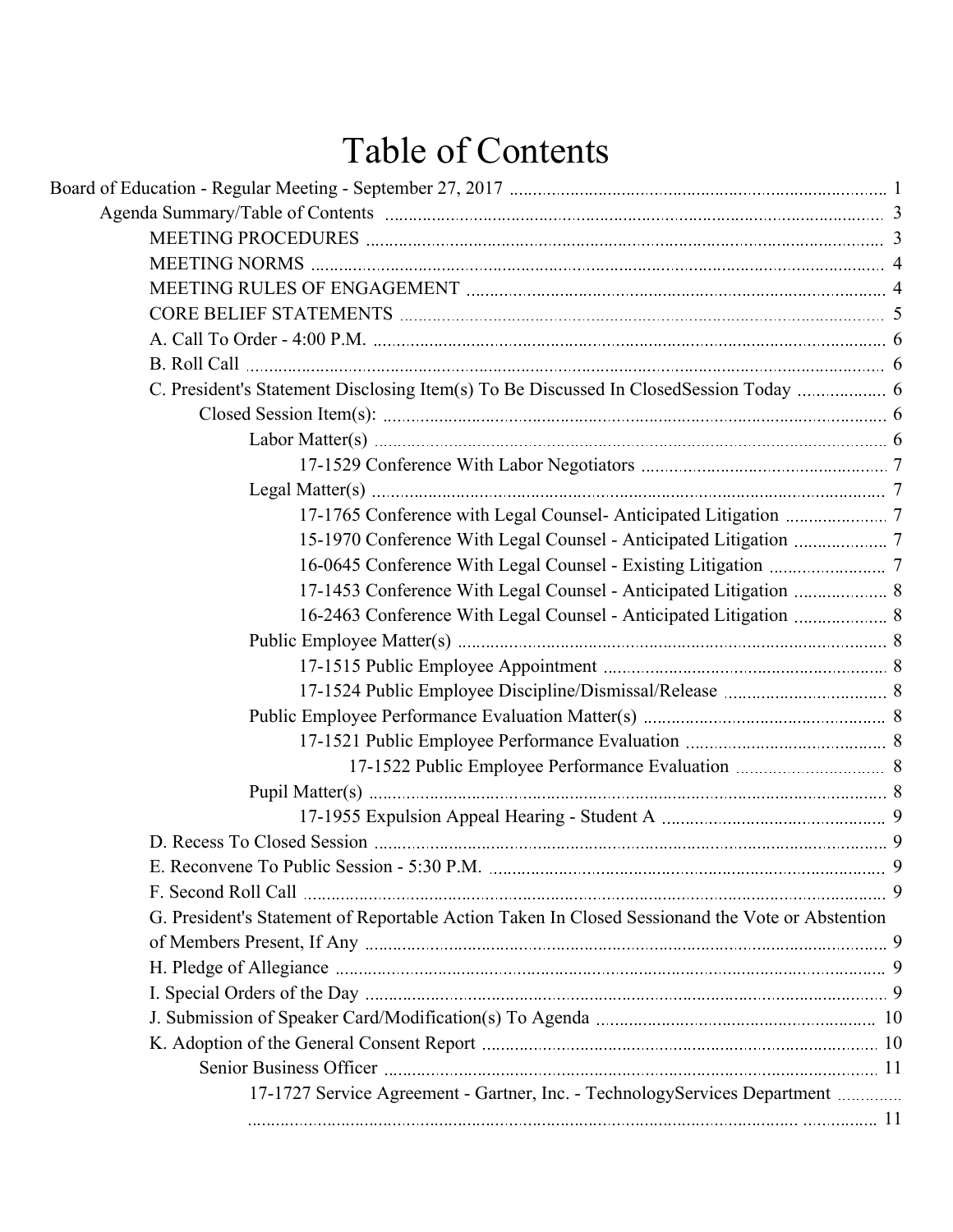# Table of Contents

- Board of Education - Regular Meeting - September 27, 2017 ..... 1
  - Agenda Summary/Table of Contents ..... 3
    - MEETING PROCEDURES ..... 3
    - MEETING NORMS ..... 4
    - MEETING RULES OF ENGAGEMENT ..... 4
    - CORE BELIEF STATEMENTS ..... 5
    - A. Call To Order - 4:00 P.M. ..... 6
    - B. Roll Call ..... 6
    - C. President's Statement Disclosing Item(s) To Be Discussed In ClosedSession Today ..... 6
      - Closed Session Item(s): ..... 6
        - Labor Matter(s) ..... 6
          - 17-1529 Conference With Labor Negotiators ..... 7
        - Legal Matter(s) ..... 7
          - 17-1765 Conference with Legal Counsel- Anticipated Litigation ..... 7
          - 15-1970 Conference With Legal Counsel - Anticipated Litigation ..... 7
          - 16-0645 Conference With Legal Counsel - Existing Litigation ..... 7
          - 17-1453 Conference With Legal Counsel - Anticipated Litigation ..... 8
          - 16-2463 Conference With Legal Counsel - Anticipated Litigation ..... 8
        - Public Employee Matter(s) ..... 8
          - 17-1515 Public Employee Appointment ..... 8
          - 17-1524 Public Employee Discipline/Dismissal/Release ..... 8
        - Public Employee Performance Evaluation Matter(s) ..... 8
          - 17-1521 Public Employee Performance Evaluation ..... 8
            - 17-1522 Public Employee Performance Evaluation ..... 8
        - Pupil Matter(s) ..... 8
          - 17-1955 Expulsion Appeal Hearing - Student A ..... 9
    - D. Recess To Closed Session ..... 9
    - E. Reconvene To Public Session - 5:30 P.M. ..... 9
    - F. Second Roll Call ..... 9
    - G. President's Statement of Reportable Action Taken In Closed Sessionand the Vote or Abstention of Members Present, If Any ..... 9
    - H. Pledge of Allegiance ..... 9
    - I. Special Orders of the Day ..... 9
    - J. Submission of Speaker Card/Modification(s) To Agenda ..... 10
    - K. Adoption of the General Consent Report ..... 10
      - Senior Business Officer ..... 11
        - 17-1727 Service Agreement - Gartner, Inc. - TechnologyServices Department ..... 11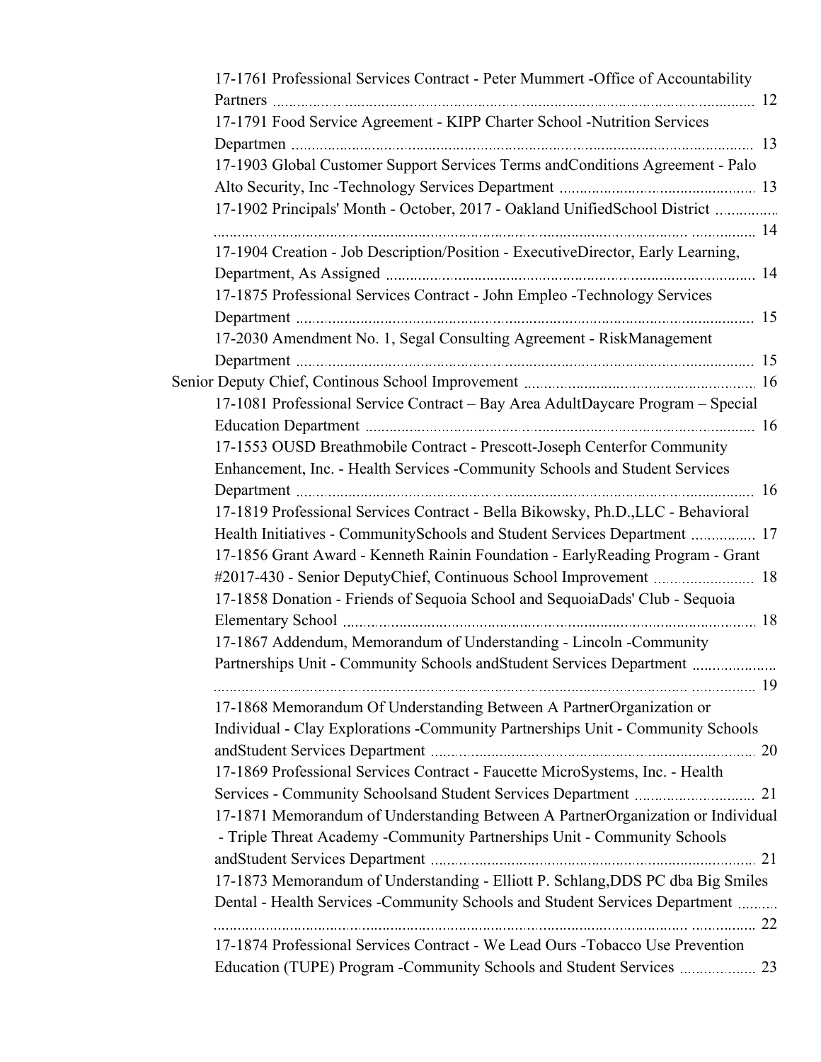17-1761 Professional Services Contract - Peter Mummert -Office of Accountability Partners ........ 12

17-1791 Food Service Agreement - KIPP Charter School -Nutrition Services Departmen ........ 13

17-1903 Global Customer Support Services Terms andConditions Agreement - Palo Alto Security, Inc -Technology Services Department ........ 13

17-1902 Principals' Month - October, 2017 - Oakland UnifiedSchool District ........ 14

17-1904 Creation - Job Description/Position - ExecutiveDirector, Early Learning, Department, As Assigned ........ 14

17-1875 Professional Services Contract - John Empleo -Technology Services Department ........ 15

17-2030 Amendment No. 1, Segal Consulting Agreement - RiskManagement Department ........ 15

Senior Deputy Chief, Continous School Improvement ........ 16

17-1081 Professional Service Contract – Bay Area AdultDaycare Program – Special Education Department ........ 16

17-1553 OUSD Breathmobile Contract - Prescott-Joseph Centerfor Community Enhancement, Inc. - Health Services -Community Schools and Student Services Department ........ 16

17-1819 Professional Services Contract - Bella Bikowsky, Ph.D.,LLC - Behavioral Health Initiatives - CommunitySchools and Student Services Department ........ 17

17-1856 Grant Award - Kenneth Rainin Foundation - EarlyReading Program - Grant #2017-430 - Senior DeputyChief, Continuous School Improvement ........ 18

17-1858 Donation - Friends of Sequoia School and SequoiaDads' Club - Sequoia Elementary School ........ 18

17-1867 Addendum, Memorandum of Understanding - Lincoln -Community Partnerships Unit - Community Schools andStudent Services Department ........ 19

17-1868 Memorandum Of Understanding Between A PartnerOrganization or Individual - Clay Explorations -Community Partnerships Unit - Community Schools andStudent Services Department ........ 20

17-1869 Professional Services Contract - Faucette MicroSystems, Inc. - Health Services - Community Schoolsand Student Services Department ........ 21

17-1871 Memorandum of Understanding Between A PartnerOrganization or Individual - Triple Threat Academy -Community Partnerships Unit - Community Schools andStudent Services Department ........ 21

17-1873 Memorandum of Understanding - Elliott P. Schlang,DDS PC dba Big Smiles Dental - Health Services -Community Schools and Student Services Department ........ 22

17-1874 Professional Services Contract - We Lead Ours -Tobacco Use Prevention Education (TUPE) Program -Community Schools and Student Services ........ 23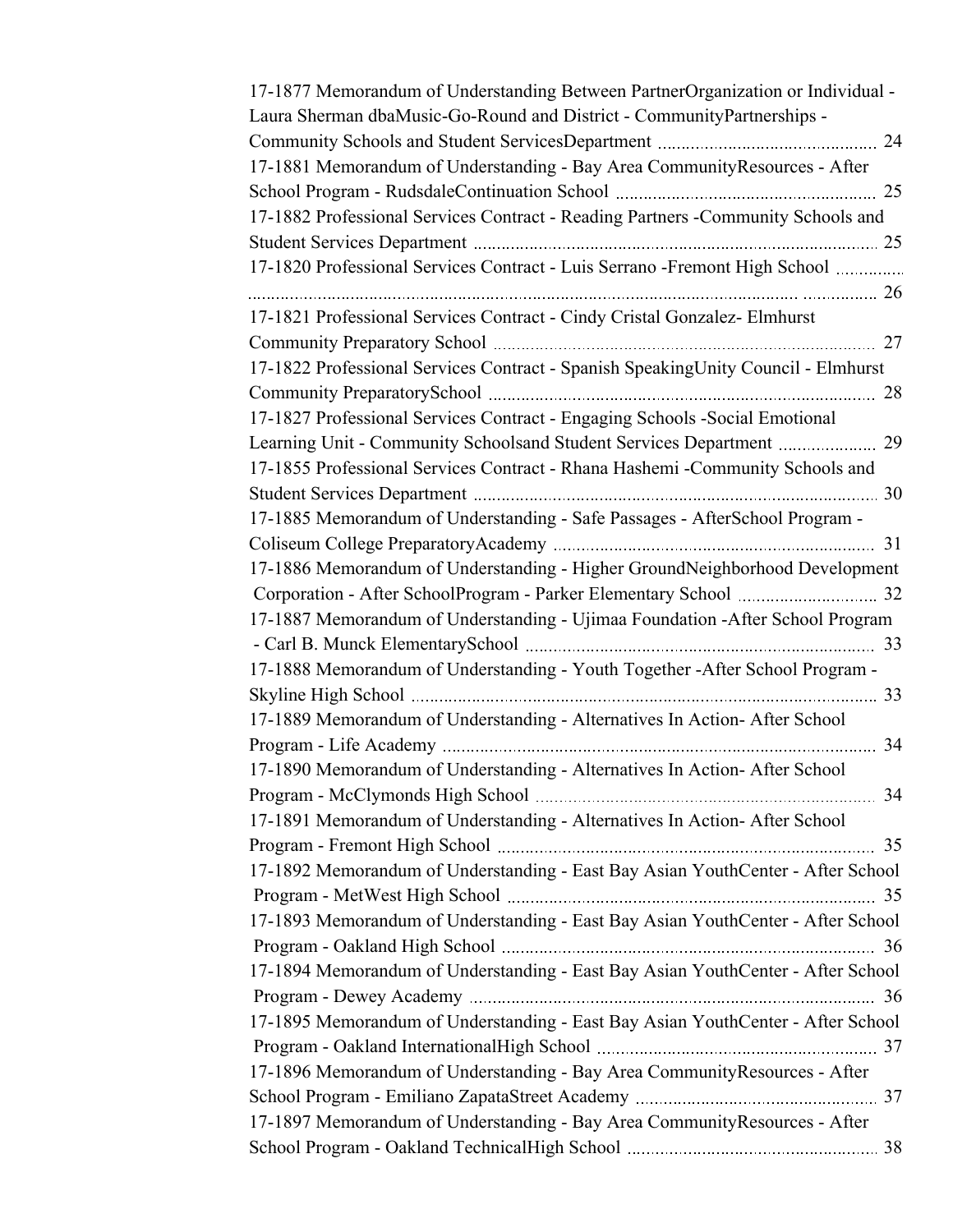17-1877 Memorandum of Understanding Between PartnerOrganization or Individual - Laura Sherman dbaMusic-Go-Round and District - CommunityPartnerships - Community Schools and Student ServicesDepartment ............................................ 24

17-1881 Memorandum of Understanding - Bay Area CommunityResources - After School Program - RudsdaleContinuation School ............................................ 25

17-1882 Professional Services Contract - Reading Partners -Community Schools and Student Services Department ............................................ 25

17-1820 Professional Services Contract - Luis Serrano -Fremont High School ............................................ 26

17-1821 Professional Services Contract - Cindy Cristal Gonzalez- Elmhurst Community Preparatory School ............................................ 27

17-1822 Professional Services Contract - Spanish SpeakingUnity Council - Elmhurst Community PreparatorySchool ............................................ 28

17-1827 Professional Services Contract - Engaging Schools -Social Emotional Learning Unit - Community Schoolsand Student Services Department ............................................ 29

17-1855 Professional Services Contract - Rhana Hashemi -Community Schools and Student Services Department ............................................ 30

17-1885 Memorandum of Understanding - Safe Passages - AfterSchool Program - Coliseum College PreparatoryAcademy ............................................ 31

17-1886 Memorandum of Understanding - Higher GroundNeighborhood Development Corporation - After SchoolProgram - Parker Elementary School ............................................ 32

17-1887 Memorandum of Understanding - Ujimaa Foundation -After School Program - Carl B. Munck ElementarySchool ............................................ 33

17-1888 Memorandum of Understanding - Youth Together -After School Program - Skyline High School ............................................ 33

17-1889 Memorandum of Understanding - Alternatives In Action- After School Program - Life Academy ............................................ 34

17-1890 Memorandum of Understanding - Alternatives In Action- After School Program - McClymonds High School ............................................ 34

17-1891 Memorandum of Understanding - Alternatives In Action- After School Program - Fremont High School ............................................ 35

17-1892 Memorandum of Understanding - East Bay Asian YouthCenter - After School Program - MetWest High School ............................................ 35

17-1893 Memorandum of Understanding - East Bay Asian YouthCenter - After School Program - Oakland High School ............................................ 36

17-1894 Memorandum of Understanding - East Bay Asian YouthCenter - After School Program - Dewey Academy ............................................ 36

17-1895 Memorandum of Understanding - East Bay Asian YouthCenter - After School Program - Oakland InternationalHigh School ............................................ 37

17-1896 Memorandum of Understanding - Bay Area CommunityResources - After School Program - Emiliano ZapataStreet Academy ............................................ 37

17-1897 Memorandum of Understanding - Bay Area CommunityResources - After School Program - Oakland TechnicalHigh School ............................................ 38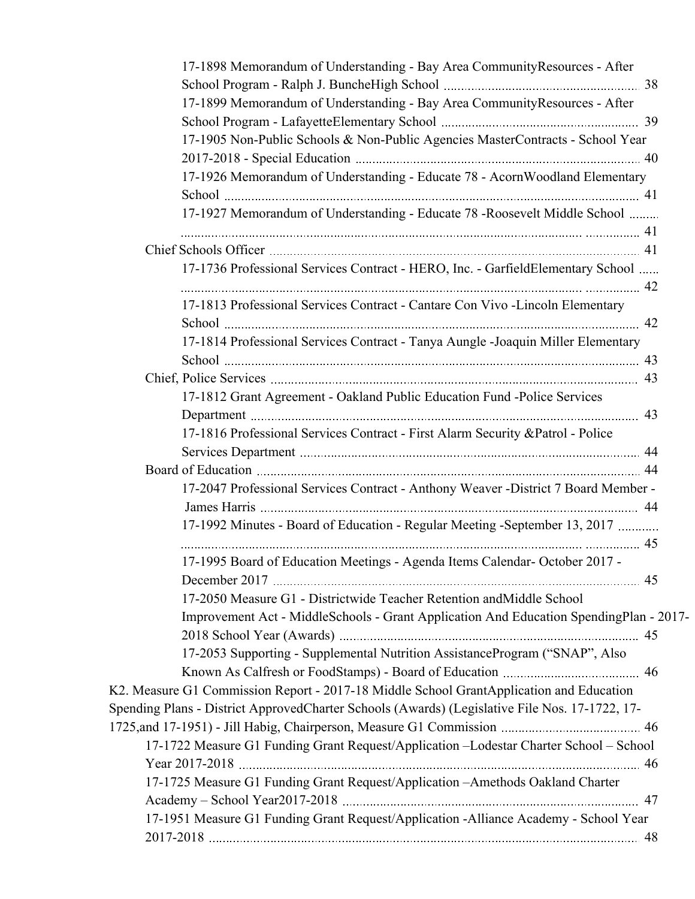- 17-1898 Memorandum of Understanding - Bay Area CommunityResources - After School Program - Ralph J. BuncheHigh School ........ 38
- 17-1899 Memorandum of Understanding - Bay Area CommunityResources - After School Program - LafayetteElementary School ........ 39
- 17-1905 Non-Public Schools & Non-Public Agencies MasterContracts - School Year 2017-2018 - Special Education ........ 40
- 17-1926 Memorandum of Understanding - Educate 78 - AcornWoodland Elementary School ........ 41
- 17-1927 Memorandum of Understanding - Educate 78 -Roosevelt Middle School ........ 41

Chief Schools Officer ........ 41

- 17-1736 Professional Services Contract - HERO, Inc. - GarfieldElementary School ........ 42
- 17-1813 Professional Services Contract - Cantare Con Vivo -Lincoln Elementary School ........ 42
- 17-1814 Professional Services Contract - Tanya Aungle -Joaquin Miller Elementary School ........ 43

Chief, Police Services ........ 43

- 17-1812 Grant Agreement - Oakland Public Education Fund -Police Services Department ........ 43
- 17-1816 Professional Services Contract - First Alarm Security &Patrol - Police Services Department ........ 44

Board of Education ........ 44

- 17-2047 Professional Services Contract - Anthony Weaver -District 7 Board Member - James Harris ........ 44
- 17-1992 Minutes - Board of Education - Regular Meeting -September 13, 2017 ........ 45
- 17-1995 Board of Education Meetings - Agenda Items Calendar- October 2017 - December 2017 ........ 45
- 17-2050 Measure G1 - Districtwide Teacher Retention andMiddle School Improvement Act - MiddleSchools - Grant Application And Education SpendingPlan - 2017-2018 School Year (Awards) ........ 45
- 17-2053 Supporting - Supplemental Nutrition AssistanceProgram ("SNAP", Also Known As Calfresh or FoodStamps) - Board of Education ........ 46

K2. Measure G1 Commission Report - 2017-18 Middle School GrantApplication and Education Spending Plans - District ApprovedCharter Schools (Awards) (Legislative File Nos. 17-1722, 17-1725,and 17-1951) - Jill Habig, Chairperson, Measure G1 Commission ........ 46

- 17-1722 Measure G1 Funding Grant Request/Application –Lodestar Charter School – School Year 2017-2018 ........ 46
- 17-1725 Measure G1 Funding Grant Request/Application –Amethods Oakland Charter Academy – School Year2017-2018 ........ 47
- 17-1951 Measure G1 Funding Grant Request/Application -Alliance Academy - School Year 2017-2018 ........ 48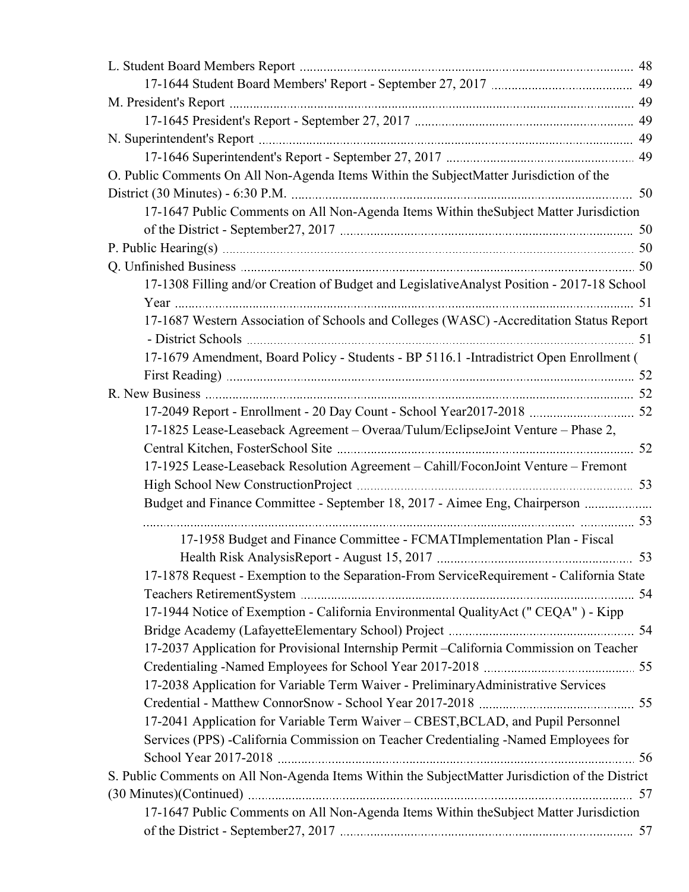L. Student Board Members Report ..... 48

- 17-1644 Student Board Members' Report - September 27, 2017 ..... 49

M. President's Report ..... 49

- 17-1645 President's Report - September 27, 2017 ..... 49

N. Superintendent's Report ..... 49

- 17-1646 Superintendent's Report - September 27, 2017 ..... 49

O. Public Comments On All Non-Agenda Items Within the SubjectMatter Jurisdiction of the District (30 Minutes) - 6:30 P.M. ..... 50

- 17-1647 Public Comments on All Non-Agenda Items Within theSubject Matter Jurisdiction of the District - September27, 2017 ..... 50

P. Public Hearing(s) ..... 50

Q. Unfinished Business ..... 50

- 17-1308 Filling and/or Creation of Budget and LegislativeAnalyst Position - 2017-18 School Year ..... 51
- 17-1687 Western Association of Schools and Colleges (WASC) -Accreditation Status Report - District Schools ..... 51
- 17-1679 Amendment, Board Policy - Students - BP 5116.1 -Intradistrict Open Enrollment ( First Reading) ..... 52

R. New Business ..... 52

- 17-2049 Report - Enrollment - 20 Day Count - School Year2017-2018 ..... 52
- 17-1825 Lease-Leaseback Agreement – Overaa/Tulum/EclipseJoint Venture – Phase 2, Central Kitchen, FosterSchool Site ..... 52
- 17-1925 Lease-Leaseback Resolution Agreement – Cahill/FoconJoint Venture – Fremont High School New ConstructionProject ..... 53
- Budget and Finance Committee - September 18, 2017 - Aimee Eng, Chairperson ..... 53
  - 17-1958 Budget and Finance Committee - FCMATImplementation Plan - Fiscal Health Risk AnalysisReport - August 15, 2017 ..... 53
- 17-1878 Request - Exemption to the Separation-From ServiceRequirement - California State Teachers RetirementSystem ..... 54
- 17-1944 Notice of Exemption - California Environmental QualityAct (" CEQA" ) - Kipp Bridge Academy (LafayetteElementary School) Project ..... 54
- 17-2037 Application for Provisional Internship Permit –California Commission on Teacher Credentialing -Named Employees for School Year 2017-2018 ..... 55
- 17-2038 Application for Variable Term Waiver - PreliminaryAdministrative Services Credential - Matthew ConnorSnow - School Year 2017-2018 ..... 55
- 17-2041 Application for Variable Term Waiver – CBEST,BCLAD, and Pupil Personnel Services (PPS) -California Commission on Teacher Credentialing -Named Employees for School Year 2017-2018 ..... 56

S. Public Comments on All Non-Agenda Items Within the SubjectMatter Jurisdiction of the District (30 Minutes)(Continued) ..... 57

- 17-1647 Public Comments on All Non-Agenda Items Within theSubject Matter Jurisdiction of the District - September27, 2017 ..... 57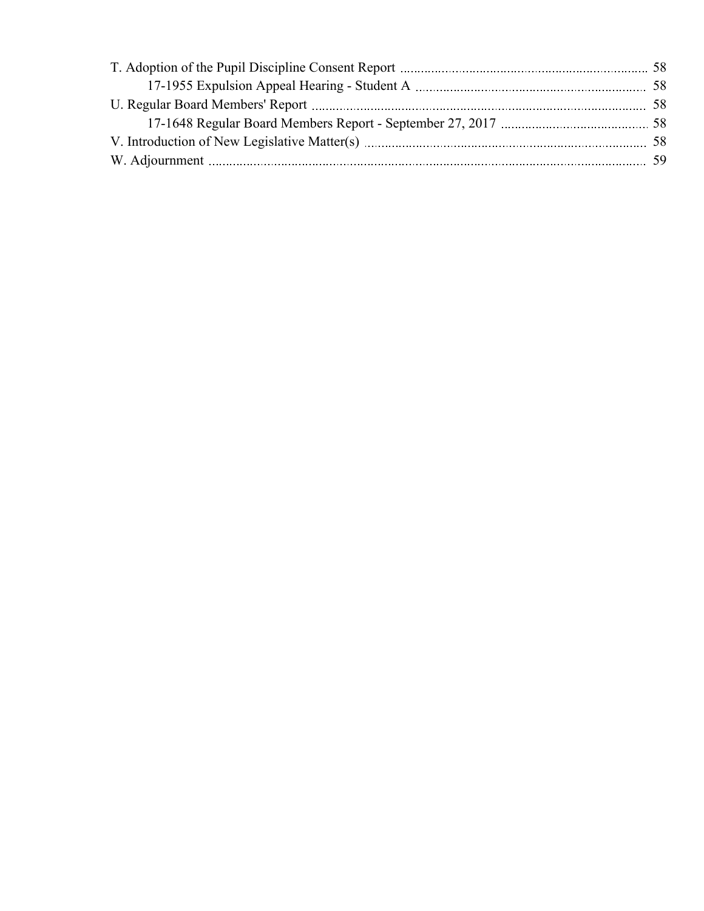T. Adoption of the Pupil Discipline Consent Report ........................................................................ 58

17-1955 Expulsion Appeal Hearing - Student A ................................................................ 58

U. Regular Board Members' Report ................................................................................................ 58

17-1648 Regular Board Members Report - September 27, 2017 .......................................... 58

V. Introduction of New Legislative Matter(s) ................................................................................ 58

W. Adjournment ............................................................................................................................... 59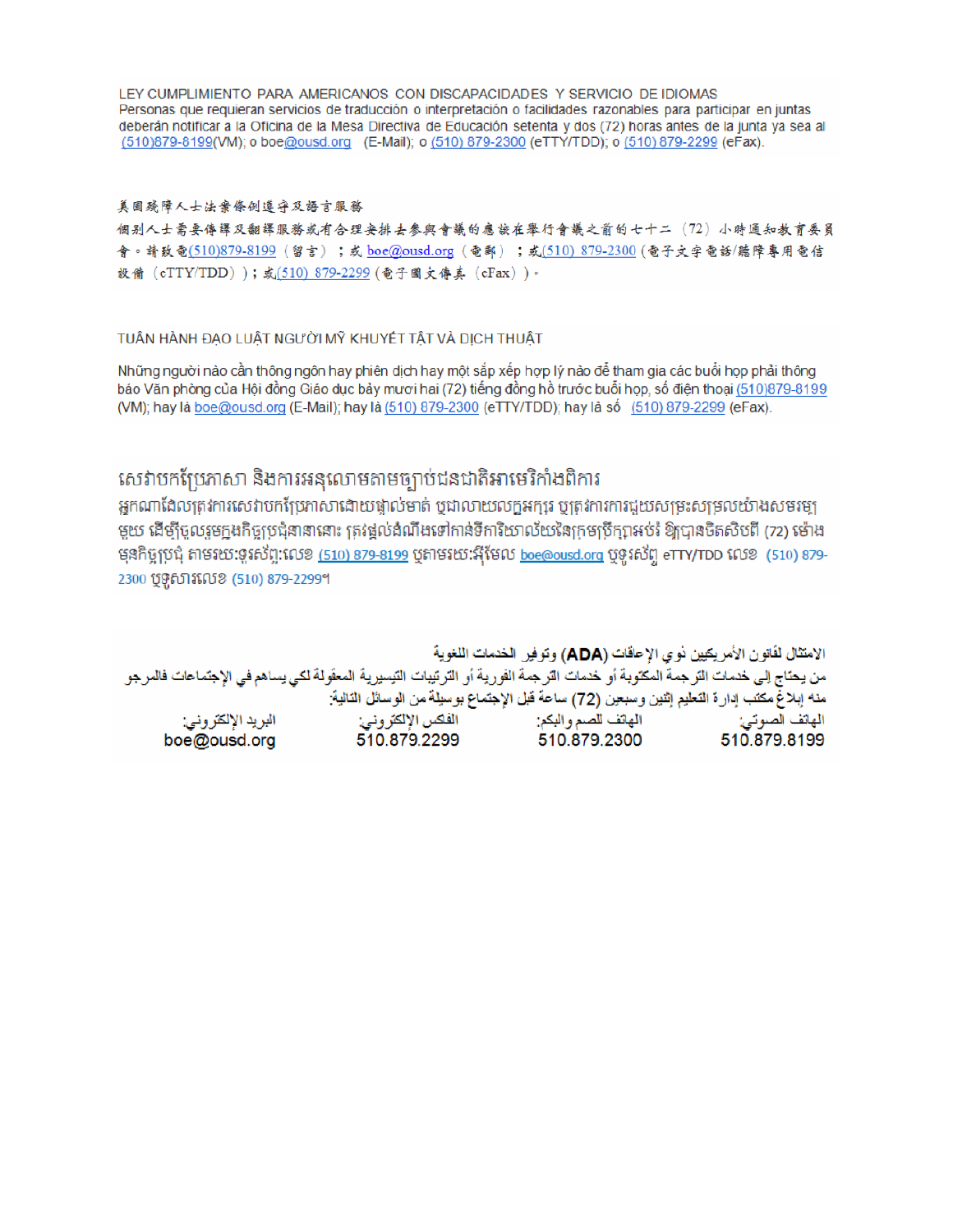LEY CUMPLIMIENTO PARA AMERICANOS CON DISCAPACIDADES Y SERVICIO DE IDIOMAS
Personas que requieran servicios de traducción o interpretación o facilidades razonables para participar en juntas deberán notificar a la Oficina de la Mesa Directiva de Educación setenta y dos (72) horas antes de la junta ya sea al (510)879-8199(VM); o boe@ousd.org (E-Mail); o (510) 879-2300 (eTTY/TDD); o (510) 879-2299 (eFax).

美国残障人士法案條例遵守及語言服務
個别人士需要傳譯及翻譯服務或有合理安排去參與會議的應該在舉行會議之前的七十二（72）小時通知教育委員會。請致電(510)879-8199（留言）；或 boe@ousd.org（電郵）；或(510) 879-2300（電子文字電話/聽障專用電信設備（eTTY/TDD））；或(510) 879-2299（電子圖文傳真（eFax））。

TUÂN HÀNH ĐẠO LUẬT NGƯỜI MỸ KHUYẾT TẬT VÀ DỊCH THUẬT

Những người nào cần thông ngôn hay phiên dịch hay một sắp xếp hợp lý nào để tham gia các buổi họp phải thông báo Văn phòng của Hội đồng Giáo dục bảy mươi hai (72) tiếng đồng hồ trước buổi họp, số điện thoại (510)879-8199 (VM); hay là boe@ousd.org (E-Mail); hay là (510) 879-2300 (eTTY/TDD); hay là số (510) 879-2299 (eFax).

សេវាបកប្រែភាសា និងការអនុលោមតាមច្បាប់ជនជាតិអាមេរិកាំងពិការ
អ្នកណាដែលត្រូវការសេវាបកប្រែភាសាដោយផ្ទាល់មាត់ ឬជាលាយលក្ខអក្សរ ឬត្រូវការការជួយសម្រះសម្រួលយ៉ាងសមរម្យមួយ ដើម្បីចូលរួមក្នុងកិច្ចប្រជុំនានានោះ ត្រូវផ្តល់ដំណឹងទៅកាន់ទីការិយាល័យនៃក្រុមប្រឹក្សាអប់រំ ឱ្យបានចិតសិបពីរ (72) ម៉ោង មុនកិច្ចប្រជុំ តាមរយៈទូរស័ព្ទ:លេខ (510) 879-8199 ឬតាមរយៈអ៊ីមែល boe@ousd.org ឬទូរស័ព្ទ eTTY/TDD លេខ (510) 879-2300 ឬទូរសារលេខ (510) 879-2299។

الامتثال لقانون الأمريكيين ذوي الإعاقات (ADA) وتوفير الخدمات اللغوية
من يحتاج إلى خدمات الترجمة المكتوبة أو خدمات الترجمة الفورية أو الترتيبات التيسيرية المعقولة لكي يساهم في الإجتماعات فالمرجو منه إبلاغ مكتب إدارة التعليم إثنين وسبعين (72) ساعة قبل الإجتماع بوسيلة من الوسائل التالية:

| الهاتف الصوتي: | الهاتف للصم والبكم: | الفكس الإلكتروني: | البريد الإلكتروني: |
|---|---|---|---|
| 510.879.8199 | 510.879.2300 | 510.879.2299 | boe@ousd.org |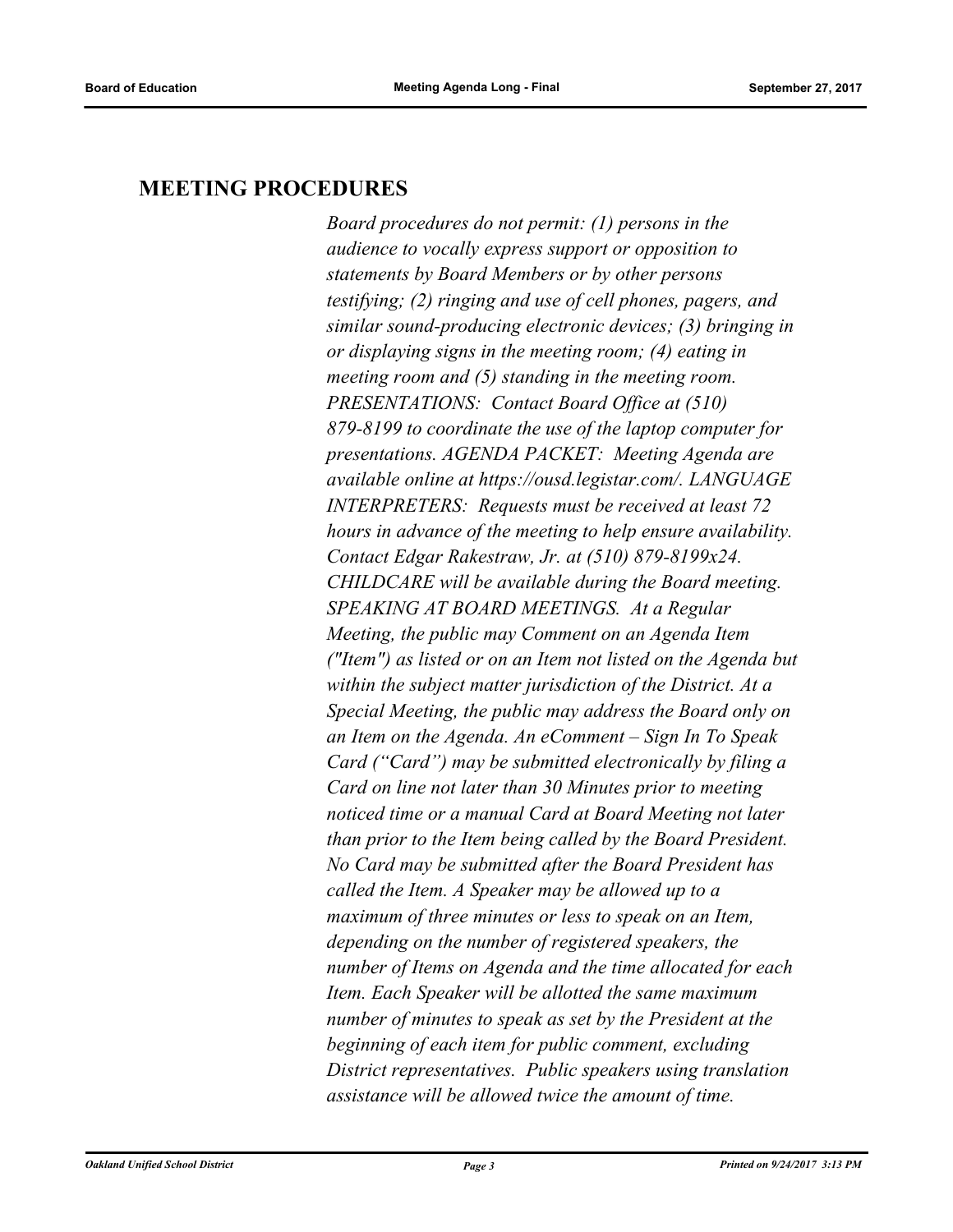## MEETING PROCEDURES

*Board procedures do not permit: (1) persons in the audience to vocally express support or opposition to statements by Board Members or by other persons testifying; (2) ringing and use of cell phones, pagers, and similar sound-producing electronic devices; (3) bringing in or displaying signs in the meeting room; (4) eating in meeting room and (5) standing in the meeting room. PRESENTATIONS: Contact Board Office at (510) 879-8199 to coordinate the use of the laptop computer for presentations. AGENDA PACKET: Meeting Agenda are available online at https://ousd.legistar.com/. LANGUAGE INTERPRETERS: Requests must be received at least 72 hours in advance of the meeting to help ensure availability. Contact Edgar Rakestraw, Jr. at (510) 879-8199x24. CHILDCARE will be available during the Board meeting. SPEAKING AT BOARD MEETINGS. At a Regular Meeting, the public may Comment on an Agenda Item ("Item") as listed or on an Item not listed on the Agenda but within the subject matter jurisdiction of the District. At a Special Meeting, the public may address the Board only on an Item on the Agenda. An eComment – Sign In To Speak Card ("Card") may be submitted electronically by filing a Card on line not later than 30 Minutes prior to meeting noticed time or a manual Card at Board Meeting not later than prior to the Item being called by the Board President. No Card may be submitted after the Board President has called the Item. A Speaker may be allowed up to a maximum of three minutes or less to speak on an Item, depending on the number of registered speakers, the number of Items on Agenda and the time allocated for each Item. Each Speaker will be allotted the same maximum number of minutes to speak as set by the President at the beginning of each item for public comment, excluding District representatives. Public speakers using translation assistance will be allowed twice the amount of time.*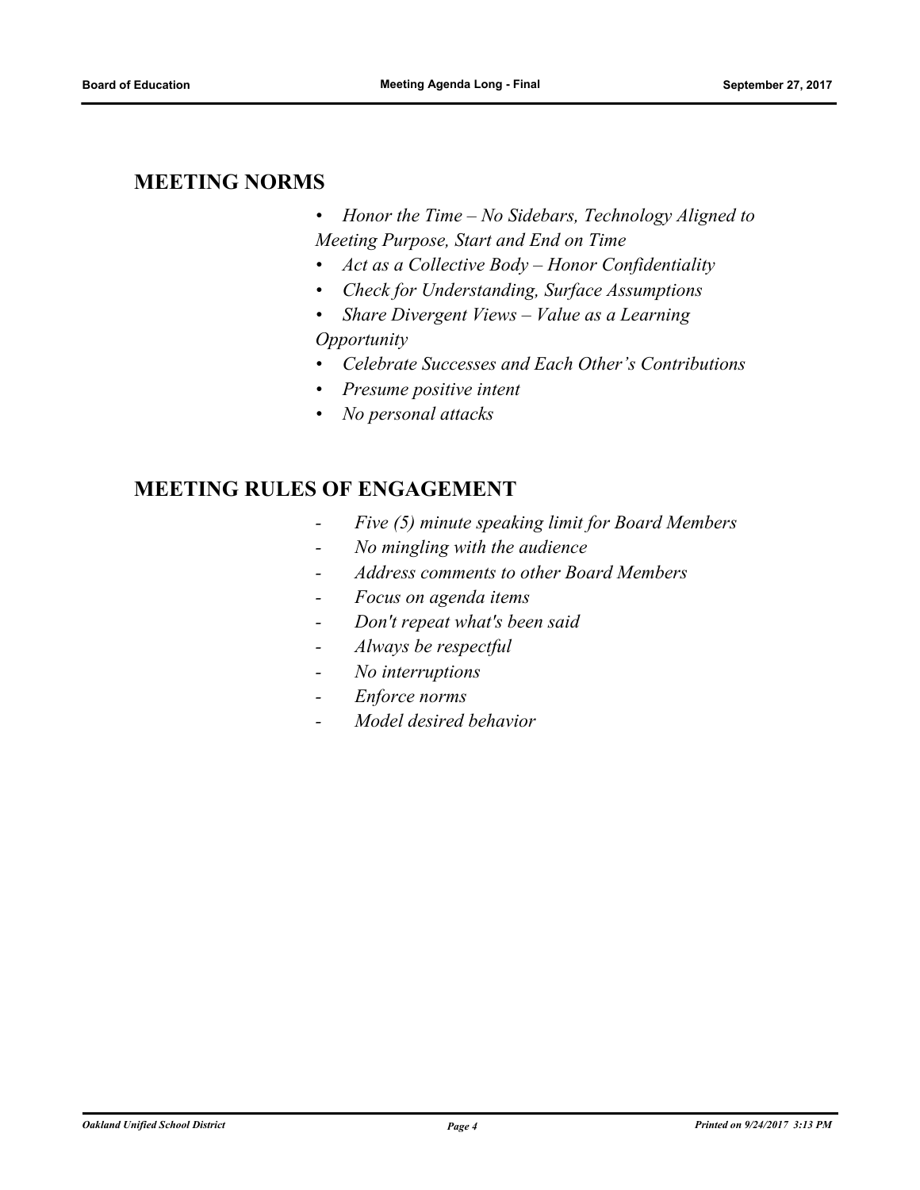## MEETING NORMS

- *Honor the Time – No Sidebars, Technology Aligned to Meeting Purpose, Start and End on Time*
- *Act as a Collective Body – Honor Confidentiality*
- *Check for Understanding, Surface Assumptions*
- *Share Divergent Views – Value as a Learning Opportunity*
- *Celebrate Successes and Each Other's Contributions*
- *Presume positive intent*
- *No personal attacks*

## MEETING RULES OF ENGAGEMENT

- *Five (5) minute speaking limit for Board Members*
- *No mingling with the audience*
- *Address comments to other Board Members*
- *Focus on agenda items*
- *Don't repeat what's been said*
- *Always be respectful*
- *No interruptions*
- *Enforce norms*
- *Model desired behavior*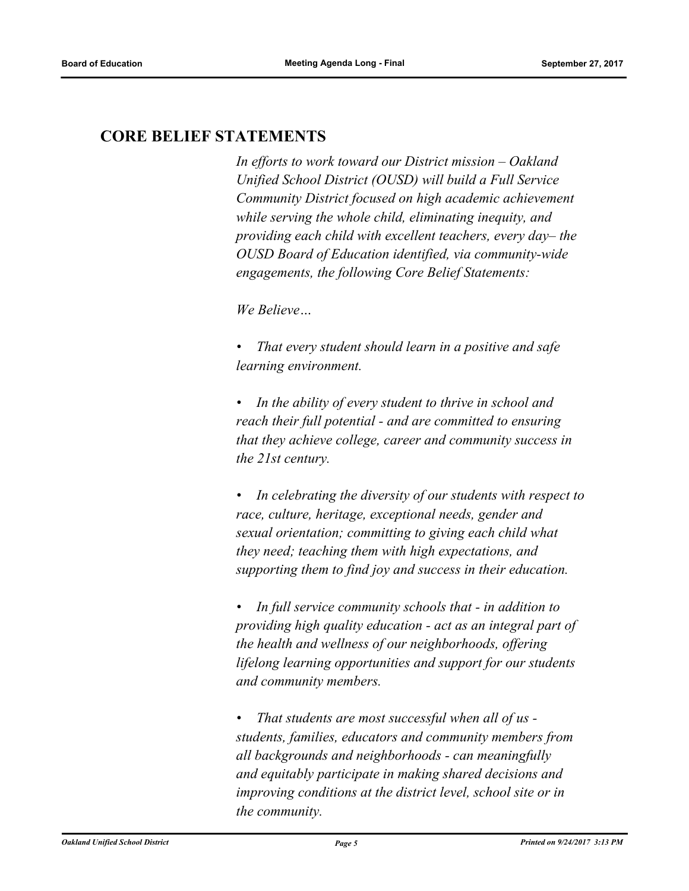## CORE BELIEF STATEMENTS

*In efforts to work toward our District mission – Oakland Unified School District (OUSD) will build a Full Service Community District focused on high academic achievement while serving the whole child, eliminating inequity, and providing each child with excellent teachers, every day– the OUSD Board of Education identified, via community-wide engagements, the following Core Belief Statements:*

*We Believe…*

- *That every student should learn in a positive and safe learning environment.*

- *In the ability of every student to thrive in school and reach their full potential - and are committed to ensuring that they achieve college, career and community success in the 21st century.*

- *In celebrating the diversity of our students with respect to race, culture, heritage, exceptional needs, gender and sexual orientation; committing to giving each child what they need; teaching them with high expectations, and supporting them to find joy and success in their education.*

- *In full service community schools that - in addition to providing high quality education - act as an integral part of the health and wellness of our neighborhoods, offering lifelong learning opportunities and support for our students and community members.*

- *That students are most successful when all of us - students, families, educators and community members from all backgrounds and neighborhoods - can meaningfully and equitably participate in making shared decisions and improving conditions at the district level, school site or in the community.*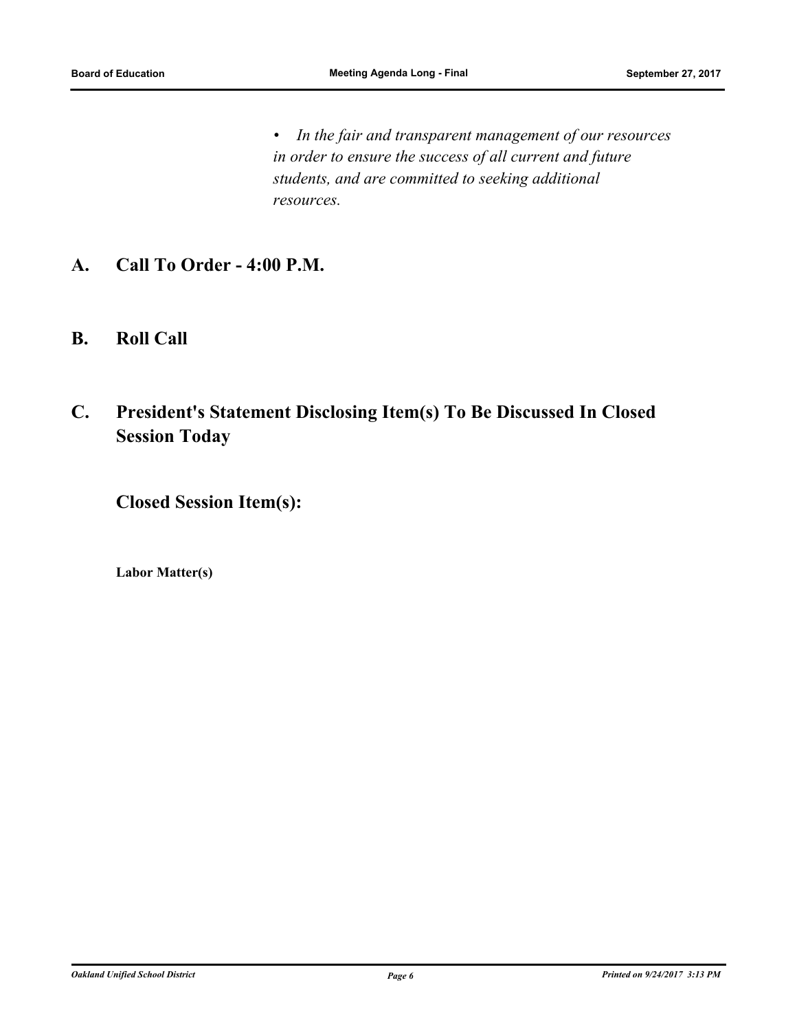- *In the fair and transparent management of our resources in order to ensure the success of all current and future students, and are committed to seeking additional resources.*

## A. Call To Order - 4:00 P.M.

## B. Roll Call

## C. President's Statement Disclosing Item(s) To Be Discussed In Closed Session Today

### Closed Session Item(s):

**Labor Matter(s)**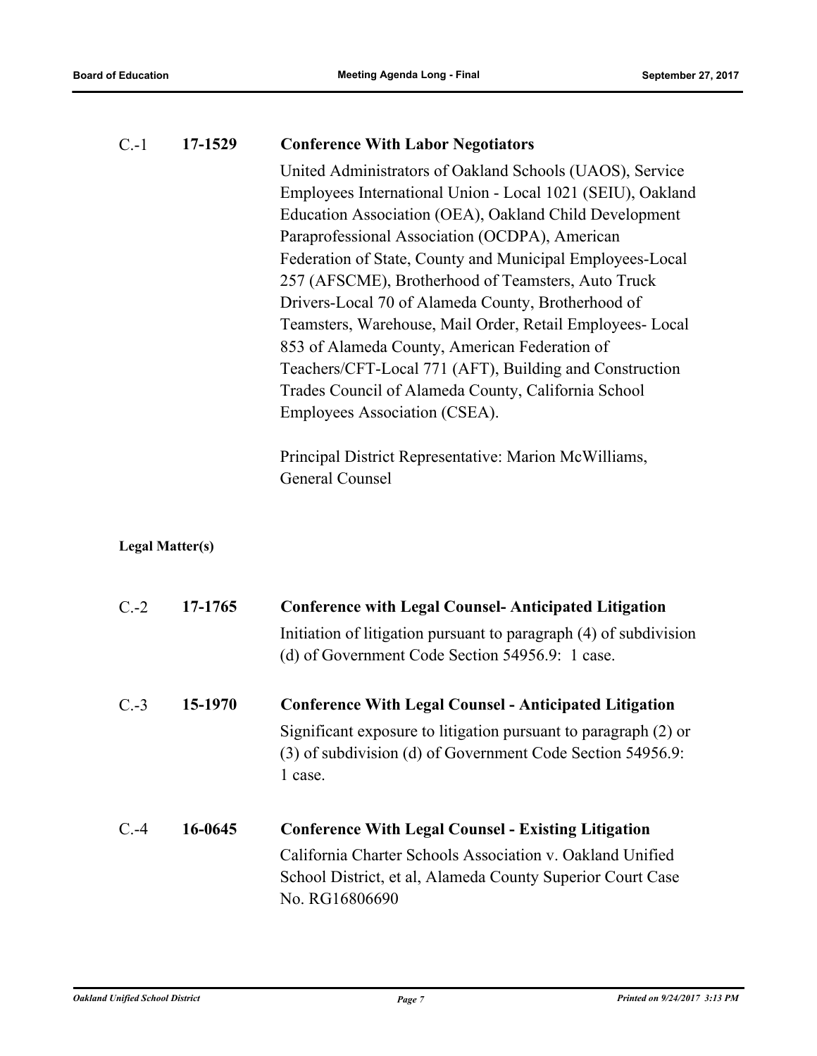C.-1 **17-1529** **Conference With Labor Negotiators**

United Administrators of Oakland Schools (UAOS), Service Employees International Union - Local 1021 (SEIU), Oakland Education Association (OEA), Oakland Child Development Paraprofessional Association (OCDPA), American Federation of State, County and Municipal Employees-Local 257 (AFSCME), Brotherhood of Teamsters, Auto Truck Drivers-Local 70 of Alameda County, Brotherhood of Teamsters, Warehouse, Mail Order, Retail Employees- Local 853 of Alameda County, American Federation of Teachers/CFT-Local 771 (AFT), Building and Construction Trades Council of Alameda County, California School Employees Association (CSEA).

Principal District Representative: Marion McWilliams, General Counsel

**Legal Matter(s)**

C.-2 **17-1765** **Conference with Legal Counsel- Anticipated Litigation**

Initiation of litigation pursuant to paragraph (4) of subdivision (d) of Government Code Section 54956.9: 1 case.

C.-3 **15-1970** **Conference With Legal Counsel - Anticipated Litigation**

Significant exposure to litigation pursuant to paragraph (2) or (3) of subdivision (d) of Government Code Section 54956.9: 1 case.

C.-4 **16-0645** **Conference With Legal Counsel - Existing Litigation**

California Charter Schools Association v. Oakland Unified School District, et al, Alameda County Superior Court Case No. RG16806690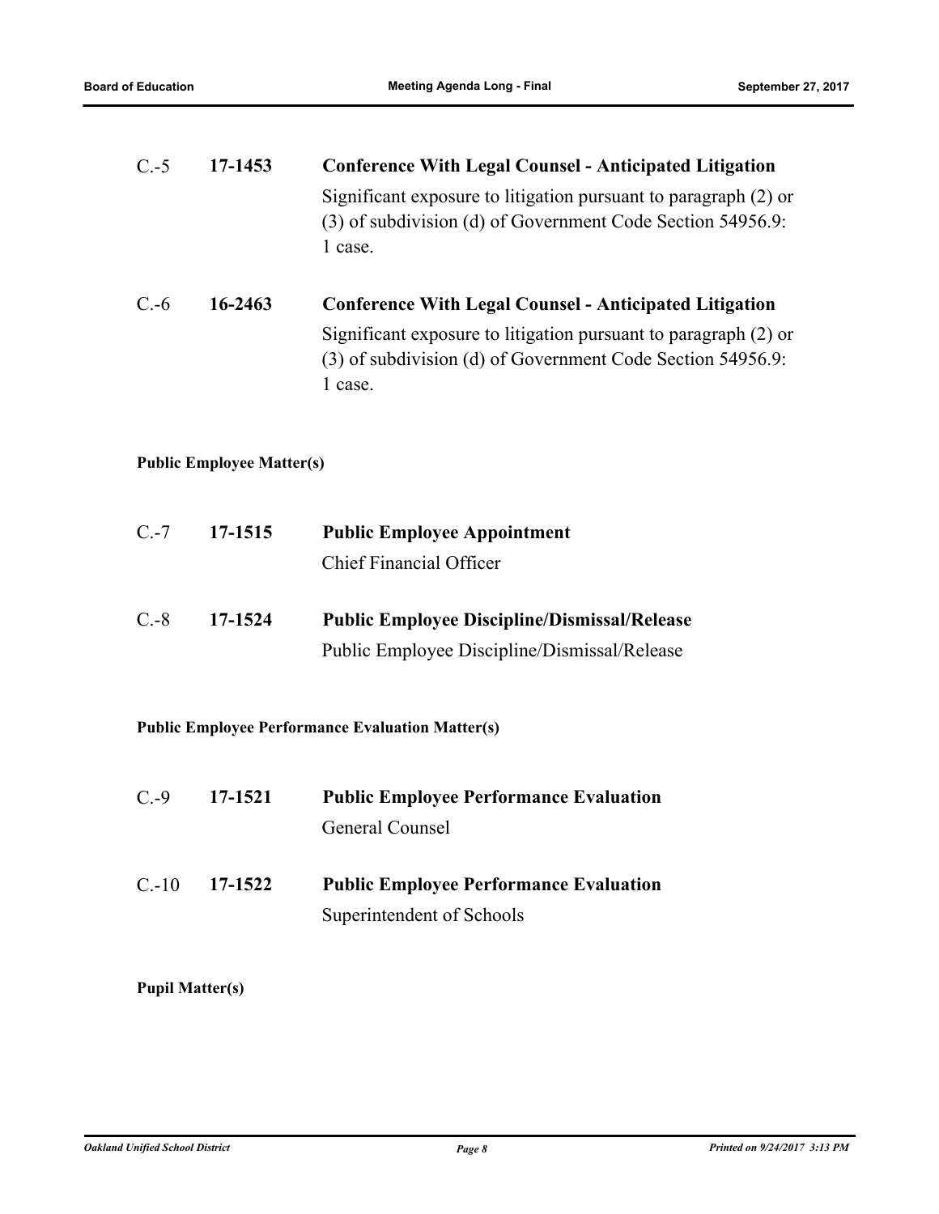C.-5 **17-1453** **Conference With Legal Counsel - Anticipated Litigation**

Significant exposure to litigation pursuant to paragraph (2) or (3) of subdivision (d) of Government Code Section 54956.9: 1 case.

C.-6 **16-2463** **Conference With Legal Counsel - Anticipated Litigation**

Significant exposure to litigation pursuant to paragraph (2) or (3) of subdivision (d) of Government Code Section 54956.9: 1 case.

**Public Employee Matter(s)**

C.-7 **17-1515** **Public Employee Appointment**

Chief Financial Officer

C.-8 **17-1524** **Public Employee Discipline/Dismissal/Release**

Public Employee Discipline/Dismissal/Release

**Public Employee Performance Evaluation Matter(s)**

C.-9 **17-1521** **Public Employee Performance Evaluation**

General Counsel

C.-10 **17-1522** **Public Employee Performance Evaluation**

Superintendent of Schools

**Pupil Matter(s)**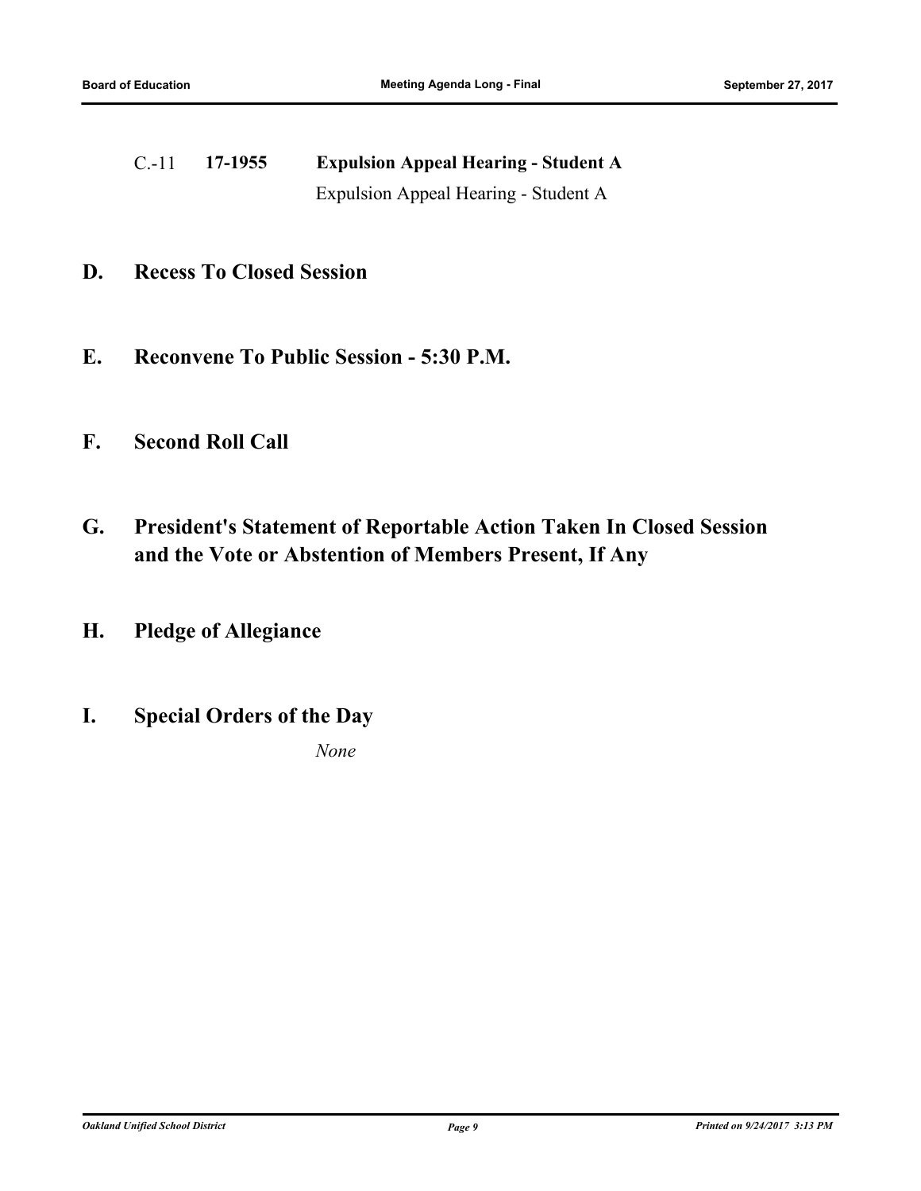C.-11 **17-1955** **Expulsion Appeal Hearing - Student A**

Expulsion Appeal Hearing - Student A

## D. Recess To Closed Session

## E. Reconvene To Public Session - 5:30 P.M.

## F. Second Roll Call

## G. President's Statement of Reportable Action Taken In Closed Session and the Vote or Abstention of Members Present, If Any

## H. Pledge of Allegiance

## I. Special Orders of the Day

*None*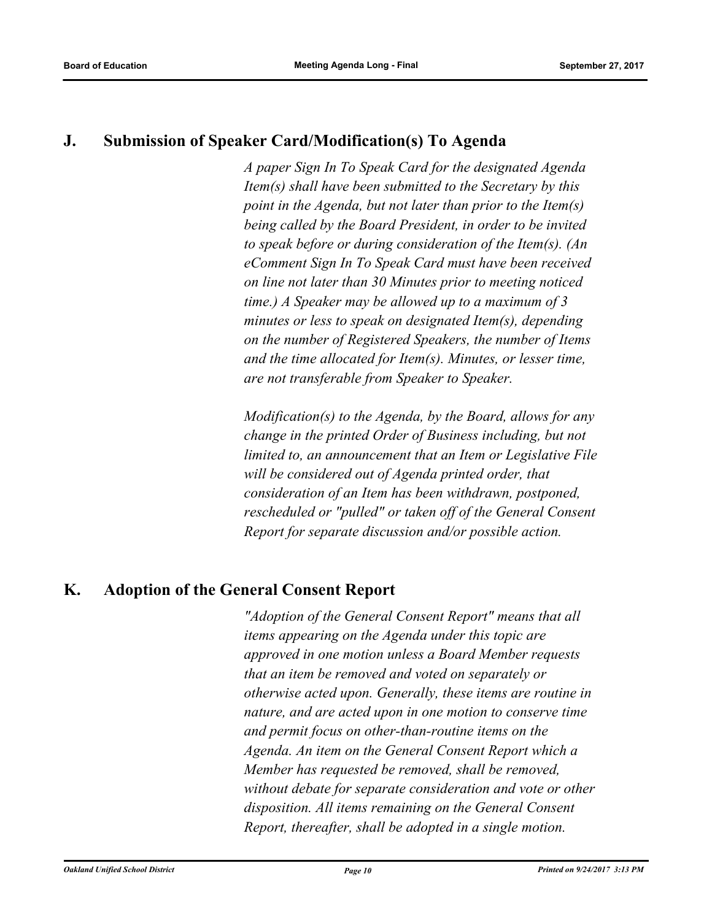## J. Submission of Speaker Card/Modification(s) To Agenda

*A paper Sign In To Speak Card for the designated Agenda Item(s) shall have been submitted to the Secretary by this point in the Agenda, but not later than prior to the Item(s) being called by the Board President, in order to be invited to speak before or during consideration of the Item(s). (An eComment Sign In To Speak Card must have been received on line not later than 30 Minutes prior to meeting noticed time.) A Speaker may be allowed up to a maximum of 3 minutes or less to speak on designated Item(s), depending on the number of Registered Speakers, the number of Items and the time allocated for Item(s). Minutes, or lesser time, are not transferable from Speaker to Speaker.*

*Modification(s) to the Agenda, by the Board, allows for any change in the printed Order of Business including, but not limited to, an announcement that an Item or Legislative File will be considered out of Agenda printed order, that consideration of an Item has been withdrawn, postponed, rescheduled or "pulled" or taken off of the General Consent Report for separate discussion and/or possible action.*

## K. Adoption of the General Consent Report

*"Adoption of the General Consent Report" means that all items appearing on the Agenda under this topic are approved in one motion unless a Board Member requests that an item be removed and voted on separately or otherwise acted upon. Generally, these items are routine in nature, and are acted upon in one motion to conserve time and permit focus on other-than-routine items on the Agenda. An item on the General Consent Report which a Member has requested be removed, shall be removed, without debate for separate consideration and vote or other disposition. All items remaining on the General Consent Report, thereafter, shall be adopted in a single motion.*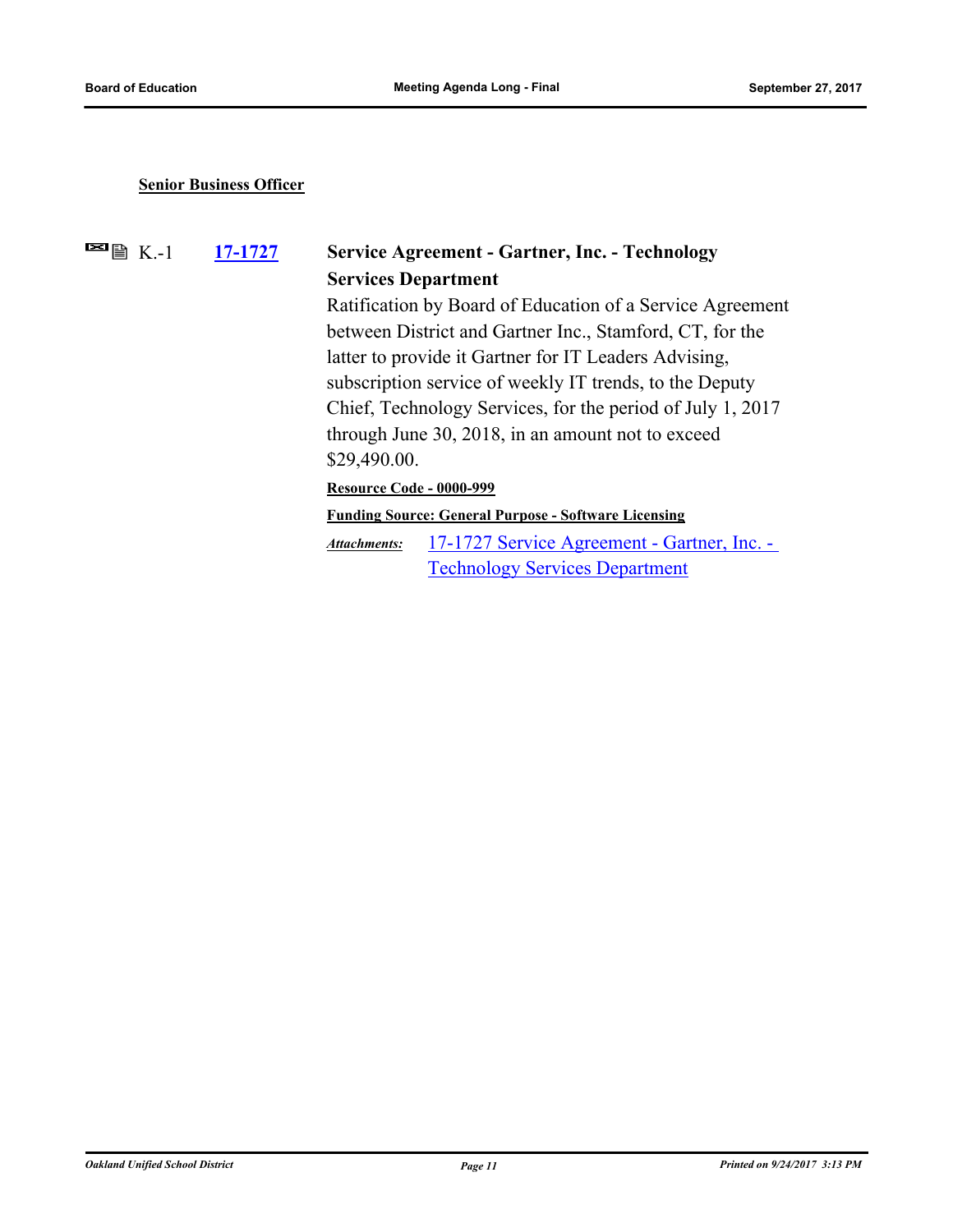**Senior Business Officer**

K.-1 **[17-1727]**

**Service Agreement - Gartner, Inc. - Technology Services Department**

Ratification by Board of Education of a Service Agreement between District and Gartner Inc., Stamford, CT, for the latter to provide it Gartner for IT Leaders Advising, subscription service of weekly IT trends, to the Deputy Chief, Technology Services, for the period of July 1, 2017 through June 30, 2018, in an amount not to exceed $29,490.00.

**Resource Code - 0000-999**

**Funding Source: General Purpose - Software Licensing**

*Attachments:* 17-1727 Service Agreement - Gartner, Inc. - Technology Services Department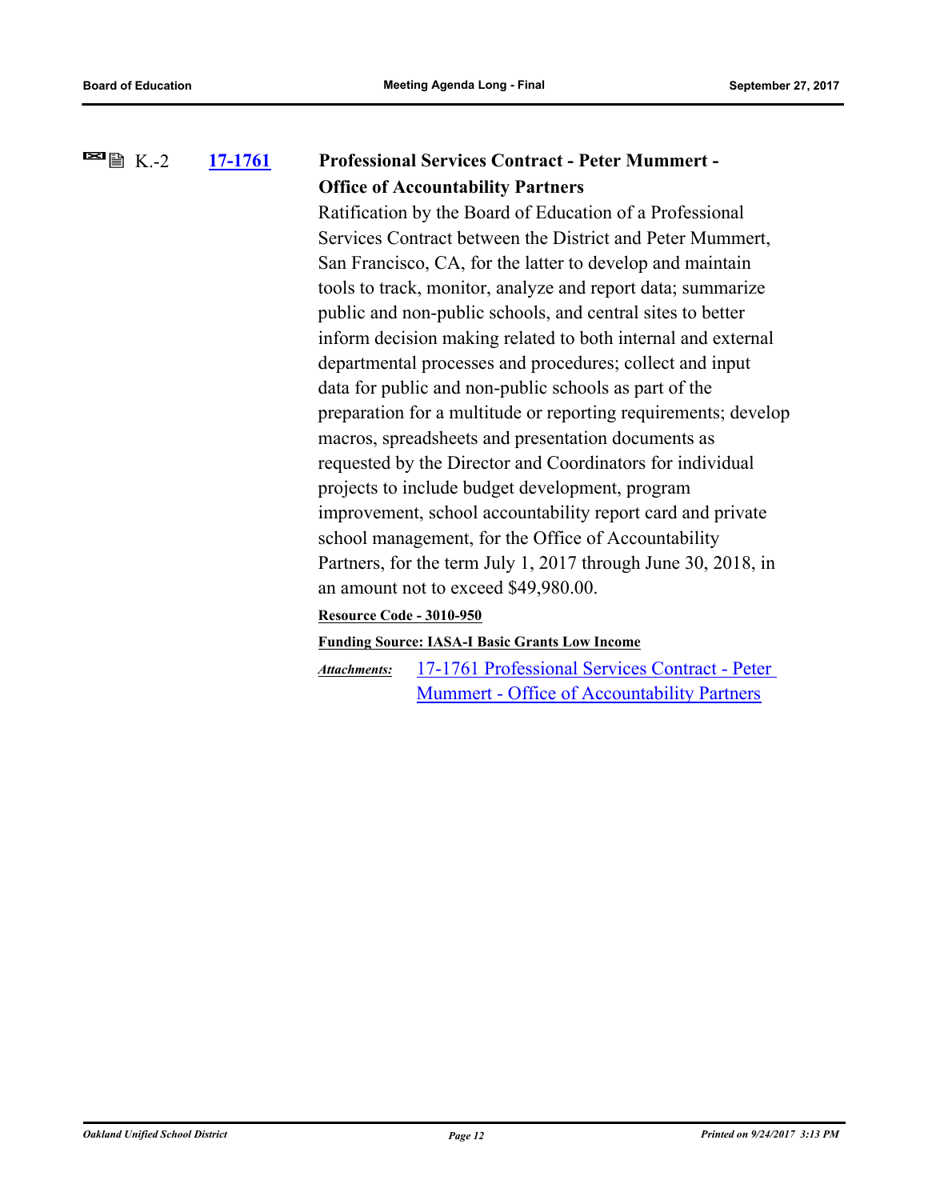K.-2 **17-1761** **Professional Services Contract - Peter Mummert - Office of Accountability Partners**

Ratification by the Board of Education of a Professional Services Contract between the District and Peter Mummert, San Francisco, CA, for the latter to develop and maintain tools to track, monitor, analyze and report data; summarize public and non-public schools, and central sites to better inform decision making related to both internal and external departmental processes and procedures; collect and input data for public and non-public schools as part of the preparation for a multitude or reporting requirements; develop macros, spreadsheets and presentation documents as requested by the Director and Coordinators for individual projects to include budget development, program improvement, school accountability report card and private school management, for the Office of Accountability Partners, for the term July 1, 2017 through June 30, 2018, in an amount not to exceed $49,980.00.

**Resource Code - 3010-950**

**Funding Source: IASA-I Basic Grants Low Income**

*Attachments:* 17-1761 Professional Services Contract - Peter Mummert - Office of Accountability Partners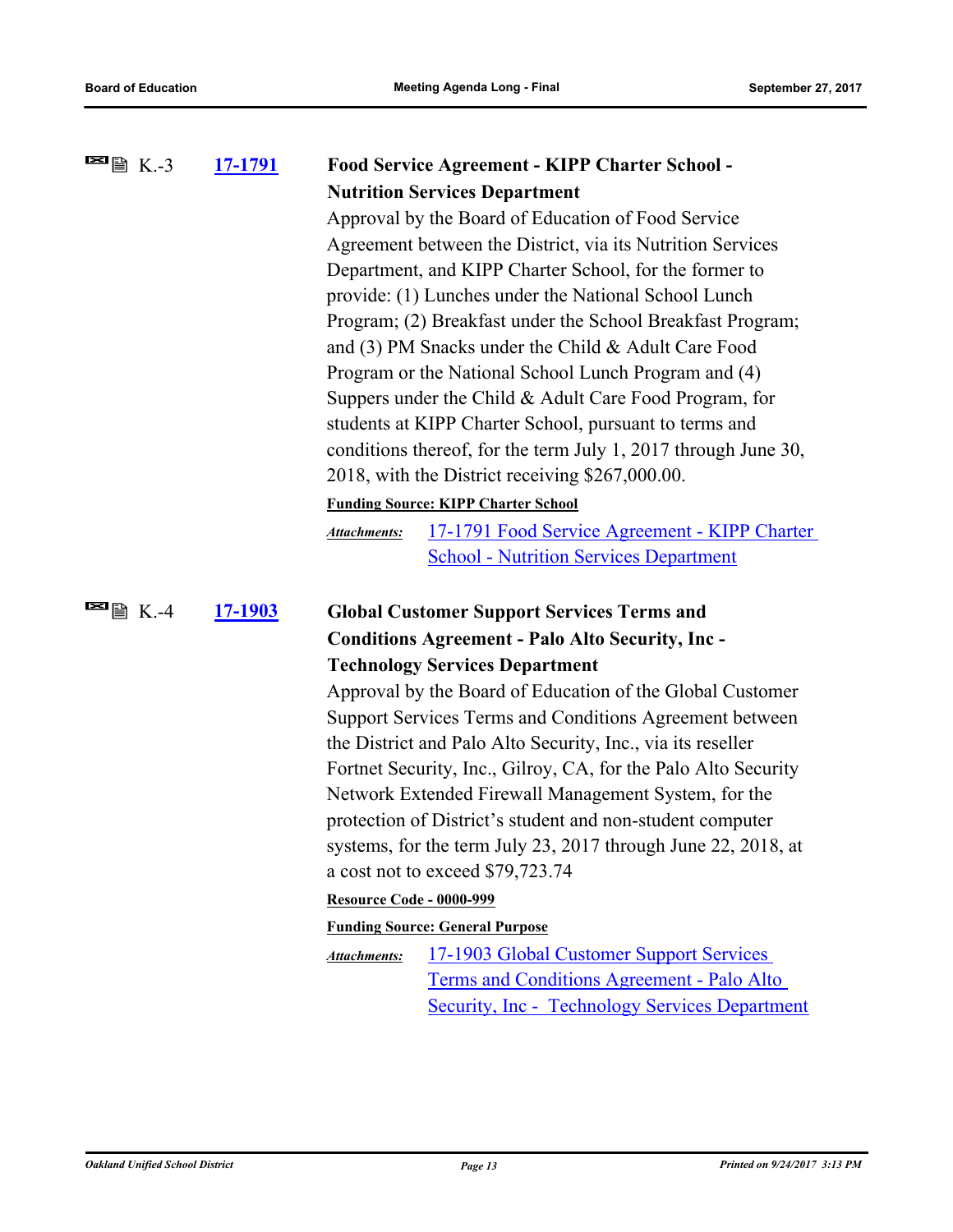K.-3 **17-1791** **Food Service Agreement - KIPP Charter School - Nutrition Services Department**

Approval by the Board of Education of Food Service Agreement between the District, via its Nutrition Services Department, and KIPP Charter School, for the former to provide: (1) Lunches under the National School Lunch Program; (2) Breakfast under the School Breakfast Program; and (3) PM Snacks under the Child & Adult Care Food Program or the National School Lunch Program and (4) Suppers under the Child & Adult Care Food Program, for students at KIPP Charter School, pursuant to terms and conditions thereof, for the term July 1, 2017 through June 30, 2018, with the District receiving $267,000.00.

**Funding Source: KIPP Charter School**

*Attachments:* 17-1791 Food Service Agreement - KIPP Charter School - Nutrition Services Department

K.-4 **17-1903** **Global Customer Support Services Terms and Conditions Agreement - Palo Alto Security, Inc - Technology Services Department**

Approval by the Board of Education of the Global Customer Support Services Terms and Conditions Agreement between the District and Palo Alto Security, Inc., via its reseller Fortnet Security, Inc., Gilroy, CA, for the Palo Alto Security Network Extended Firewall Management System, for the protection of District's student and non-student computer systems, for the term July 23, 2017 through June 22, 2018, at a cost not to exceed $79,723.74

**Resource Code - 0000-999**

**Funding Source: General Purpose**

*Attachments:* 17-1903 Global Customer Support Services Terms and Conditions Agreement - Palo Alto Security, Inc - Technology Services Department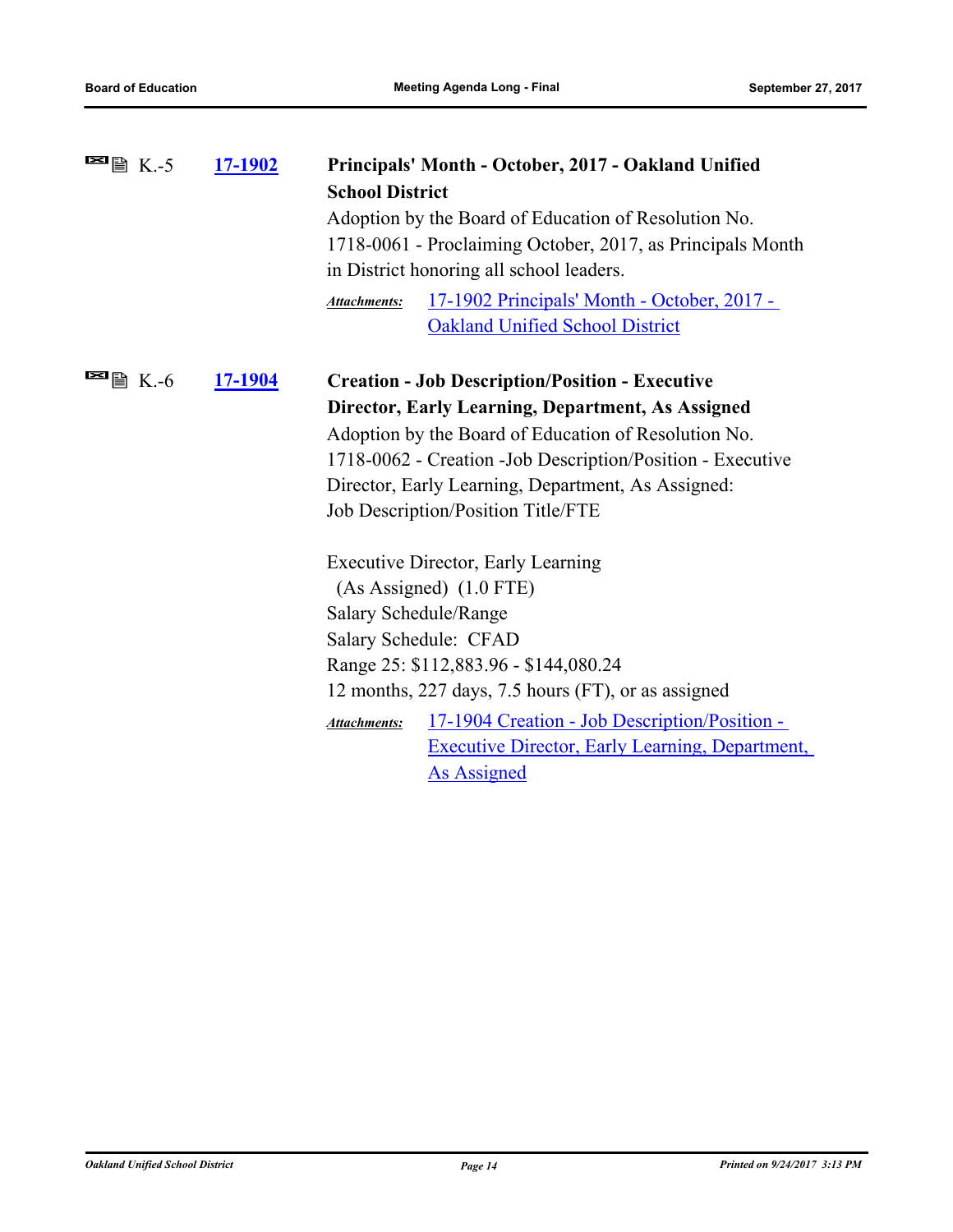K.-5 **17-1902**

**Principals' Month - October, 2017 - Oakland Unified School District**

Adoption by the Board of Education of Resolution No. 1718-0061 - Proclaiming October, 2017, as Principals Month in District honoring all school leaders.

*Attachments:* 17-1902 Principals' Month - October, 2017 - Oakland Unified School District

K.-6 **17-1904**

**Creation - Job Description/Position - Executive Director, Early Learning, Department, As Assigned**

Adoption by the Board of Education of Resolution No. 1718-0062 - Creation -Job Description/Position - Executive Director, Early Learning, Department, As Assigned:
Job Description/Position Title/FTE

Executive Director, Early Learning
(As Assigned) (1.0 FTE)
Salary Schedule/Range
Salary Schedule: CFAD
Range 25: $112,883.96 - $144,080.24
12 months, 227 days, 7.5 hours (FT), or as assigned

*Attachments:* 17-1904 Creation - Job Description/Position - Executive Director, Early Learning, Department, As Assigned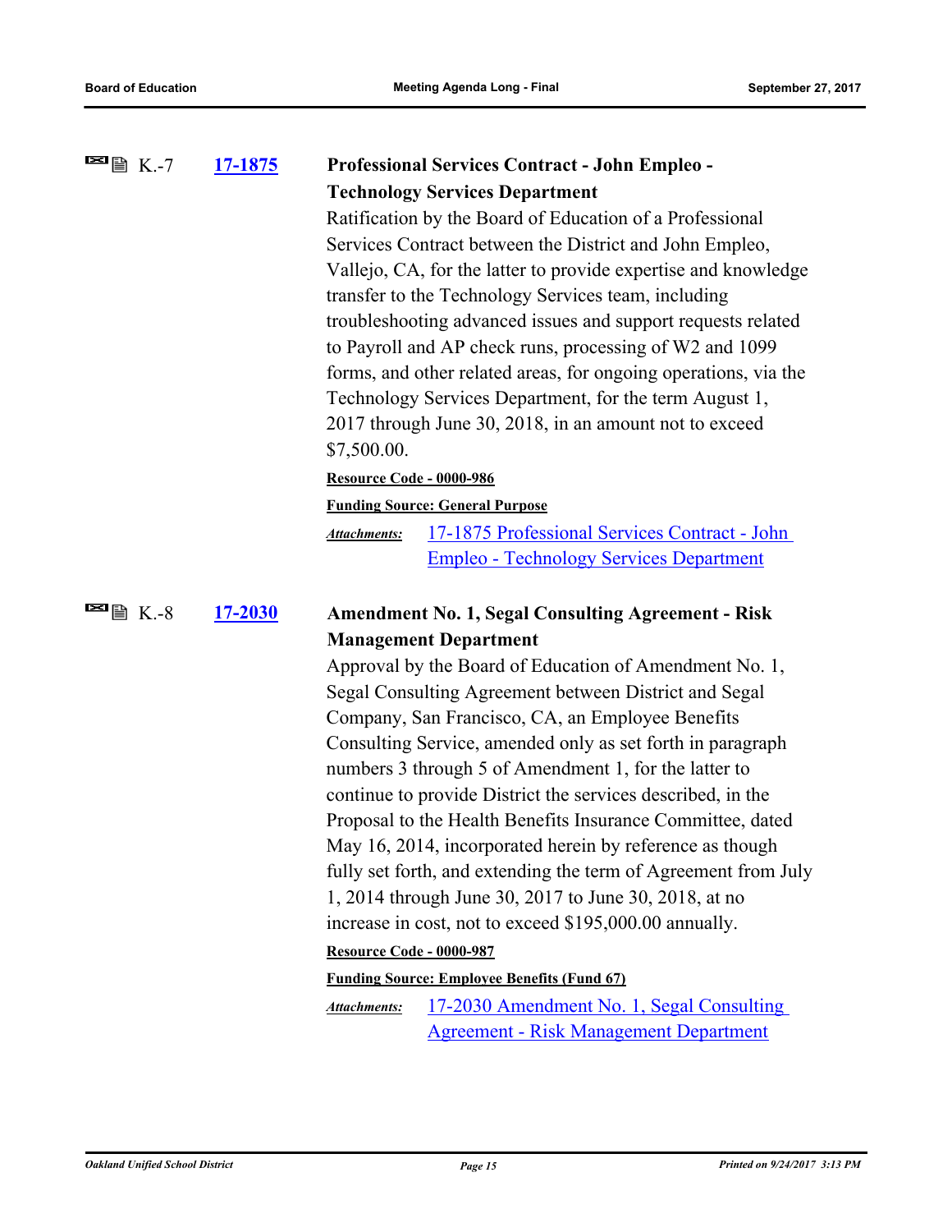K.-7 **17-1875** **Professional Services Contract - John Empleo - Technology Services Department**

Ratification by the Board of Education of a Professional Services Contract between the District and John Empleo, Vallejo, CA, for the latter to provide expertise and knowledge transfer to the Technology Services team, including troubleshooting advanced issues and support requests related to Payroll and AP check runs, processing of W2 and 1099 forms, and other related areas, for ongoing operations, via the Technology Services Department, for the term August 1, 2017 through June 30, 2018, in an amount not to exceed $7,500.00.

**Resource Code - 0000-986**

**Funding Source: General Purpose**

*Attachments:* 17-1875 Professional Services Contract - John Empleo - Technology Services Department

K.-8 **17-2030** **Amendment No. 1, Segal Consulting Agreement - Risk Management Department**

Approval by the Board of Education of Amendment No. 1, Segal Consulting Agreement between District and Segal Company, San Francisco, CA, an Employee Benefits Consulting Service, amended only as set forth in paragraph numbers 3 through 5 of Amendment 1, for the latter to continue to provide District the services described, in the Proposal to the Health Benefits Insurance Committee, dated May 16, 2014, incorporated herein by reference as though fully set forth, and extending the term of Agreement from July 1, 2014 through June 30, 2017 to June 30, 2018, at no increase in cost, not to exceed $195,000.00 annually.

**Resource Code - 0000-987**

**Funding Source: Employee Benefits (Fund 67)**

*Attachments:* 17-2030 Amendment No. 1, Segal Consulting Agreement - Risk Management Department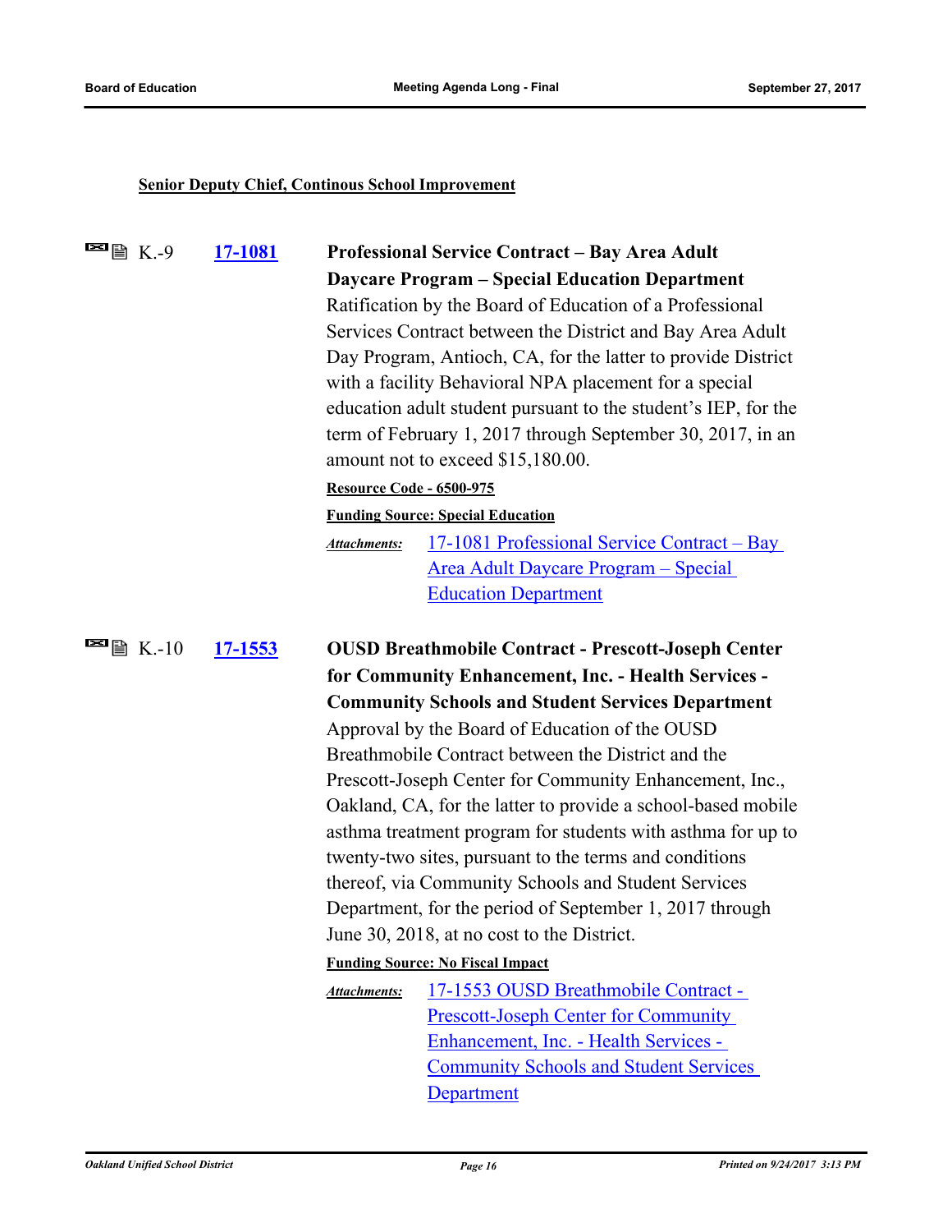**Senior Deputy Chief, Continous School Improvement**

K.-9 **17-1081** **Professional Service Contract – Bay Area Adult Daycare Program – Special Education Department**

Ratification by the Board of Education of a Professional Services Contract between the District and Bay Area Adult Day Program, Antioch, CA, for the latter to provide District with a facility Behavioral NPA placement for a special education adult student pursuant to the student's IEP, for the term of February 1, 2017 through September 30, 2017, in an amount not to exceed $15,180.00.

**Resource Code - 6500-975**

**Funding Source: Special Education**

*Attachments:* 17-1081 Professional Service Contract – Bay Area Adult Daycare Program – Special Education Department

K.-10 **17-1553** **OUSD Breathmobile Contract - Prescott-Joseph Center for Community Enhancement, Inc. - Health Services - Community Schools and Student Services Department**

Approval by the Board of Education of the OUSD Breathmobile Contract between the District and the Prescott-Joseph Center for Community Enhancement, Inc., Oakland, CA, for the latter to provide a school-based mobile asthma treatment program for students with asthma for up to twenty-two sites, pursuant to the terms and conditions thereof, via Community Schools and Student Services Department, for the period of September 1, 2017 through June 30, 2018, at no cost to the District.

**Funding Source: No Fiscal Impact**

*Attachments:* 17-1553 OUSD Breathmobile Contract - Prescott-Joseph Center for Community Enhancement, Inc. - Health Services - Community Schools and Student Services Department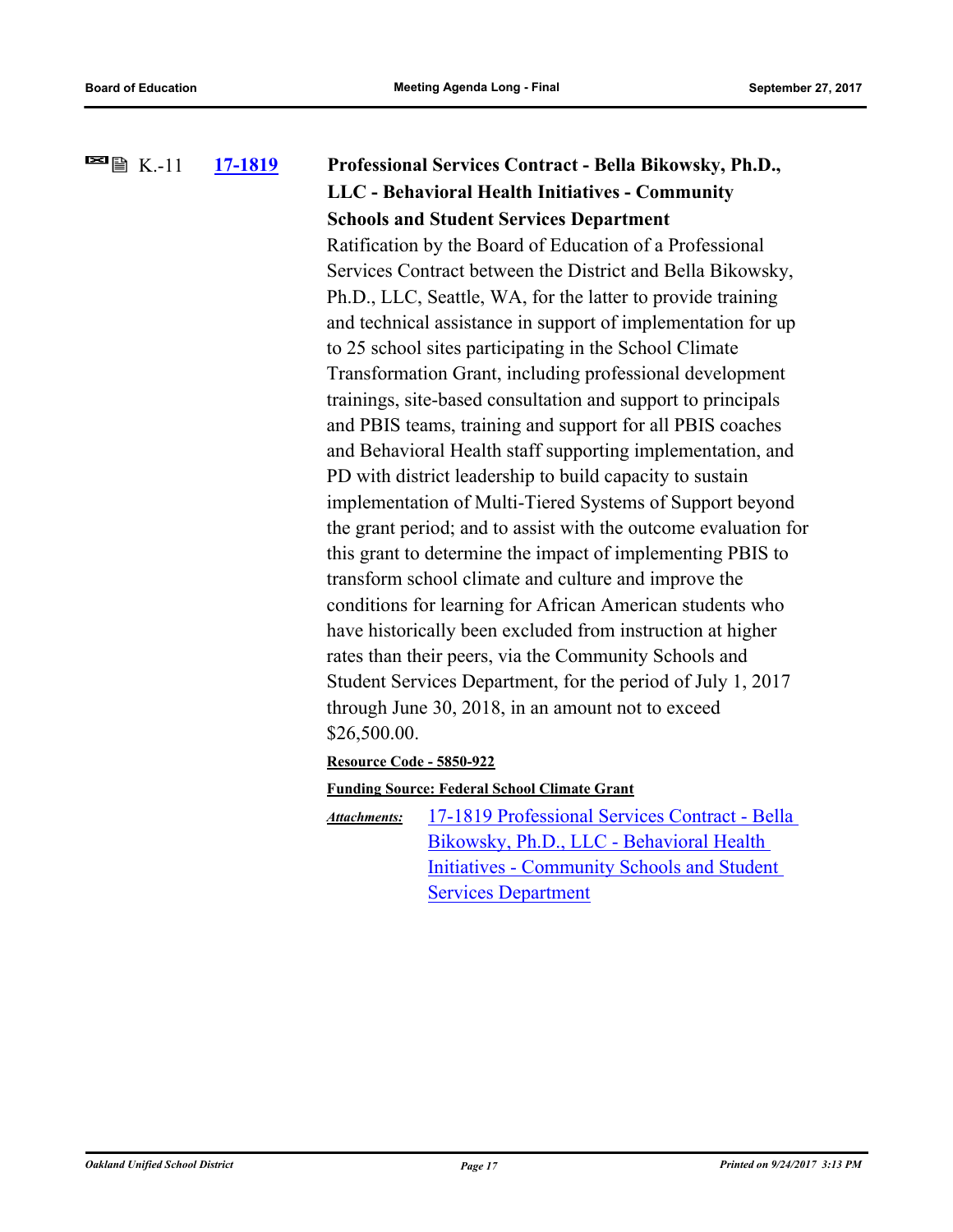K.-11 **17-1819** **Professional Services Contract - Bella Bikowsky, Ph.D., LLC - Behavioral Health Initiatives - Community Schools and Student Services Department**

Ratification by the Board of Education of a Professional Services Contract between the District and Bella Bikowsky, Ph.D., LLC, Seattle, WA, for the latter to provide training and technical assistance in support of implementation for up to 25 school sites participating in the School Climate Transformation Grant, including professional development trainings, site-based consultation and support to principals and PBIS teams, training and support for all PBIS coaches and Behavioral Health staff supporting implementation, and PD with district leadership to build capacity to sustain implementation of Multi-Tiered Systems of Support beyond the grant period; and to assist with the outcome evaluation for this grant to determine the impact of implementing PBIS to transform school climate and culture and improve the conditions for learning for African American students who have historically been excluded from instruction at higher rates than their peers, via the Community Schools and Student Services Department, for the period of July 1, 2017 through June 30, 2018, in an amount not to exceed $26,500.00.

**Resource Code - 5850-922**

**Funding Source: Federal School Climate Grant**

***Attachments:*** 17-1819 Professional Services Contract - Bella Bikowsky, Ph.D., LLC - Behavioral Health Initiatives - Community Schools and Student Services Department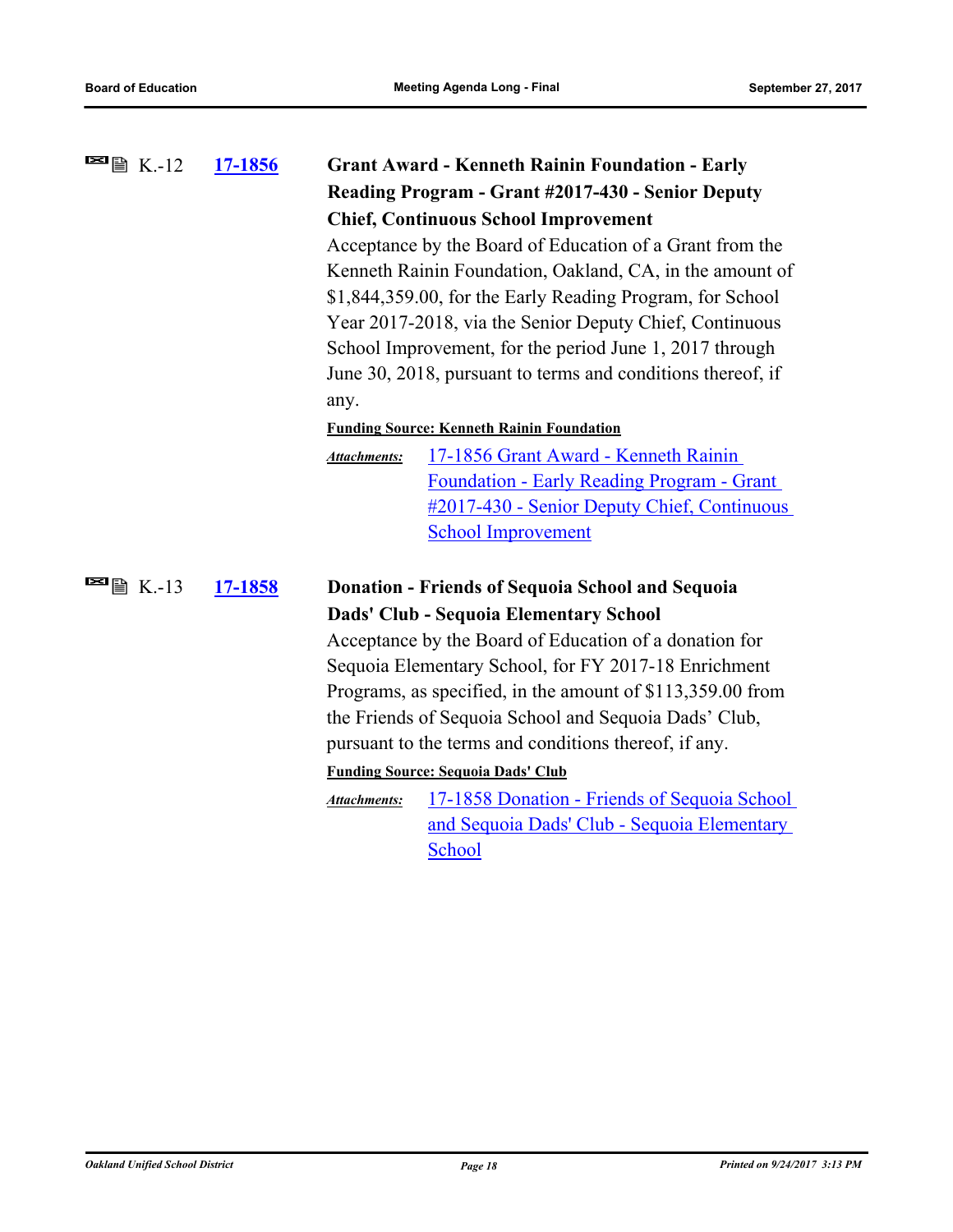K.-12 **17-1856** **Grant Award - Kenneth Rainin Foundation - Early Reading Program - Grant #2017-430 - Senior Deputy Chief, Continuous School Improvement**

Acceptance by the Board of Education of a Grant from the Kenneth Rainin Foundation, Oakland, CA, in the amount of $1,844,359.00, for the Early Reading Program, for School Year 2017-2018, via the Senior Deputy Chief, Continuous School Improvement, for the period June 1, 2017 through June 30, 2018, pursuant to terms and conditions thereof, if any.

**Funding Source: Kenneth Rainin Foundation**

*Attachments:* 17-1856 Grant Award - Kenneth Rainin Foundation - Early Reading Program - Grant #2017-430 - Senior Deputy Chief, Continuous School Improvement

K.-13 **17-1858** **Donation - Friends of Sequoia School and Sequoia Dads' Club - Sequoia Elementary School**

Acceptance by the Board of Education of a donation for Sequoia Elementary School, for FY 2017-18 Enrichment Programs, as specified, in the amount of $113,359.00 from the Friends of Sequoia School and Sequoia Dads' Club, pursuant to the terms and conditions thereof, if any.

**Funding Source: Sequoia Dads' Club**

*Attachments:* 17-1858 Donation - Friends of Sequoia School and Sequoia Dads' Club - Sequoia Elementary School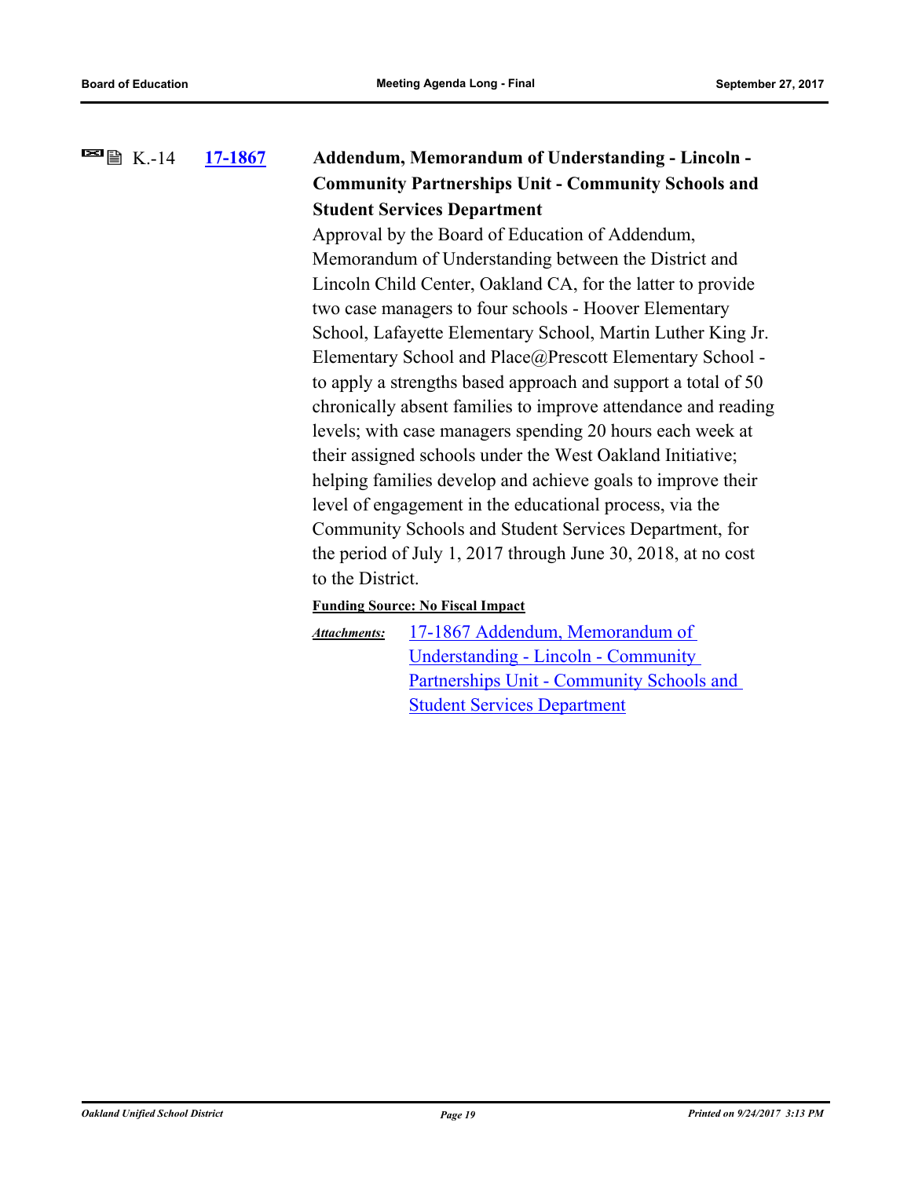K.-14 **17-1867** **Addendum, Memorandum of Understanding - Lincoln - Community Partnerships Unit - Community Schools and Student Services Department**

Approval by the Board of Education of Addendum, Memorandum of Understanding between the District and Lincoln Child Center, Oakland CA, for the latter to provide two case managers to four schools - Hoover Elementary School, Lafayette Elementary School, Martin Luther King Jr. Elementary School and Place@Prescott Elementary School - to apply a strengths based approach and support a total of 50 chronically absent families to improve attendance and reading levels; with case managers spending 20 hours each week at their assigned schools under the West Oakland Initiative; helping families develop and achieve goals to improve their level of engagement in the educational process, via the Community Schools and Student Services Department, for the period of July 1, 2017 through June 30, 2018, at no cost to the District.

**Funding Source: No Fiscal Impact**

***Attachments:*** 17-1867 Addendum, Memorandum of Understanding - Lincoln - Community Partnerships Unit - Community Schools and Student Services Department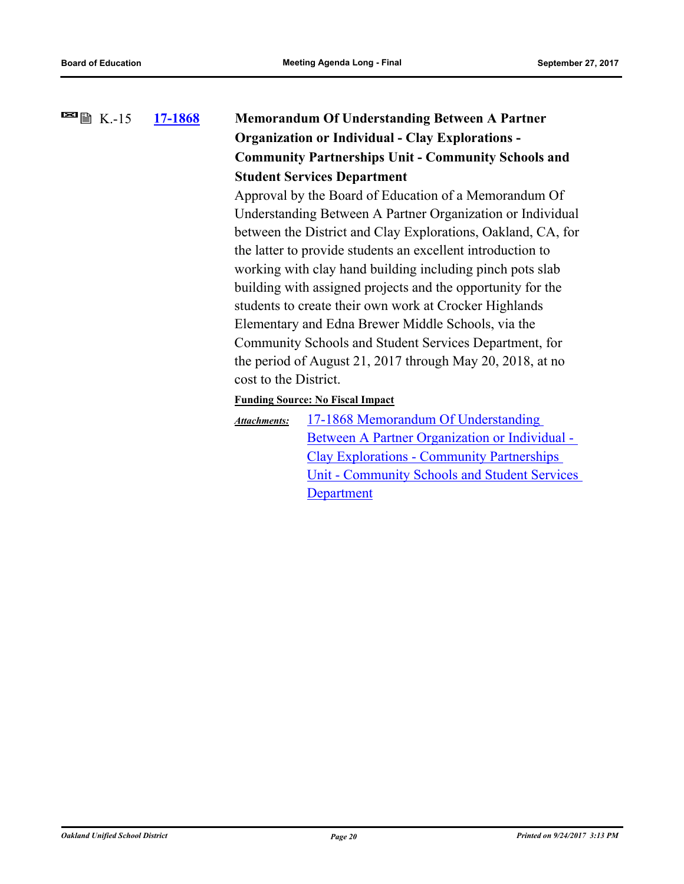K.-15 **17-1868** **Memorandum Of Understanding Between A Partner Organization or Individual - Clay Explorations - Community Partnerships Unit - Community Schools and Student Services Department**

Approval by the Board of Education of a Memorandum Of Understanding Between A Partner Organization or Individual between the District and Clay Explorations, Oakland, CA, for the latter to provide students an excellent introduction to working with clay hand building including pinch pots slab building with assigned projects and the opportunity for the students to create their own work at Crocker Highlands Elementary and Edna Brewer Middle Schools, via the Community Schools and Student Services Department, for the period of August 21, 2017 through May 20, 2018, at no cost to the District.

**Funding Source: No Fiscal Impact**

*Attachments:* 17-1868 Memorandum Of Understanding Between A Partner Organization or Individual - Clay Explorations - Community Partnerships Unit - Community Schools and Student Services Department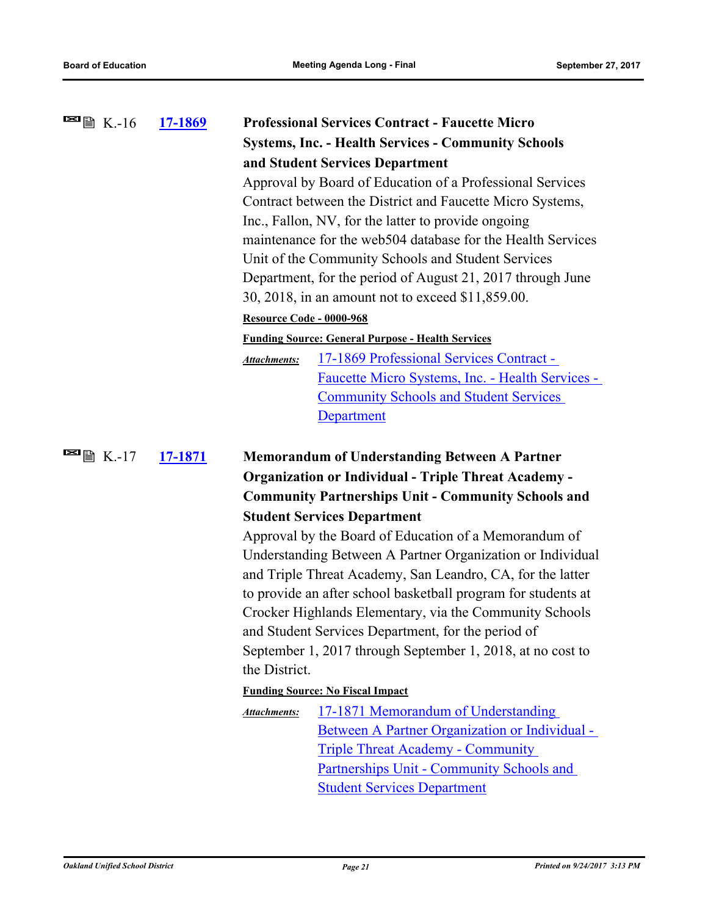K.-16 **17-1869** **Professional Services Contract - Faucette Micro Systems, Inc. - Health Services - Community Schools and Student Services Department**

Approval by Board of Education of a Professional Services Contract between the District and Faucette Micro Systems, Inc., Fallon, NV, for the latter to provide ongoing maintenance for the web504 database for the Health Services Unit of the Community Schools and Student Services Department, for the period of August 21, 2017 through June 30, 2018, in an amount not to exceed $11,859.00.

**Resource Code - 0000-968**

**Funding Source: General Purpose - Health Services**

*Attachments:* 17-1869 Professional Services Contract - Faucette Micro Systems, Inc. - Health Services - Community Schools and Student Services Department

K.-17 **17-1871** **Memorandum of Understanding Between A Partner Organization or Individual - Triple Threat Academy - Community Partnerships Unit - Community Schools and Student Services Department**

Approval by the Board of Education of a Memorandum of Understanding Between A Partner Organization or Individual and Triple Threat Academy, San Leandro, CA, for the latter to provide an after school basketball program for students at Crocker Highlands Elementary, via the Community Schools and Student Services Department, for the period of September 1, 2017 through September 1, 2018, at no cost to the District.

**Funding Source: No Fiscal Impact**

*Attachments:* 17-1871 Memorandum of Understanding Between A Partner Organization or Individual - Triple Threat Academy - Community Partnerships Unit - Community Schools and Student Services Department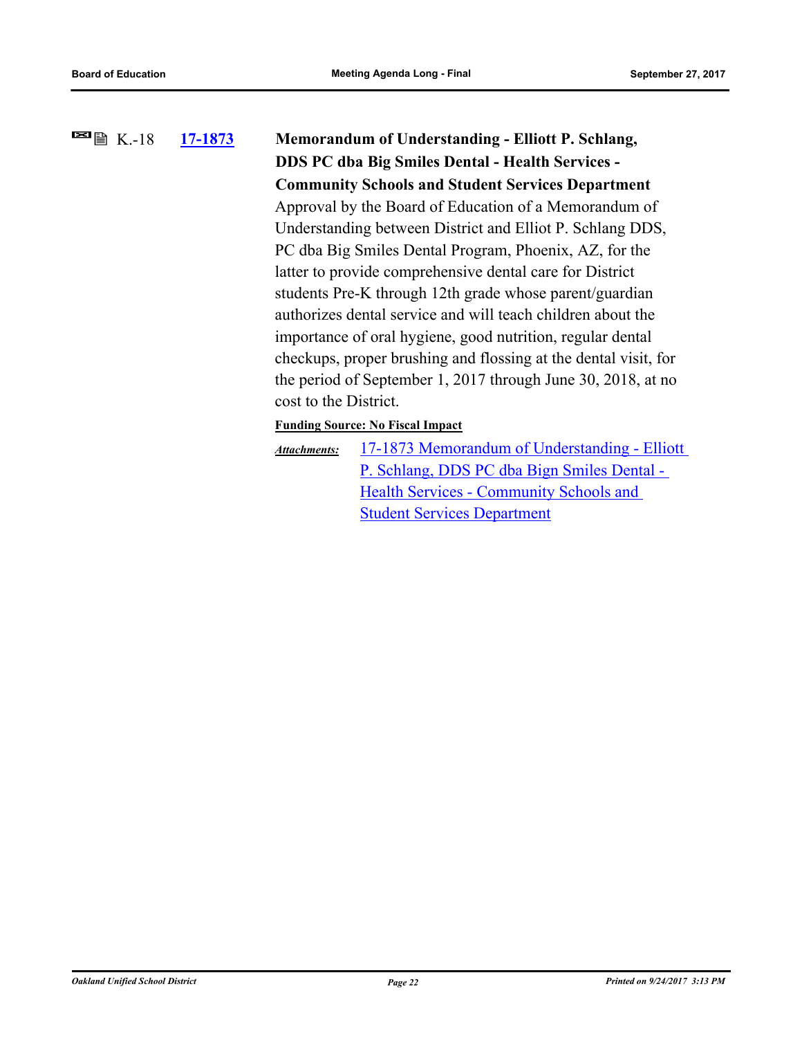K.-18 **17-1873** **Memorandum of Understanding - Elliott P. Schlang, DDS PC dba Big Smiles Dental - Health Services - Community Schools and Student Services Department**

Approval by the Board of Education of a Memorandum of Understanding between District and Elliot P. Schlang DDS, PC dba Big Smiles Dental Program, Phoenix, AZ, for the latter to provide comprehensive dental care for District students Pre-K through 12th grade whose parent/guardian authorizes dental service and will teach children about the importance of oral hygiene, good nutrition, regular dental checkups, proper brushing and flossing at the dental visit, for the period of September 1, 2017 through June 30, 2018, at no cost to the District.

**Funding Source: No Fiscal Impact**

*Attachments:* 17-1873 Memorandum of Understanding - Elliott P. Schlang, DDS PC dba Bign Smiles Dental - Health Services - Community Schools and Student Services Department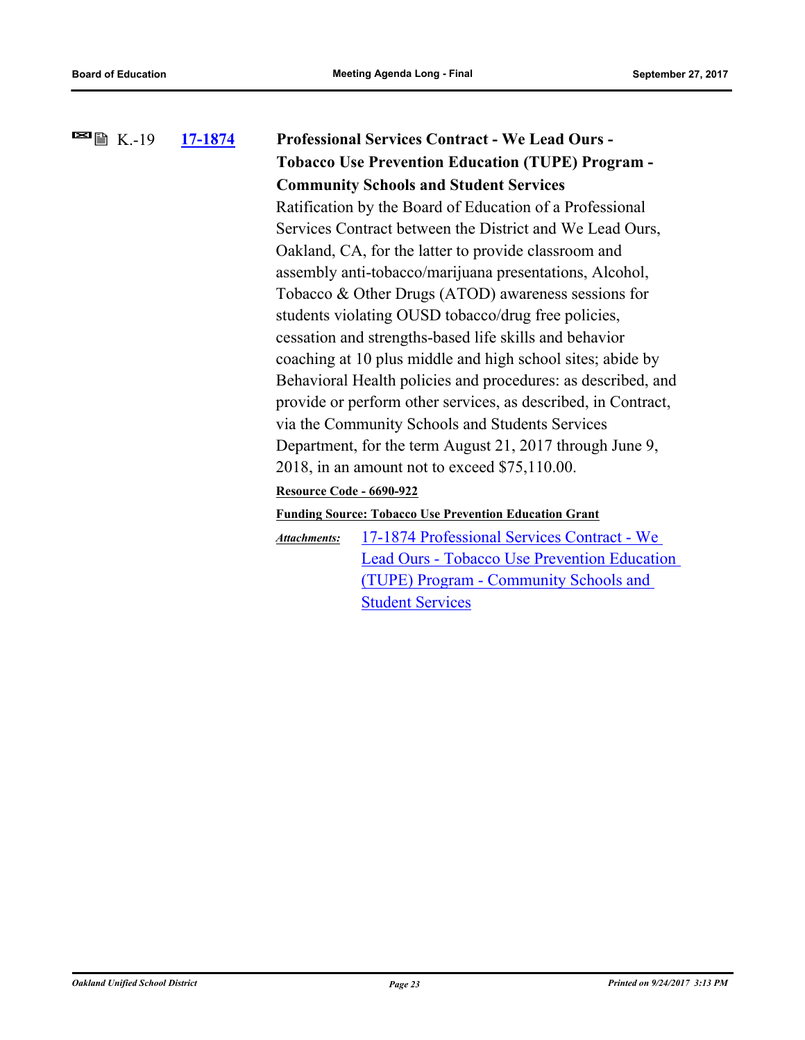K.-19 **17-1874** **Professional Services Contract - We Lead Ours - Tobacco Use Prevention Education (TUPE) Program - Community Schools and Student Services**

Ratification by the Board of Education of a Professional Services Contract between the District and We Lead Ours, Oakland, CA, for the latter to provide classroom and assembly anti-tobacco/marijuana presentations, Alcohol, Tobacco & Other Drugs (ATOD) awareness sessions for students violating OUSD tobacco/drug free policies, cessation and strengths-based life skills and behavior coaching at 10 plus middle and high school sites; abide by Behavioral Health policies and procedures: as described, and provide or perform other services, as described, in Contract, via the Community Schools and Students Services Department, for the term August 21, 2017 through June 9, 2018, in an amount not to exceed $75,110.00.

**Resource Code - 6690-922**

**Funding Source: Tobacco Use Prevention Education Grant**

*Attachments:* 17-1874 Professional Services Contract - We Lead Ours - Tobacco Use Prevention Education (TUPE) Program - Community Schools and Student Services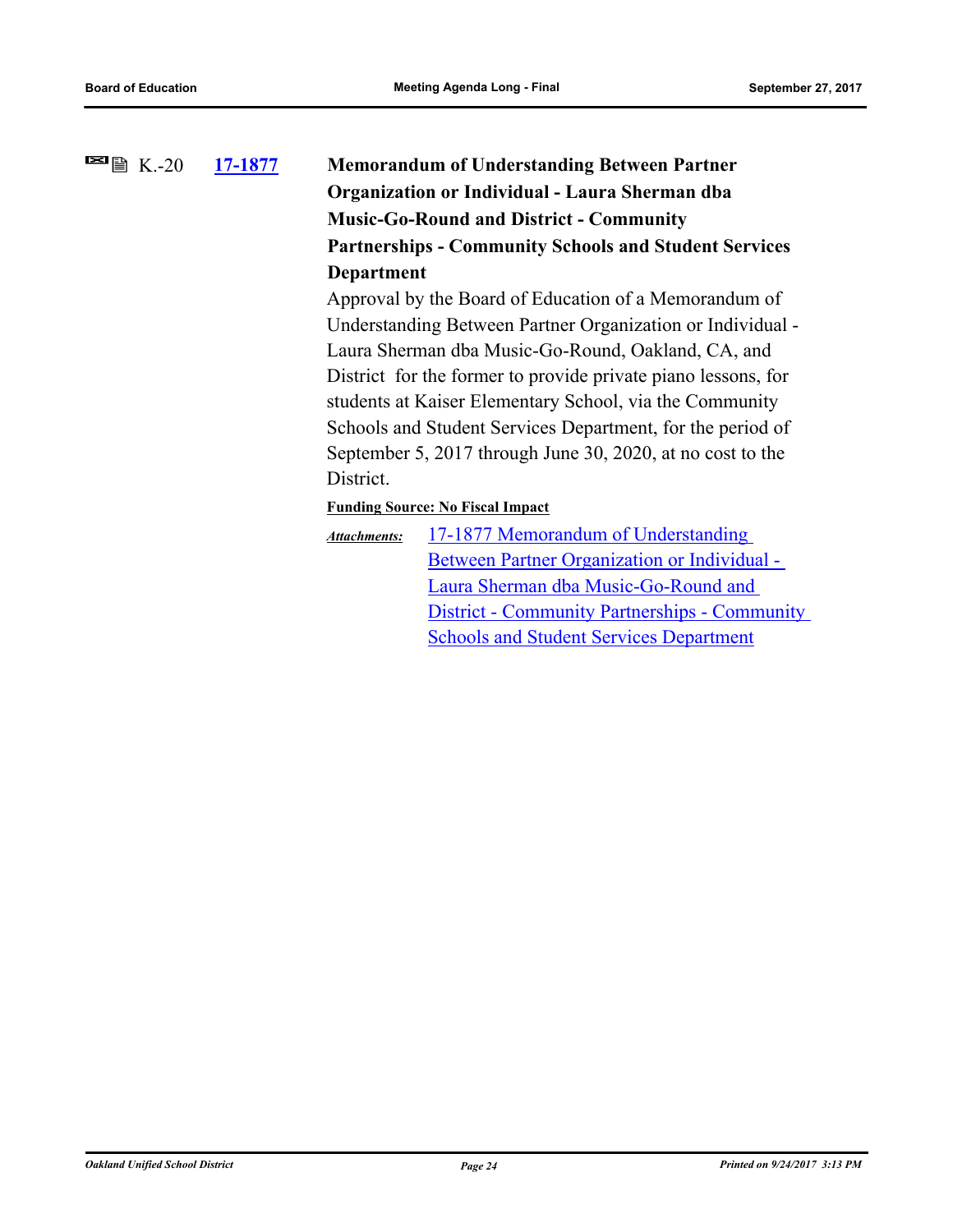K.-20 **17-1877** **Memorandum of Understanding Between Partner Organization or Individual - Laura Sherman dba Music-Go-Round and District - Community Partnerships - Community Schools and Student Services Department**

Approval by the Board of Education of a Memorandum of Understanding Between Partner Organization or Individual - Laura Sherman dba Music-Go-Round, Oakland, CA, and District for the former to provide private piano lessons, for students at Kaiser Elementary School, via the Community Schools and Student Services Department, for the period of September 5, 2017 through June 30, 2020, at no cost to the District.

**Funding Source: No Fiscal Impact**

*Attachments:* 17-1877 Memorandum of Understanding Between Partner Organization or Individual - Laura Sherman dba Music-Go-Round and District - Community Partnerships - Community Schools and Student Services Department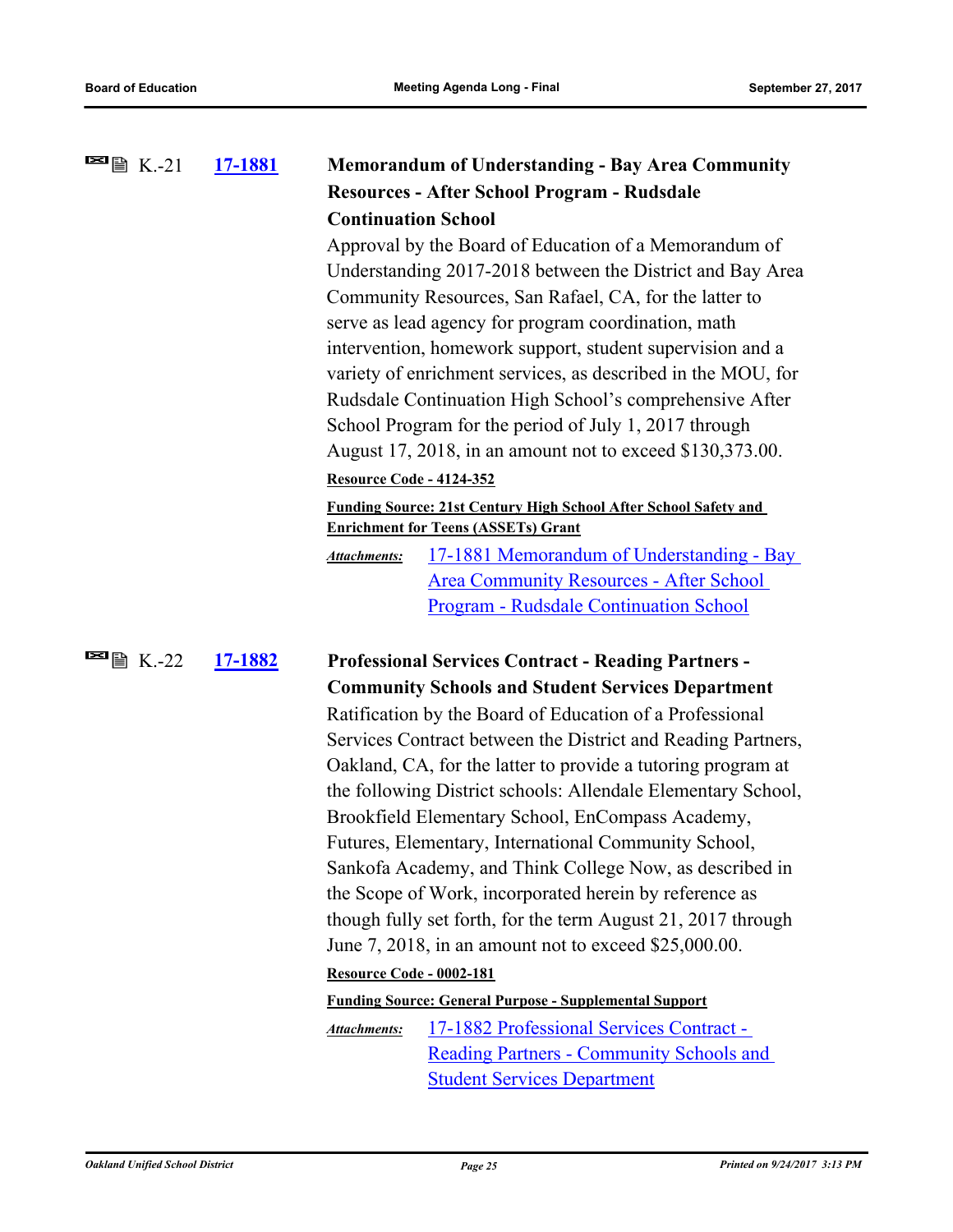K.-21 **17-1881**

**Memorandum of Understanding - Bay Area Community Resources - After School Program - Rudsdale Continuation School**

Approval by the Board of Education of a Memorandum of Understanding 2017-2018 between the District and Bay Area Community Resources, San Rafael, CA, for the latter to serve as lead agency for program coordination, math intervention, homework support, student supervision and a variety of enrichment services, as described in the MOU, for Rudsdale Continuation High School's comprehensive After School Program for the period of July 1, 2017 through August 17, 2018, in an amount not to exceed $130,373.00.

**Resource Code - 4124-352**

**Funding Source: 21st Century High School After School Safety and Enrichment for Teens (ASSETs) Grant**

*Attachments:* 17-1881 Memorandum of Understanding - Bay Area Community Resources - After School Program - Rudsdale Continuation School

K.-22 **17-1882**

**Professional Services Contract - Reading Partners - Community Schools and Student Services Department**

Ratification by the Board of Education of a Professional Services Contract between the District and Reading Partners, Oakland, CA, for the latter to provide a tutoring program at the following District schools: Allendale Elementary School, Brookfield Elementary School, EnCompass Academy, Futures, Elementary, International Community School, Sankofa Academy, and Think College Now, as described in the Scope of Work, incorporated herein by reference as though fully set forth, for the term August 21, 2017 through June 7, 2018, in an amount not to exceed $25,000.00.

**Resource Code - 0002-181**

**Funding Source: General Purpose - Supplemental Support**

*Attachments:* 17-1882 Professional Services Contract - Reading Partners - Community Schools and Student Services Department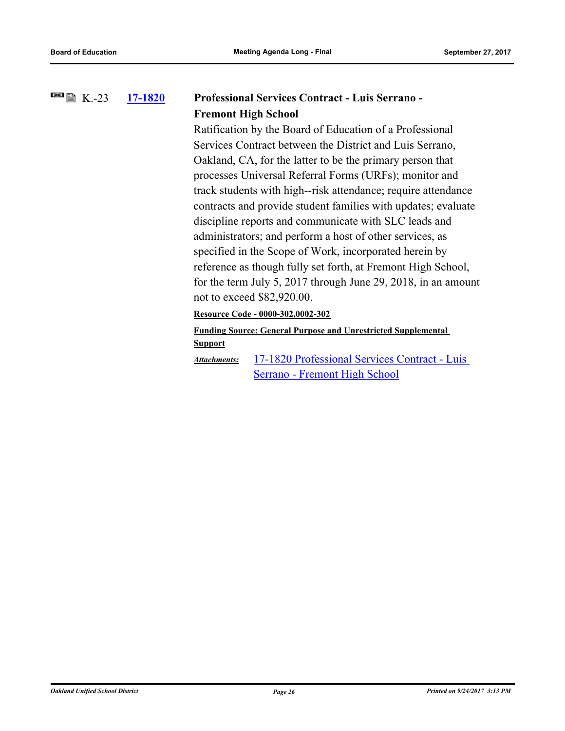K.-23 **17-1820** **Professional Services Contract - Luis Serrano - Fremont High School**

Ratification by the Board of Education of a Professional Services Contract between the District and Luis Serrano, Oakland, CA, for the latter to be the primary person that processes Universal Referral Forms (URFs); monitor and track students with high--risk attendance; require attendance contracts and provide student families with updates; evaluate discipline reports and communicate with SLC leads and administrators; and perform a host of other services, as specified in the Scope of Work, incorporated herein by reference as though fully set forth, at Fremont High School, for the term July 5, 2017 through June 29, 2018, in an amount not to exceed $82,920.00.

**Resource Code - 0000-302,0002-302**

**Funding Source: General Purpose and Unrestricted Supplemental Support**

*Attachments:* 17-1820 Professional Services Contract - Luis Serrano - Fremont High School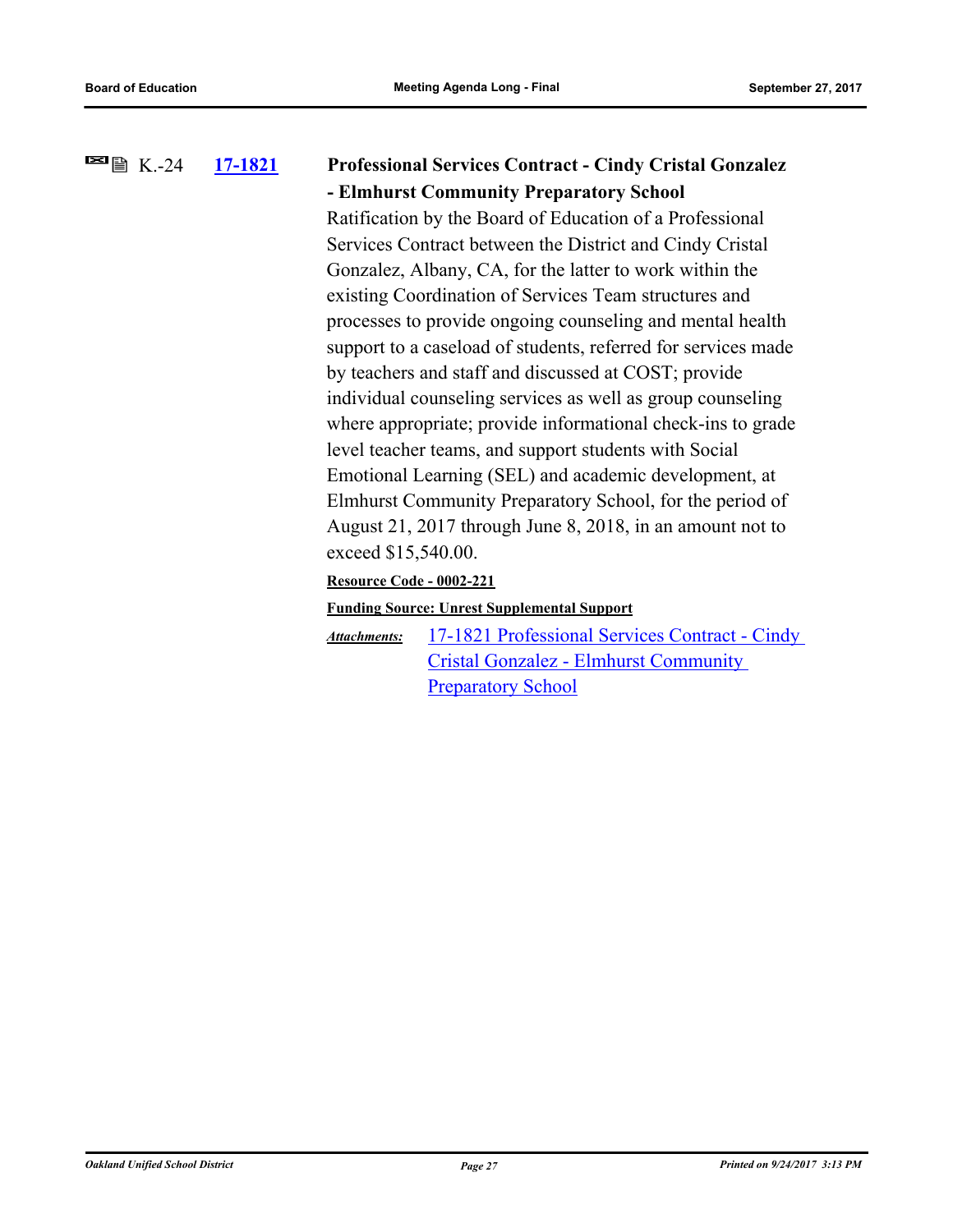K.-24 **17-1821** **Professional Services Contract - Cindy Cristal Gonzalez - Elmhurst Community Preparatory School**

Ratification by the Board of Education of a Professional Services Contract between the District and Cindy Cristal Gonzalez, Albany, CA, for the latter to work within the existing Coordination of Services Team structures and processes to provide ongoing counseling and mental health support to a caseload of students, referred for services made by teachers and staff and discussed at COST; provide individual counseling services as well as group counseling where appropriate; provide informational check-ins to grade level teacher teams, and support students with Social Emotional Learning (SEL) and academic development, at Elmhurst Community Preparatory School, for the period of August 21, 2017 through June 8, 2018, in an amount not to exceed $15,540.00.

**Resource Code - 0002-221**

**Funding Source: Unrest Supplemental Support**

*Attachments:* 17-1821 Professional Services Contract - Cindy Cristal Gonzalez - Elmhurst Community Preparatory School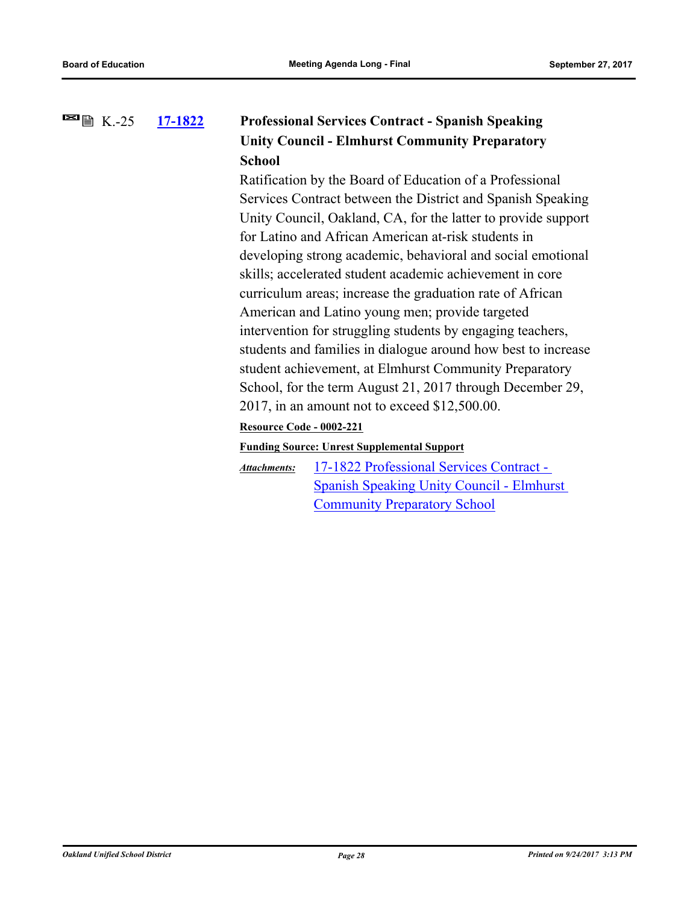K.-25 **17-1822** **Professional Services Contract - Spanish Speaking Unity Council - Elmhurst Community Preparatory School**

Ratification by the Board of Education of a Professional Services Contract between the District and Spanish Speaking Unity Council, Oakland, CA, for the latter to provide support for Latino and African American at-risk students in developing strong academic, behavioral and social emotional skills; accelerated student academic achievement in core curriculum areas; increase the graduation rate of African American and Latino young men; provide targeted intervention for struggling students by engaging teachers, students and families in dialogue around how best to increase student achievement, at Elmhurst Community Preparatory School, for the term August 21, 2017 through December 29, 2017, in an amount not to exceed $12,500.00.

**Resource Code - 0002-221**

**Funding Source: Unrest Supplemental Support**

*Attachments:* 17-1822 Professional Services Contract - Spanish Speaking Unity Council - Elmhurst Community Preparatory School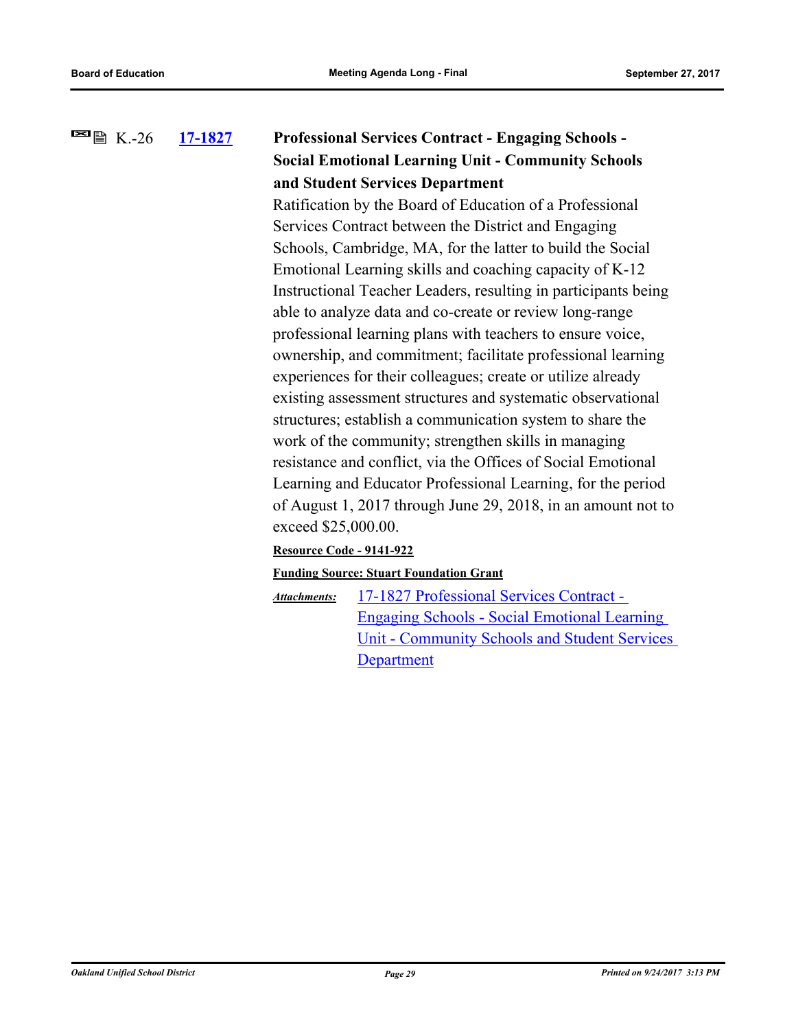K.-26 **17-1827** **Professional Services Contract - Engaging Schools - Social Emotional Learning Unit - Community Schools and Student Services Department**

Ratification by the Board of Education of a Professional Services Contract between the District and Engaging Schools, Cambridge, MA, for the latter to build the Social Emotional Learning skills and coaching capacity of K-12 Instructional Teacher Leaders, resulting in participants being able to analyze data and co-create or review long-range professional learning plans with teachers to ensure voice, ownership, and commitment; facilitate professional learning experiences for their colleagues; create or utilize already existing assessment structures and systematic observational structures; establish a communication system to share the work of the community; strengthen skills in managing resistance and conflict, via the Offices of Social Emotional Learning and Educator Professional Learning, for the period of August 1, 2017 through June 29, 2018, in an amount not to exceed $25,000.00.

**Resource Code - 9141-922**

**Funding Source: Stuart Foundation Grant**

***Attachments:*** 17-1827 Professional Services Contract - Engaging Schools - Social Emotional Learning Unit - Community Schools and Student Services Department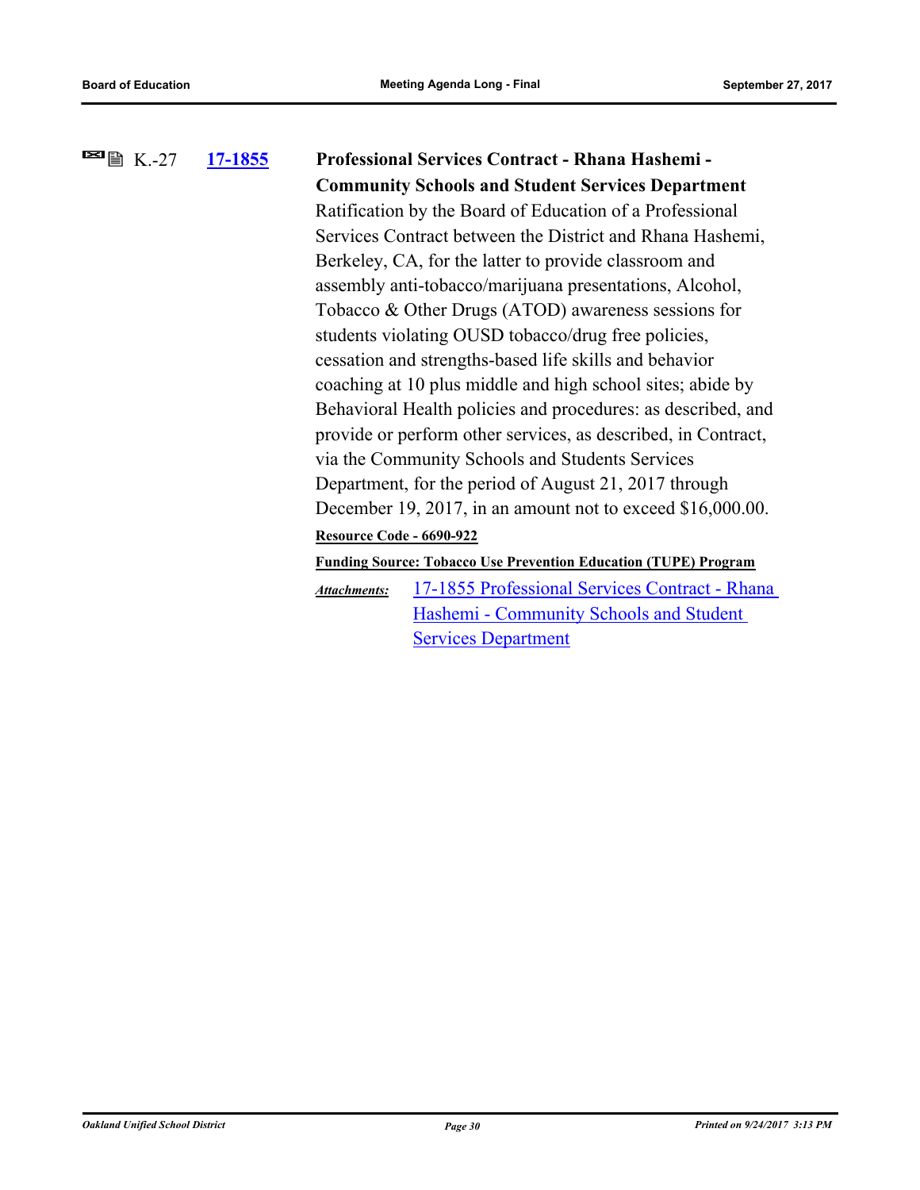K.-27 **17-1855** **Professional Services Contract - Rhana Hashemi - Community Schools and Student Services Department**

Ratification by the Board of Education of a Professional Services Contract between the District and Rhana Hashemi, Berkeley, CA, for the latter to provide classroom and assembly anti-tobacco/marijuana presentations, Alcohol, Tobacco & Other Drugs (ATOD) awareness sessions for students violating OUSD tobacco/drug free policies, cessation and strengths-based life skills and behavior coaching at 10 plus middle and high school sites; abide by Behavioral Health policies and procedures: as described, and provide or perform other services, as described, in Contract, via the Community Schools and Students Services Department, for the period of August 21, 2017 through December 19, 2017, in an amount not to exceed $16,000.00.

**Resource Code - 6690-922**

**Funding Source: Tobacco Use Prevention Education (TUPE) Program**

***Attachments:*** 17-1855 Professional Services Contract - Rhana Hashemi - Community Schools and Student Services Department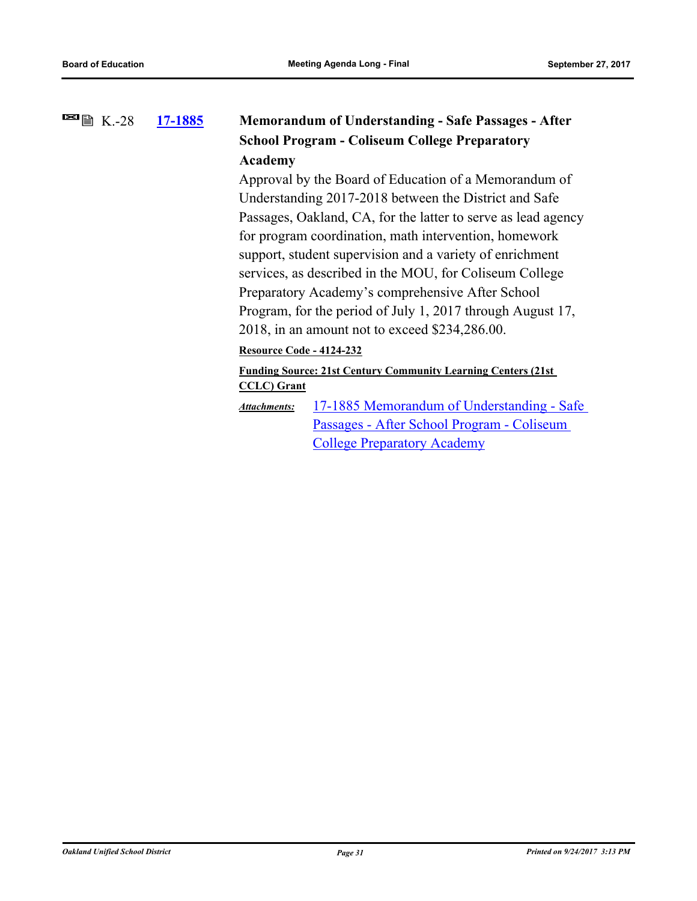K.-28 **17-1885** **Memorandum of Understanding - Safe Passages - After School Program - Coliseum College Preparatory Academy**

Approval by the Board of Education of a Memorandum of Understanding 2017-2018 between the District and Safe Passages, Oakland, CA, for the latter to serve as lead agency for program coordination, math intervention, homework support, student supervision and a variety of enrichment services, as described in the MOU, for Coliseum College Preparatory Academy's comprehensive After School Program, for the period of July 1, 2017 through August 17, 2018, in an amount not to exceed $234,286.00.

**Resource Code - 4124-232**

**Funding Source: 21st Century Community Learning Centers (21st CCLC) Grant**

*Attachments:* 17-1885 Memorandum of Understanding - Safe Passages - After School Program - Coliseum College Preparatory Academy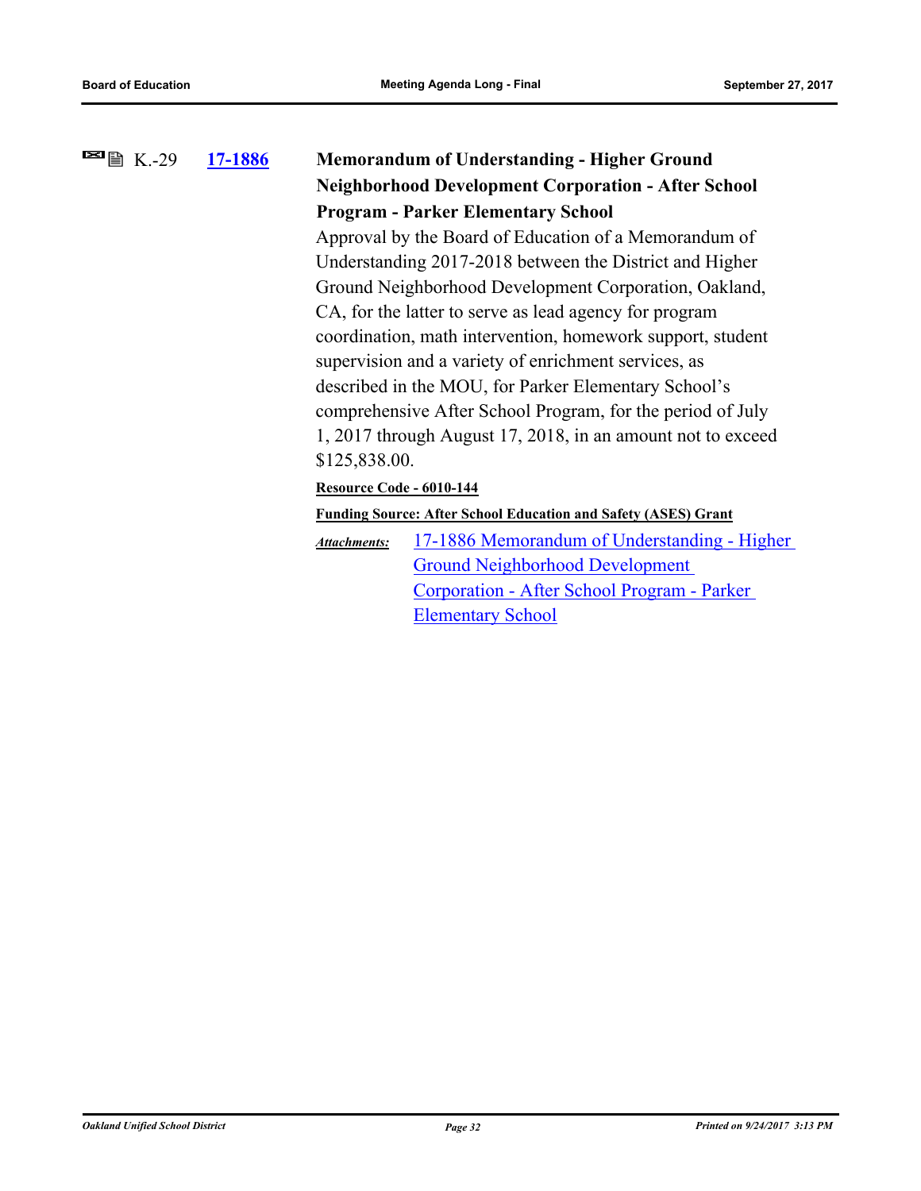K.-29 **17-1886** **Memorandum of Understanding - Higher Ground Neighborhood Development Corporation - After School Program - Parker Elementary School**

Approval by the Board of Education of a Memorandum of Understanding 2017-2018 between the District and Higher Ground Neighborhood Development Corporation, Oakland, CA, for the latter to serve as lead agency for program coordination, math intervention, homework support, student supervision and a variety of enrichment services, as described in the MOU, for Parker Elementary School's comprehensive After School Program, for the period of July 1, 2017 through August 17, 2018, in an amount not to exceed $125,838.00.

**Resource Code - 6010-144**

**Funding Source: After School Education and Safety (ASES) Grant**

***Attachments:*** 17-1886 Memorandum of Understanding - Higher Ground Neighborhood Development Corporation - After School Program - Parker Elementary School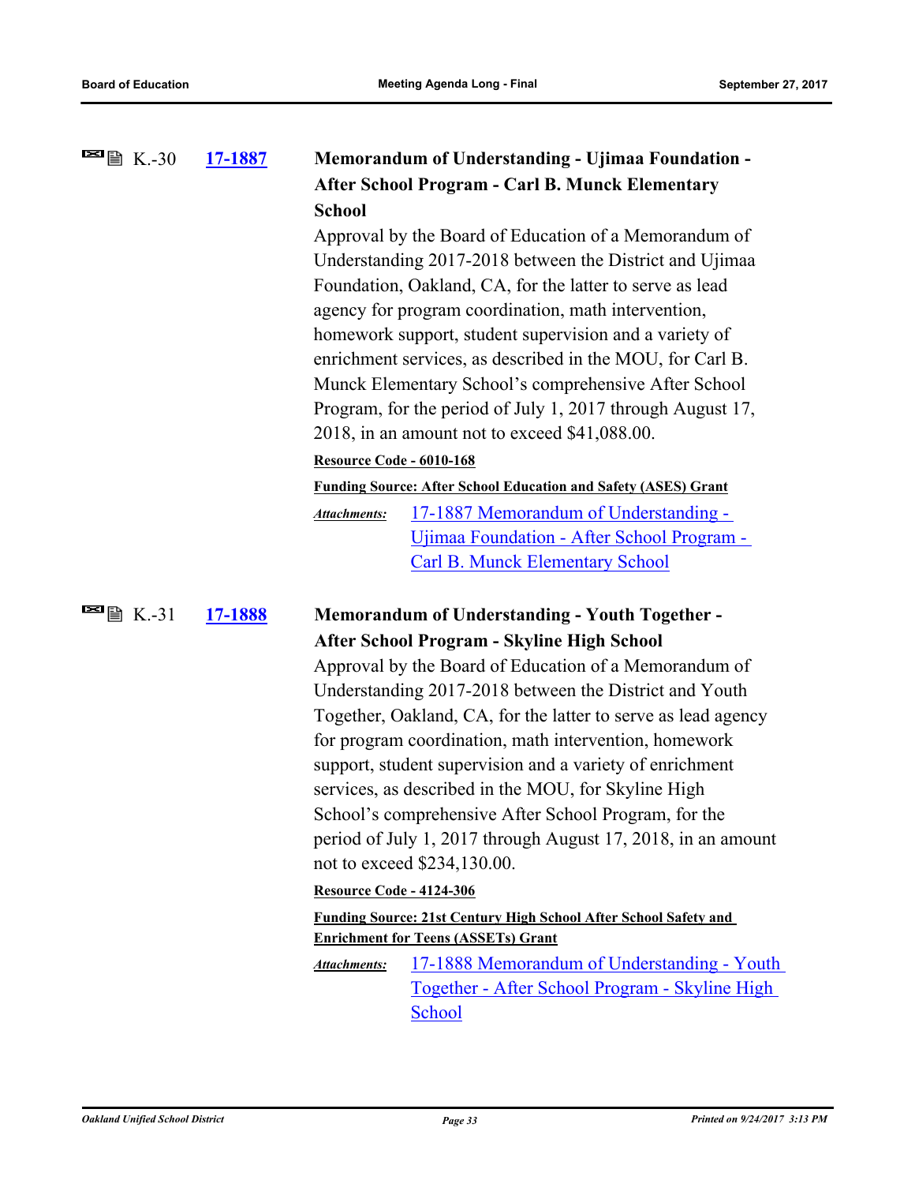K.-30 **17-1887**

**Memorandum of Understanding - Ujimaa Foundation - After School Program - Carl B. Munck Elementary School**

Approval by the Board of Education of a Memorandum of Understanding 2017-2018 between the District and Ujimaa Foundation, Oakland, CA, for the latter to serve as lead agency for program coordination, math intervention, homework support, student supervision and a variety of enrichment services, as described in the MOU, for Carl B. Munck Elementary School's comprehensive After School Program, for the period of July 1, 2017 through August 17, 2018, in an amount not to exceed $41,088.00.

**Resource Code - 6010-168**

**Funding Source: After School Education and Safety (ASES) Grant**

*Attachments:* 17-1887 Memorandum of Understanding - Ujimaa Foundation - After School Program - Carl B. Munck Elementary School

K.-31 **17-1888**

**Memorandum of Understanding - Youth Together - After School Program - Skyline High School**

Approval by the Board of Education of a Memorandum of Understanding 2017-2018 between the District and Youth Together, Oakland, CA, for the latter to serve as lead agency for program coordination, math intervention, homework support, student supervision and a variety of enrichment services, as described in the MOU, for Skyline High School's comprehensive After School Program, for the period of July 1, 2017 through August 17, 2018, in an amount not to exceed $234,130.00.

**Resource Code - 4124-306**

**Funding Source: 21st Century High School After School Safety and Enrichment for Teens (ASSETs) Grant**

*Attachments:* 17-1888 Memorandum of Understanding - Youth Together - After School Program - Skyline High School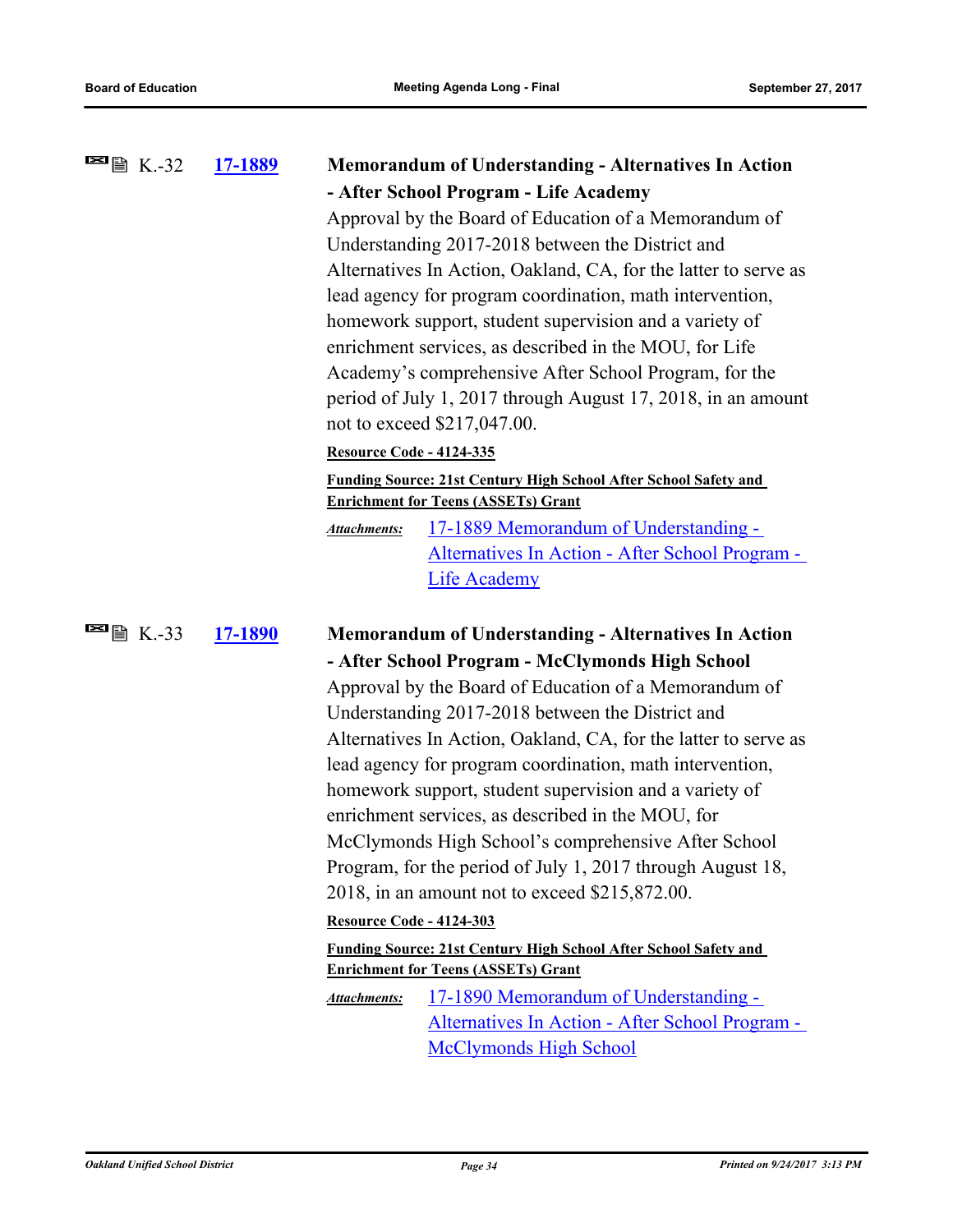K.-32 **17-1889**

**Memorandum of Understanding - Alternatives In Action - After School Program - Life Academy**

Approval by the Board of Education of a Memorandum of Understanding 2017-2018 between the District and Alternatives In Action, Oakland, CA, for the latter to serve as lead agency for program coordination, math intervention, homework support, student supervision and a variety of enrichment services, as described in the MOU, for Life Academy's comprehensive After School Program, for the period of July 1, 2017 through August 17, 2018, in an amount not to exceed $217,047.00.

**Resource Code - 4124-335**

**Funding Source: 21st Century High School After School Safety and Enrichment for Teens (ASSETs) Grant**

*Attachments:* 17-1889 Memorandum of Understanding - Alternatives In Action - After School Program - Life Academy

K.-33 **17-1890**

**Memorandum of Understanding - Alternatives In Action - After School Program - McClymonds High School**

Approval by the Board of Education of a Memorandum of Understanding 2017-2018 between the District and Alternatives In Action, Oakland, CA, for the latter to serve as lead agency for program coordination, math intervention, homework support, student supervision and a variety of enrichment services, as described in the MOU, for McClymonds High School's comprehensive After School Program, for the period of July 1, 2017 through August 18, 2018, in an amount not to exceed $215,872.00.

**Resource Code - 4124-303**

**Funding Source: 21st Century High School After School Safety and Enrichment for Teens (ASSETs) Grant**

*Attachments:* 17-1890 Memorandum of Understanding - Alternatives In Action - After School Program - McClymonds High School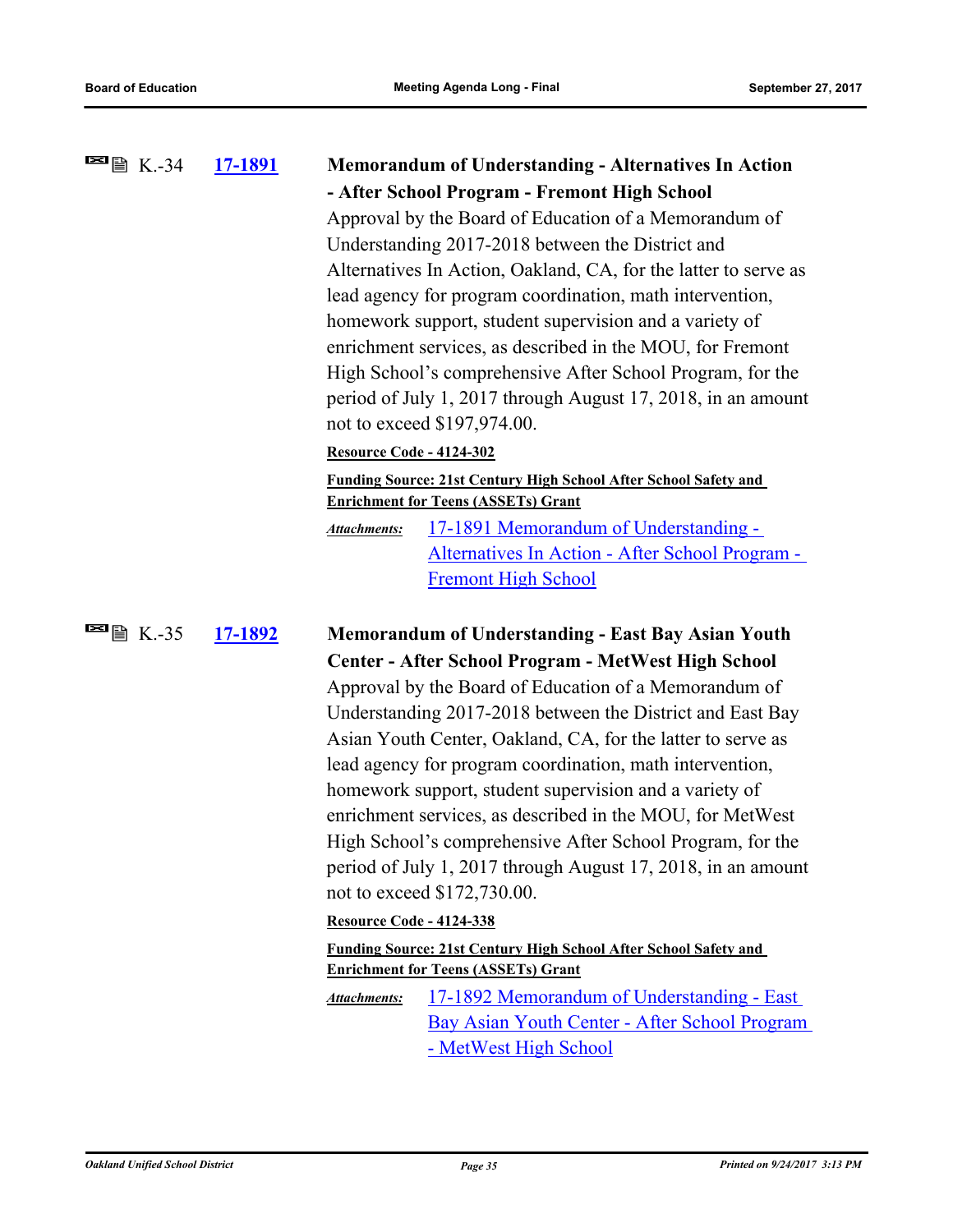K.-34 **17-1891** **Memorandum of Understanding - Alternatives In Action - After School Program - Fremont High School**

Approval by the Board of Education of a Memorandum of Understanding 2017-2018 between the District and Alternatives In Action, Oakland, CA, for the latter to serve as lead agency for program coordination, math intervention, homework support, student supervision and a variety of enrichment services, as described in the MOU, for Fremont High School's comprehensive After School Program, for the period of July 1, 2017 through August 17, 2018, in an amount not to exceed $197,974.00.

**Resource Code - 4124-302**

**Funding Source: 21st Century High School After School Safety and Enrichment for Teens (ASSETs) Grant**

*Attachments:* 17-1891 Memorandum of Understanding - Alternatives In Action - After School Program - Fremont High School

K.-35 **17-1892** **Memorandum of Understanding - East Bay Asian Youth Center - After School Program - MetWest High School**

Approval by the Board of Education of a Memorandum of Understanding 2017-2018 between the District and East Bay Asian Youth Center, Oakland, CA, for the latter to serve as lead agency for program coordination, math intervention, homework support, student supervision and a variety of enrichment services, as described in the MOU, for MetWest High School's comprehensive After School Program, for the period of July 1, 2017 through August 17, 2018, in an amount not to exceed $172,730.00.

**Resource Code - 4124-338**

**Funding Source: 21st Century High School After School Safety and Enrichment for Teens (ASSETs) Grant**

*Attachments:* 17-1892 Memorandum of Understanding - East Bay Asian Youth Center - After School Program - MetWest High School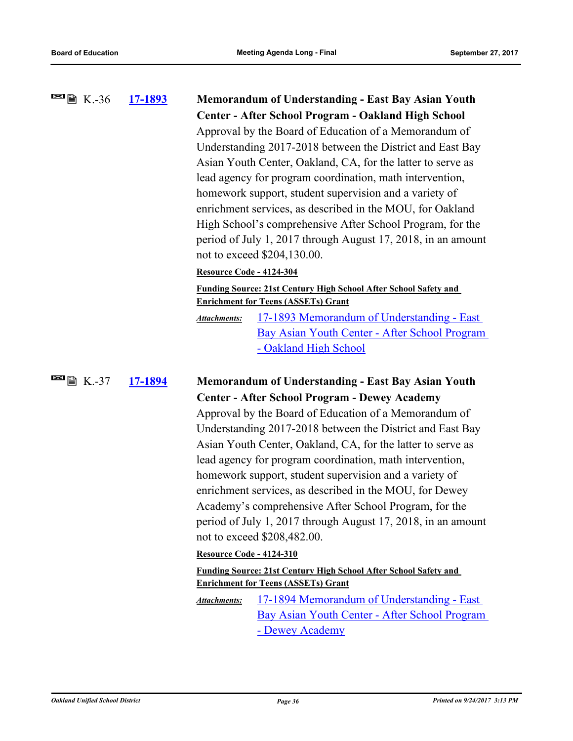K.-36 **[17-1893](17-1893)**

**Memorandum of Understanding - East Bay Asian Youth Center - After School Program - Oakland High School**

Approval by the Board of Education of a Memorandum of Understanding 2017-2018 between the District and East Bay Asian Youth Center, Oakland, CA, for the latter to serve as lead agency for program coordination, math intervention, homework support, student supervision and a variety of enrichment services, as described in the MOU, for Oakland High School's comprehensive After School Program, for the period of July 1, 2017 through August 17, 2018, in an amount not to exceed $204,130.00.

**Resource Code - 4124-304**

**Funding Source: 21st Century High School After School Safety and Enrichment for Teens (ASSETs) Grant**

*Attachments:* 17-1893 Memorandum of Understanding - East Bay Asian Youth Center - After School Program - Oakland High School

K.-37 **[17-1894](17-1894)**

**Memorandum of Understanding - East Bay Asian Youth Center - After School Program - Dewey Academy**

Approval by the Board of Education of a Memorandum of Understanding 2017-2018 between the District and East Bay Asian Youth Center, Oakland, CA, for the latter to serve as lead agency for program coordination, math intervention, homework support, student supervision and a variety of enrichment services, as described in the MOU, for Dewey Academy's comprehensive After School Program, for the period of July 1, 2017 through August 17, 2018, in an amount not to exceed $208,482.00.

**Resource Code - 4124-310**

**Funding Source: 21st Century High School After School Safety and Enrichment for Teens (ASSETs) Grant**

*Attachments:* 17-1894 Memorandum of Understanding - East Bay Asian Youth Center - After School Program - Dewey Academy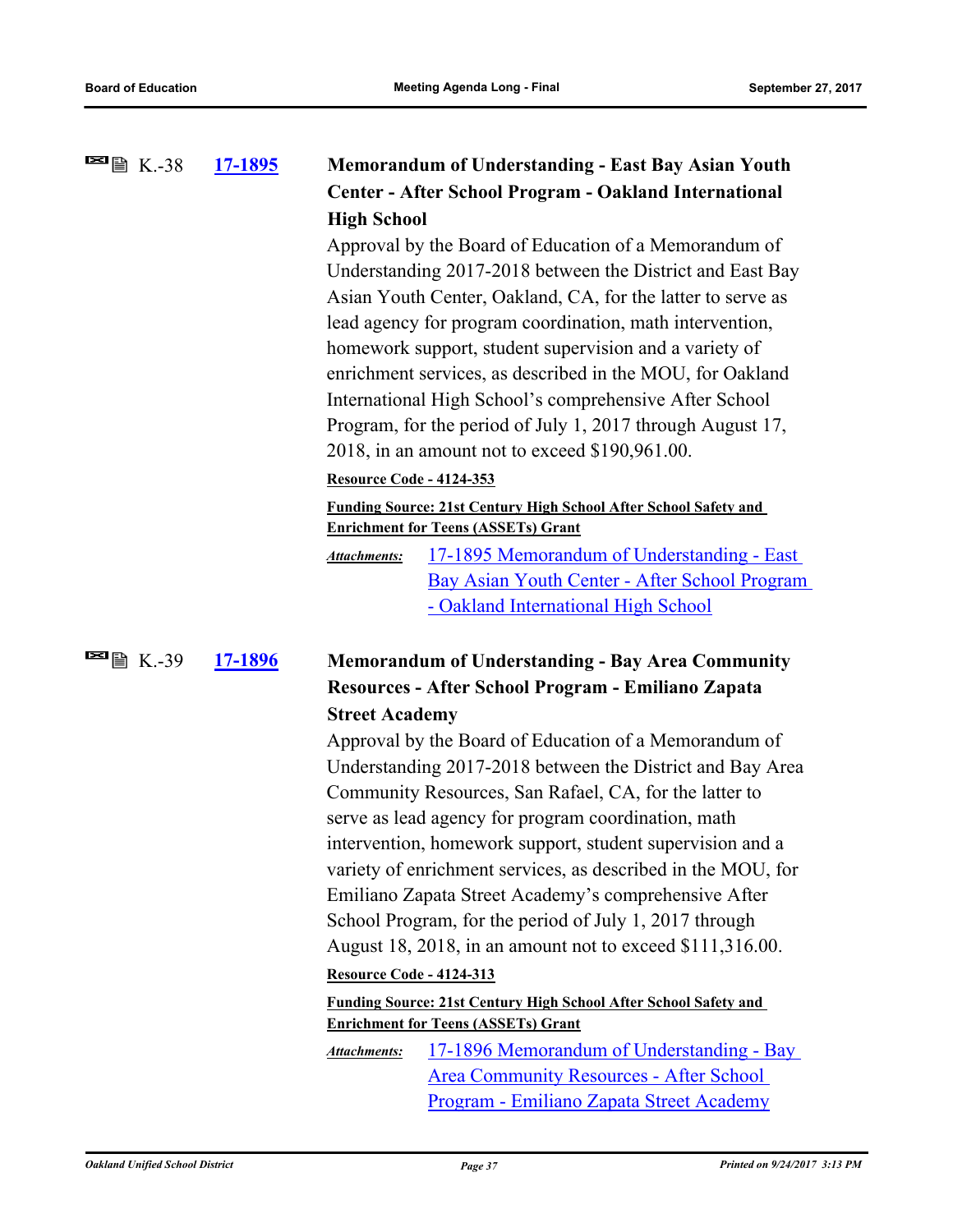K.-38 **17-1895**

**Memorandum of Understanding - East Bay Asian Youth Center - After School Program - Oakland International High School**

Approval by the Board of Education of a Memorandum of Understanding 2017-2018 between the District and East Bay Asian Youth Center, Oakland, CA, for the latter to serve as lead agency for program coordination, math intervention, homework support, student supervision and a variety of enrichment services, as described in the MOU, for Oakland International High School's comprehensive After School Program, for the period of July 1, 2017 through August 17, 2018, in an amount not to exceed $190,961.00.

**Resource Code - 4124-353**

**Funding Source: 21st Century High School After School Safety and Enrichment for Teens (ASSETs) Grant**

*Attachments:* 17-1895 Memorandum of Understanding - East Bay Asian Youth Center - After School Program - Oakland International High School

K.-39 **17-1896**

**Memorandum of Understanding - Bay Area Community Resources - After School Program - Emiliano Zapata Street Academy**

Approval by the Board of Education of a Memorandum of Understanding 2017-2018 between the District and Bay Area Community Resources, San Rafael, CA, for the latter to serve as lead agency for program coordination, math intervention, homework support, student supervision and a variety of enrichment services, as described in the MOU, for Emiliano Zapata Street Academy's comprehensive After School Program, for the period of July 1, 2017 through August 18, 2018, in an amount not to exceed $111,316.00.

**Resource Code - 4124-313**

**Funding Source: 21st Century High School After School Safety and Enrichment for Teens (ASSETs) Grant**

*Attachments:* 17-1896 Memorandum of Understanding - Bay Area Community Resources - After School Program - Emiliano Zapata Street Academy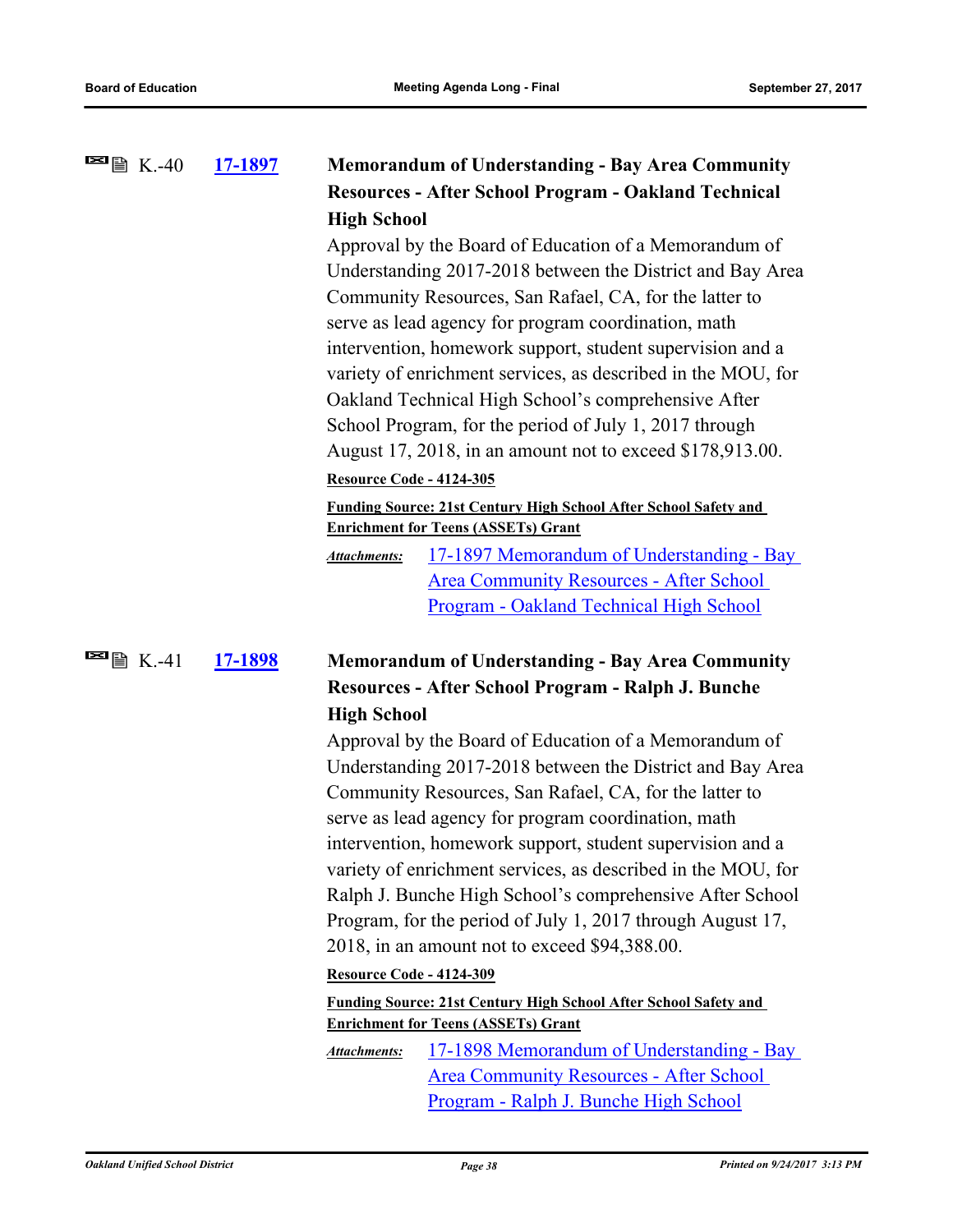K.-40 **17-1897** **Memorandum of Understanding - Bay Area Community Resources - After School Program - Oakland Technical High School**

Approval by the Board of Education of a Memorandum of Understanding 2017-2018 between the District and Bay Area Community Resources, San Rafael, CA, for the latter to serve as lead agency for program coordination, math intervention, homework support, student supervision and a variety of enrichment services, as described in the MOU, for Oakland Technical High School's comprehensive After School Program, for the period of July 1, 2017 through August 17, 2018, in an amount not to exceed $178,913.00.

**Resource Code - 4124-305**

**Funding Source: 21st Century High School After School Safety and Enrichment for Teens (ASSETs) Grant**

*Attachments:* 17-1897 Memorandum of Understanding - Bay Area Community Resources - After School Program - Oakland Technical High School

K.-41 **17-1898** **Memorandum of Understanding - Bay Area Community Resources - After School Program - Ralph J. Bunche High School**

Approval by the Board of Education of a Memorandum of Understanding 2017-2018 between the District and Bay Area Community Resources, San Rafael, CA, for the latter to serve as lead agency for program coordination, math intervention, homework support, student supervision and a variety of enrichment services, as described in the MOU, for Ralph J. Bunche High School's comprehensive After School Program, for the period of July 1, 2017 through August 17, 2018, in an amount not to exceed $94,388.00.

**Resource Code - 4124-309**

**Funding Source: 21st Century High School After School Safety and Enrichment for Teens (ASSETs) Grant**

*Attachments:* 17-1898 Memorandum of Understanding - Bay Area Community Resources - After School Program - Ralph J. Bunche High School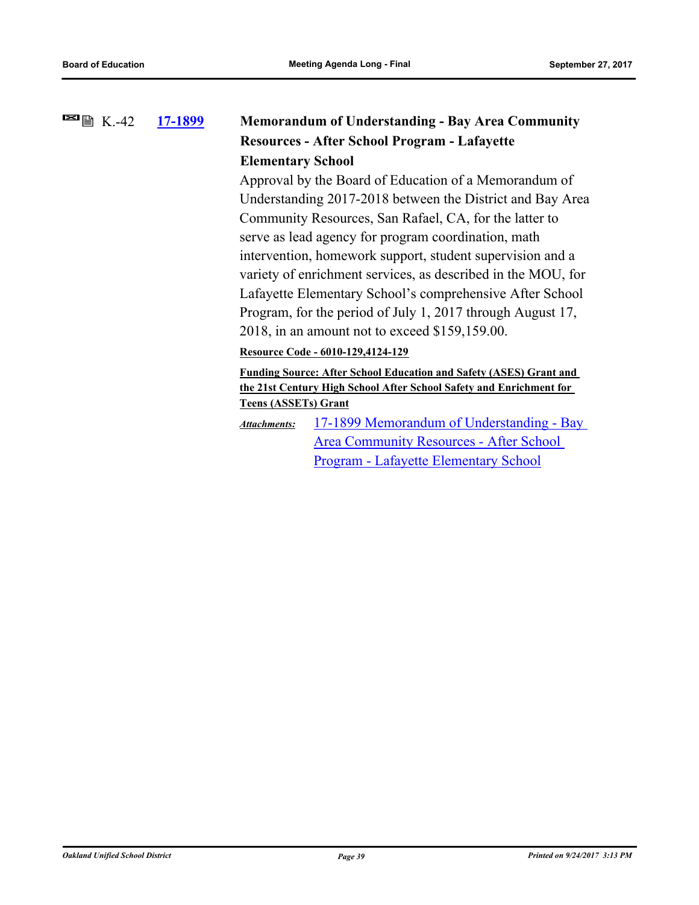K.-42 **17-1899** **Memorandum of Understanding - Bay Area Community Resources - After School Program - Lafayette Elementary School**

Approval by the Board of Education of a Memorandum of Understanding 2017-2018 between the District and Bay Area Community Resources, San Rafael, CA, for the latter to serve as lead agency for program coordination, math intervention, homework support, student supervision and a variety of enrichment services, as described in the MOU, for Lafayette Elementary School's comprehensive After School Program, for the period of July 1, 2017 through August 17, 2018, in an amount not to exceed $159,159.00.

**Resource Code - 6010-129,4124-129**

**Funding Source: After School Education and Safety (ASES) Grant and the 21st Century High School After School Safety and Enrichment for Teens (ASSETs) Grant**

*Attachments:* 17-1899 Memorandum of Understanding - Bay Area Community Resources - After School Program - Lafayette Elementary School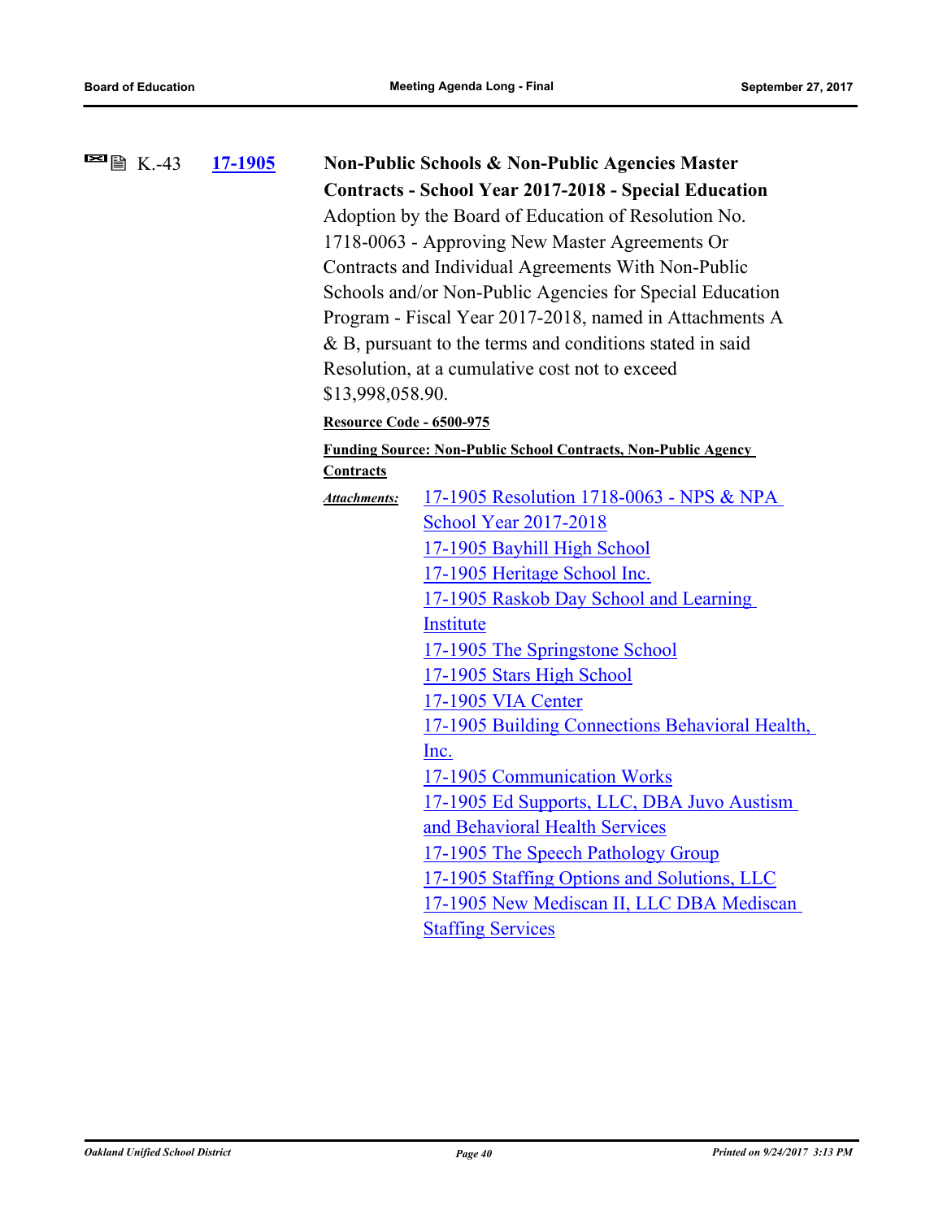K.-43 **17-1905** **Non-Public Schools & Non-Public Agencies Master Contracts - School Year 2017-2018 - Special Education**

Adoption by the Board of Education of Resolution No. 1718-0063 - Approving New Master Agreements Or Contracts and Individual Agreements With Non-Public Schools and/or Non-Public Agencies for Special Education Program - Fiscal Year 2017-2018, named in Attachments A & B, pursuant to the terms and conditions stated in said Resolution, at a cumulative cost not to exceed $13,998,058.90.

**Resource Code - 6500-975**

**Funding Source: Non-Public School Contracts, Non-Public Agency Contracts**

*Attachments:*

- 17-1905 Resolution 1718-0063 - NPS & NPA School Year 2017-2018
- 17-1905 Bayhill High School
- 17-1905 Heritage School Inc.
- 17-1905 Raskob Day School and Learning Institute
- 17-1905 The Springstone School
- 17-1905 Stars High School
- 17-1905 VIA Center
- 17-1905 Building Connections Behavioral Health, Inc.
- 17-1905 Communication Works
- 17-1905 Ed Supports, LLC, DBA Juvo Austism and Behavioral Health Services
- 17-1905 The Speech Pathology Group
- 17-1905 Staffing Options and Solutions, LLC
- 17-1905 New Mediscan II, LLC DBA Mediscan Staffing Services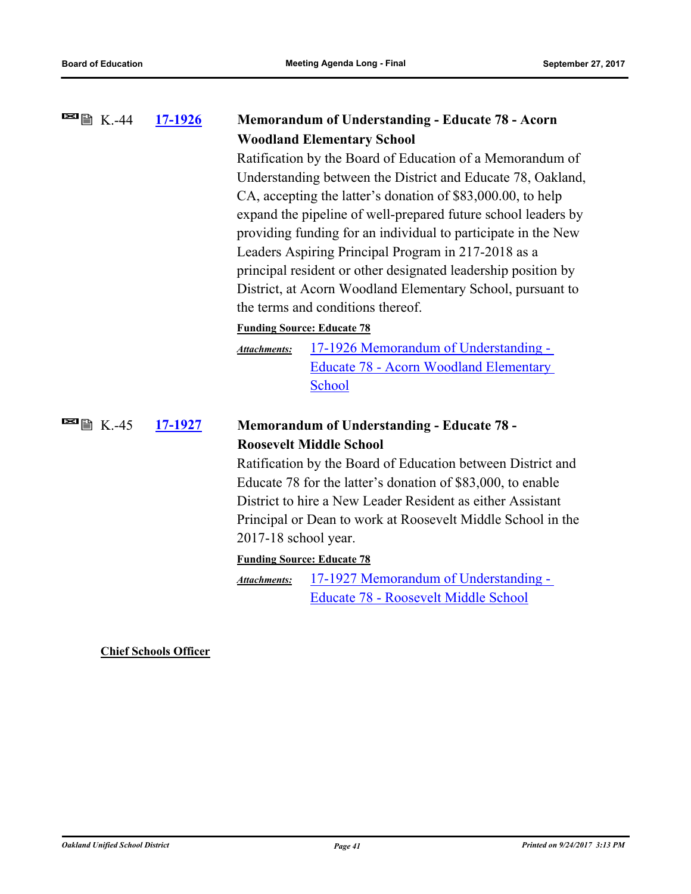K.-44 **17-1926** **Memorandum of Understanding - Educate 78 - Acorn Woodland Elementary School**

Ratification by the Board of Education of a Memorandum of Understanding between the District and Educate 78, Oakland, CA, accepting the latter's donation of $83,000.00, to help expand the pipeline of well-prepared future school leaders by providing funding for an individual to participate in the New Leaders Aspiring Principal Program in 217-2018 as a principal resident or other designated leadership position by District, at Acorn Woodland Elementary School, pursuant to the terms and conditions thereof.

**Funding Source: Educate 78**

*Attachments:* 17-1926 Memorandum of Understanding - Educate 78 - Acorn Woodland Elementary School

K.-45 **17-1927** **Memorandum of Understanding - Educate 78 - Roosevelt Middle School**

Ratification by the Board of Education between District and Educate 78 for the latter's donation of $83,000, to enable District to hire a New Leader Resident as either Assistant Principal or Dean to work at Roosevelt Middle School in the 2017-18 school year.

**Funding Source: Educate 78**

*Attachments:* 17-1927 Memorandum of Understanding - Educate 78 - Roosevelt Middle School

**Chief Schools Officer**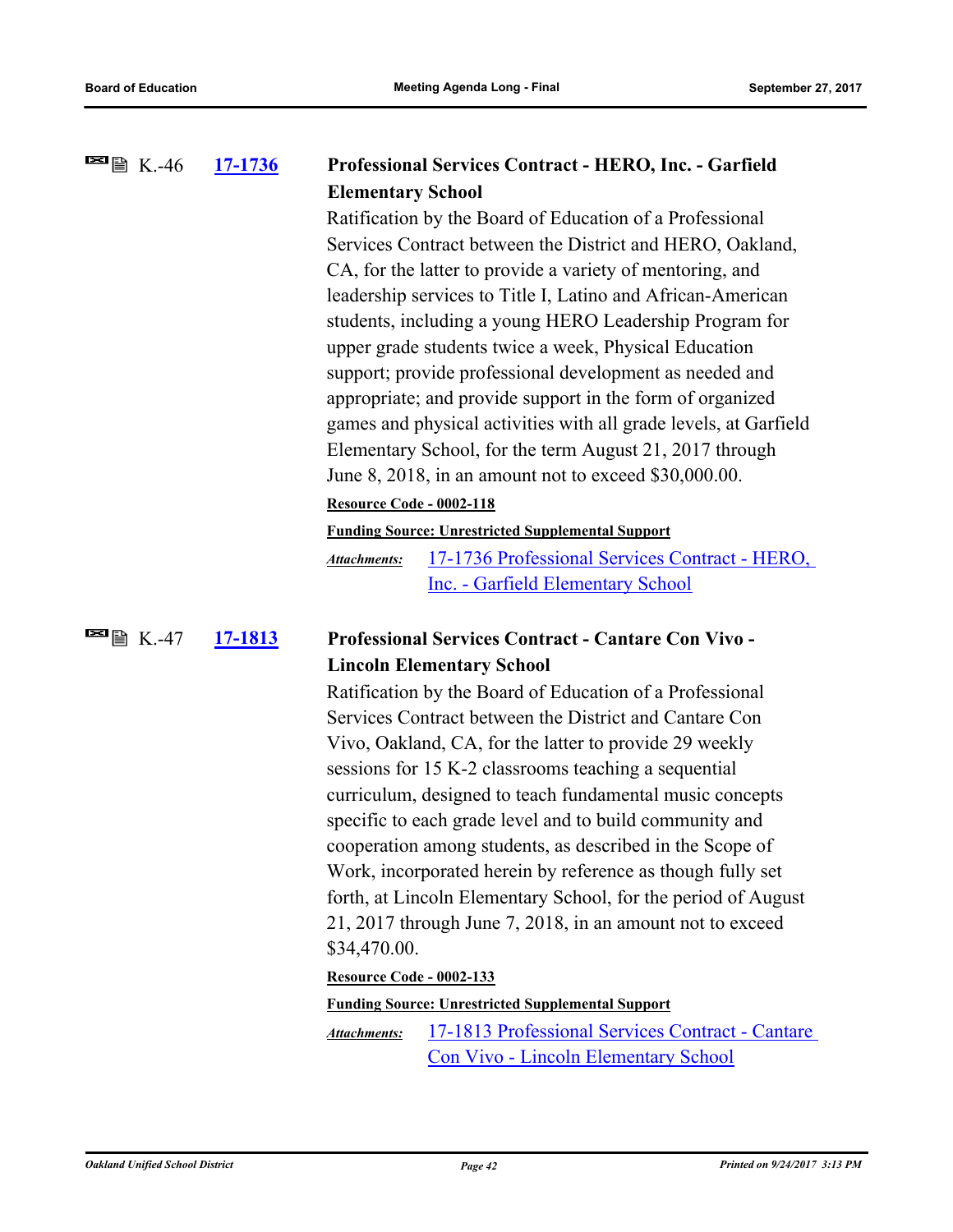K.-46 **17-1736** **Professional Services Contract - HERO, Inc. - Garfield Elementary School**

Ratification by the Board of Education of a Professional Services Contract between the District and HERO, Oakland, CA, for the latter to provide a variety of mentoring, and leadership services to Title I, Latino and African-American students, including a young HERO Leadership Program for upper grade students twice a week, Physical Education support; provide professional development as needed and appropriate; and provide support in the form of organized games and physical activities with all grade levels, at Garfield Elementary School, for the term August 21, 2017 through June 8, 2018, in an amount not to exceed $30,000.00.

**Resource Code - 0002-118**

**Funding Source: Unrestricted Supplemental Support**

*Attachments:* 17-1736 Professional Services Contract - HERO, Inc. - Garfield Elementary School

K.-47 **17-1813** **Professional Services Contract - Cantare Con Vivo - Lincoln Elementary School**

Ratification by the Board of Education of a Professional Services Contract between the District and Cantare Con Vivo, Oakland, CA, for the latter to provide 29 weekly sessions for 15 K-2 classrooms teaching a sequential curriculum, designed to teach fundamental music concepts specific to each grade level and to build community and cooperation among students, as described in the Scope of Work, incorporated herein by reference as though fully set forth, at Lincoln Elementary School, for the period of August 21, 2017 through June 7, 2018, in an amount not to exceed $34,470.00.

**Resource Code - 0002-133**

**Funding Source: Unrestricted Supplemental Support**

*Attachments:* 17-1813 Professional Services Contract - Cantare Con Vivo - Lincoln Elementary School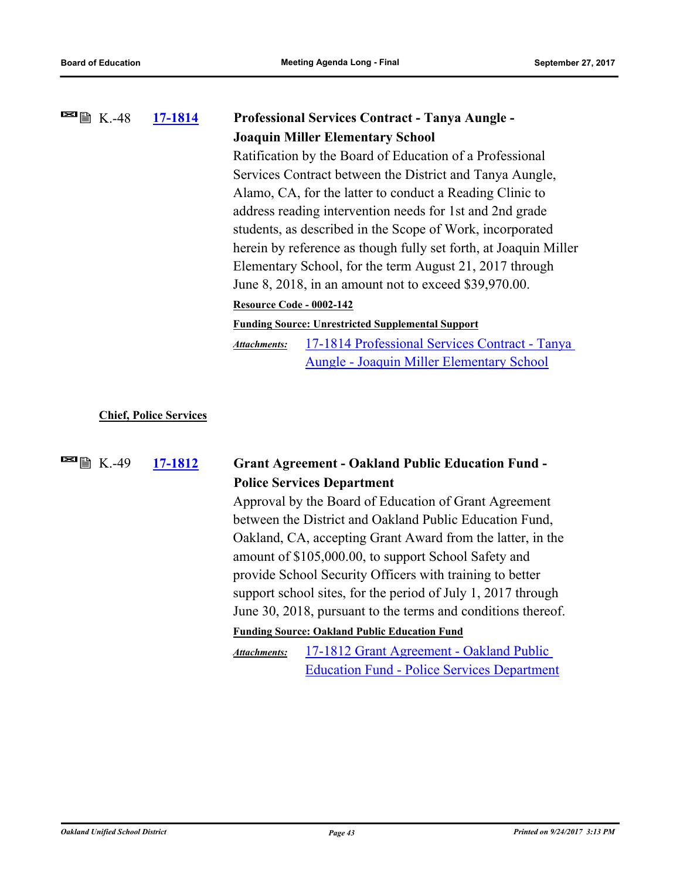K.-48 **17-1814** **Professional Services Contract - Tanya Aungle - Joaquin Miller Elementary School**

Ratification by the Board of Education of a Professional Services Contract between the District and Tanya Aungle, Alamo, CA, for the latter to conduct a Reading Clinic to address reading intervention needs for 1st and 2nd grade students, as described in the Scope of Work, incorporated herein by reference as though fully set forth, at Joaquin Miller Elementary School, for the term August 21, 2017 through June 8, 2018, in an amount not to exceed $39,970.00.

**Resource Code - 0002-142**

**Funding Source: Unrestricted Supplemental Support**

*Attachments:* 17-1814 Professional Services Contract - Tanya Aungle - Joaquin Miller Elementary School

**Chief, Police Services**

K.-49 **17-1812** **Grant Agreement - Oakland Public Education Fund - Police Services Department**

Approval by the Board of Education of Grant Agreement between the District and Oakland Public Education Fund, Oakland, CA, accepting Grant Award from the latter, in the amount of $105,000.00, to support School Safety and provide School Security Officers with training to better support school sites, for the period of July 1, 2017 through June 30, 2018, pursuant to the terms and conditions thereof.

**Funding Source: Oakland Public Education Fund**

*Attachments:* 17-1812 Grant Agreement - Oakland Public Education Fund - Police Services Department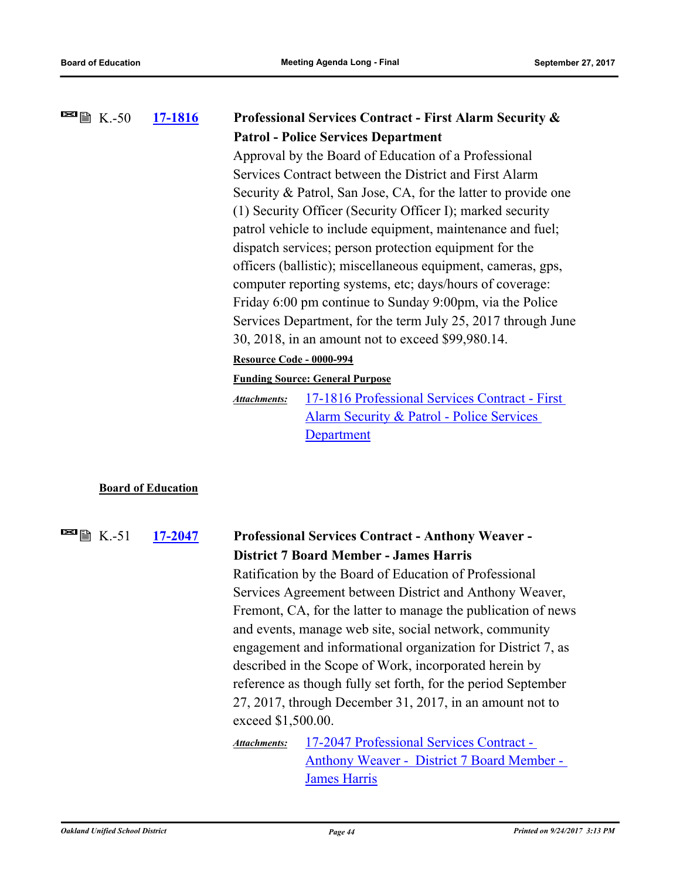K.-50 **17-1816** **Professional Services Contract - First Alarm Security & Patrol - Police Services Department**

Approval by the Board of Education of a Professional Services Contract between the District and First Alarm Security & Patrol, San Jose, CA, for the latter to provide one (1) Security Officer (Security Officer I); marked security patrol vehicle to include equipment, maintenance and fuel; dispatch services; person protection equipment for the officers (ballistic); miscellaneous equipment, cameras, gps, computer reporting systems, etc; days/hours of coverage: Friday 6:00 pm continue to Sunday 9:00pm, via the Police Services Department, for the term July 25, 2017 through June 30, 2018, in an amount not to exceed $99,980.14.

**Resource Code - 0000-994**

**Funding Source: General Purpose**

*Attachments:* 17-1816 Professional Services Contract - First Alarm Security & Patrol - Police Services Department

**Board of Education**

K.-51 **17-2047** **Professional Services Contract - Anthony Weaver - District 7 Board Member - James Harris**

Ratification by the Board of Education of Professional Services Agreement between District and Anthony Weaver, Fremont, CA, for the latter to manage the publication of news and events, manage web site, social network, community engagement and informational organization for District 7, as described in the Scope of Work, incorporated herein by reference as though fully set forth, for the period September 27, 2017, through December 31, 2017, in an amount not to exceed $1,500.00.

*Attachments:* 17-2047 Professional Services Contract - Anthony Weaver - District 7 Board Member - James Harris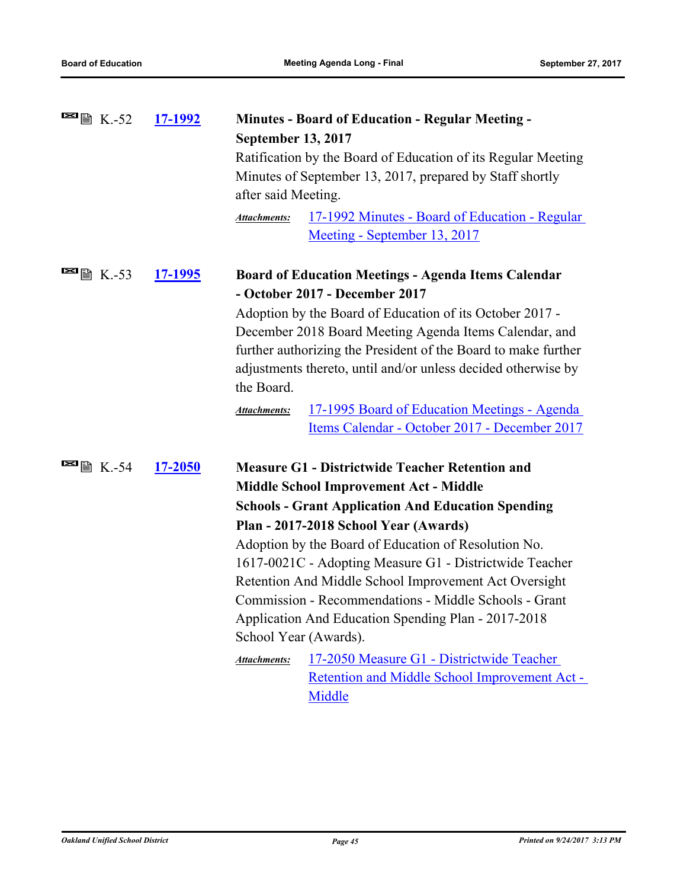K.-52 **17-1992** **Minutes - Board of Education - Regular Meeting - September 13, 2017**

Ratification by the Board of Education of its Regular Meeting Minutes of September 13, 2017, prepared by Staff shortly after said Meeting.

***Attachments:*** 17-1992 Minutes - Board of Education - Regular Meeting - September 13, 2017

K.-53 **17-1995** **Board of Education Meetings - Agenda Items Calendar - October 2017 - December 2017**

Adoption by the Board of Education of its October 2017 - December 2018 Board Meeting Agenda Items Calendar, and further authorizing the President of the Board to make further adjustments thereto, until and/or unless decided otherwise by the Board.

***Attachments:*** 17-1995 Board of Education Meetings - Agenda Items Calendar - October 2017 - December 2017

K.-54 **17-2050** **Measure G1 - Districtwide Teacher Retention and Middle School Improvement Act - Middle Schools - Grant Application And Education Spending Plan - 2017-2018 School Year (Awards)**

Adoption by the Board of Education of Resolution No. 1617-0021C - Adopting Measure G1 - Districtwide Teacher Retention And Middle School Improvement Act Oversight Commission - Recommendations - Middle Schools - Grant Application And Education Spending Plan - 2017-2018 School Year (Awards).

***Attachments:*** 17-2050 Measure G1 - Districtwide Teacher Retention and Middle School Improvement Act - Middle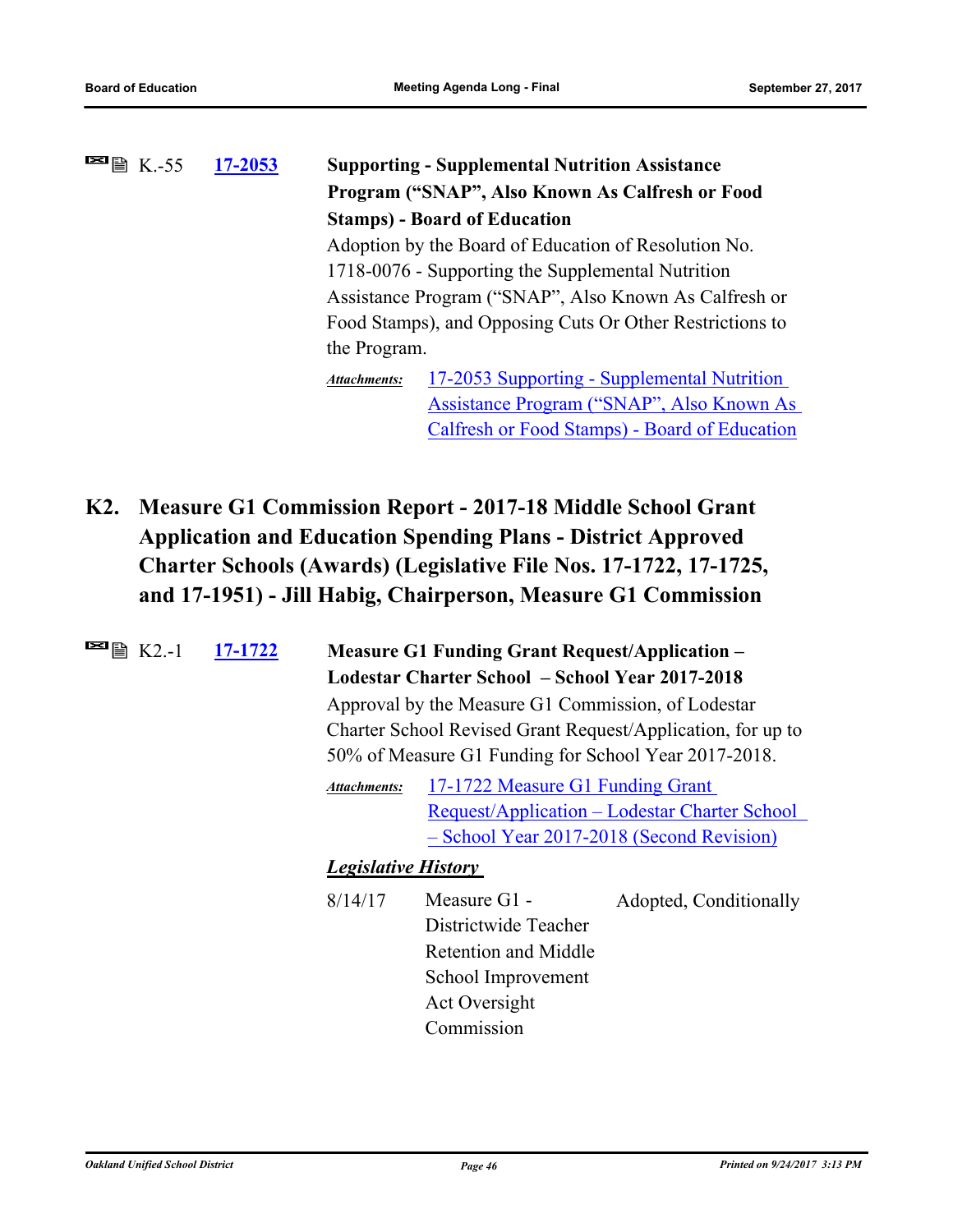K.-55 **17-2053** **Supporting - Supplemental Nutrition Assistance Program ("SNAP", Also Known As Calfresh or Food Stamps) - Board of Education**

Adoption by the Board of Education of Resolution No. 1718-0076 - Supporting the Supplemental Nutrition Assistance Program ("SNAP", Also Known As Calfresh or Food Stamps), and Opposing Cuts Or Other Restrictions to the Program.

***Attachments:*** 17-2053 Supporting - Supplemental Nutrition Assistance Program ("SNAP", Also Known As Calfresh or Food Stamps) - Board of Education

## K2. Measure G1 Commission Report - 2017-18 Middle School Grant Application and Education Spending Plans - District Approved Charter Schools (Awards) (Legislative File Nos. 17-1722, 17-1725, and 17-1951) - Jill Habig, Chairperson, Measure G1 Commission

K2.-1 **17-1722** **Measure G1 Funding Grant Request/Application – Lodestar Charter School – School Year 2017-2018**

Approval by the Measure G1 Commission, of Lodestar Charter School Revised Grant Request/Application, for up to 50% of Measure G1 Funding for School Year 2017-2018.

***Attachments:*** 17-1722 Measure G1 Funding Grant Request/Application – Lodestar Charter School – School Year 2017-2018 (Second Revision)

***Legislative History***

| | | |
|---|---|---|
| 8/14/17 | Measure G1 - Districtwide Teacher Retention and Middle School Improvement Act Oversight Commission | Adopted, Conditionally |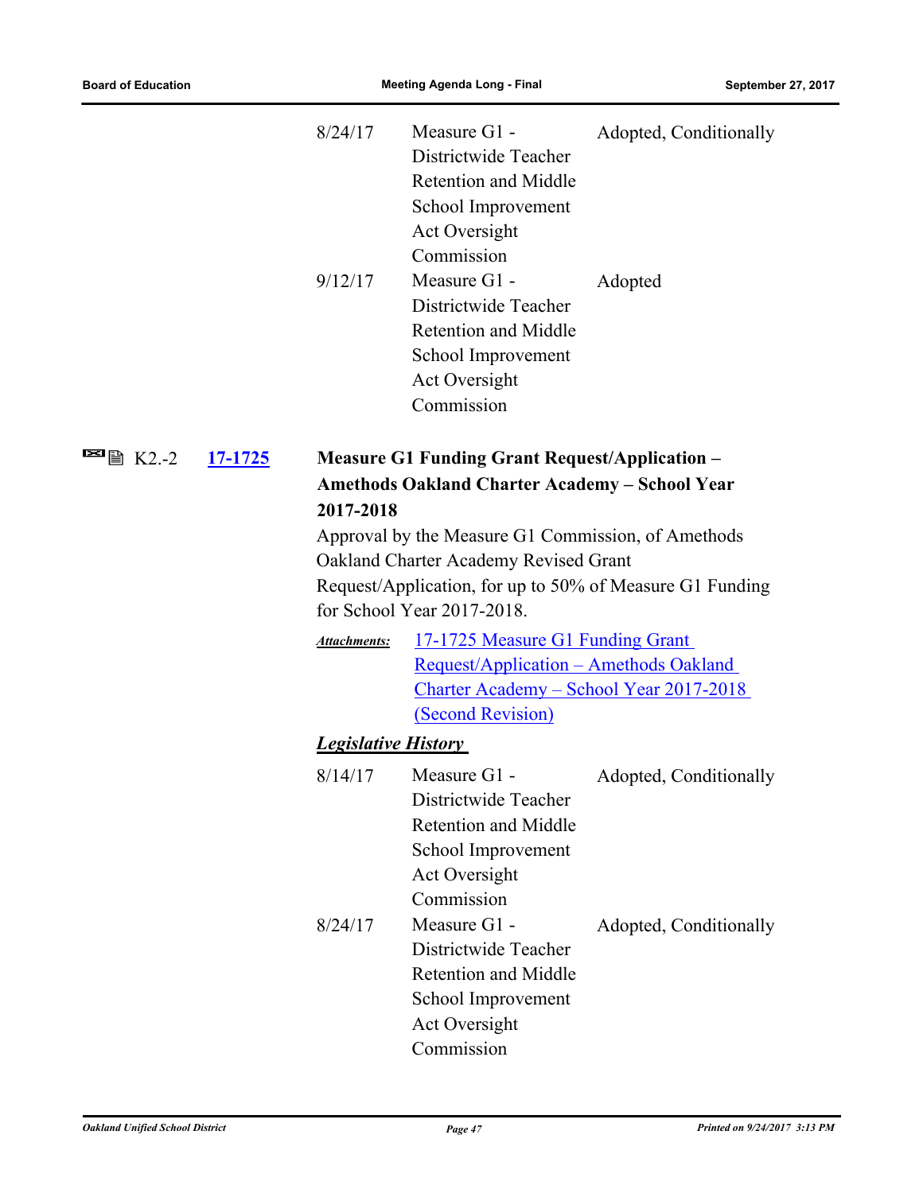| | | |
|---|---|---|
| 8/24/17 | Measure G1 - Districtwide Teacher Retention and Middle School Improvement Act Oversight Commission | Adopted, Conditionally |
| 9/12/17 | Measure G1 - Districtwide Teacher Retention and Middle School Improvement Act Oversight Commission | Adopted |

K2.-2 **17-1725**

**Measure G1 Funding Grant Request/Application – Amethods Oakland Charter Academy – School Year 2017-2018**

Approval by the Measure G1 Commission, of Amethods Oakland Charter Academy Revised Grant Request/Application, for up to 50% of Measure G1 Funding for School Year 2017-2018.

***Attachments:*** 17-1725 Measure G1 Funding Grant Request/Application – Amethods Oakland Charter Academy – School Year 2017-2018 (Second Revision)

***Legislative History***

| | | |
|---|---|---|
| 8/14/17 | Measure G1 - Districtwide Teacher Retention and Middle School Improvement Act Oversight Commission | Adopted, Conditionally |
| 8/24/17 | Measure G1 - Districtwide Teacher Retention and Middle School Improvement Act Oversight Commission | Adopted, Conditionally |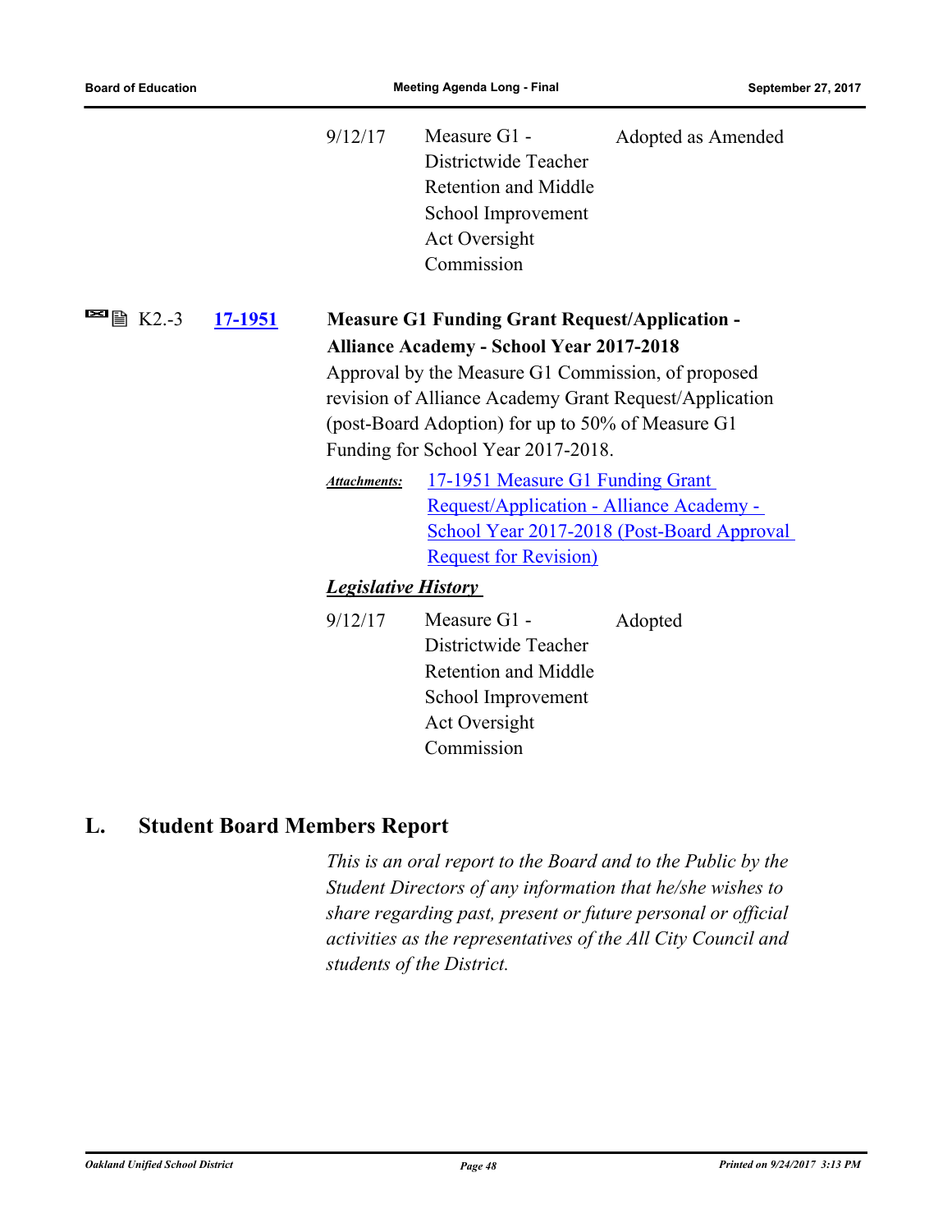| | | |
|---|---|---|
| 9/12/17 | Measure G1 - Districtwide Teacher Retention and Middle School Improvement Act Oversight Commission | Adopted as Amended |

K2.-3 **17-1951**

**Measure G1 Funding Grant Request/Application - Alliance Academy - School Year 2017-2018**

Approval by the Measure G1 Commission, of proposed revision of Alliance Academy Grant Request/Application (post-Board Adoption) for up to 50% of Measure G1 Funding for School Year 2017-2018.

***Attachments:*** 17-1951 Measure G1 Funding Grant Request/Application - Alliance Academy - School Year 2017-2018 (Post-Board Approval Request for Revision)

***Legislative History***

| | | |
|---|---|---|
| 9/12/17 | Measure G1 - Districtwide Teacher Retention and Middle School Improvement Act Oversight Commission | Adopted |

## L. Student Board Members Report

*This is an oral report to the Board and to the Public by the Student Directors of any information that he/she wishes to share regarding past, present or future personal or official activities as the representatives of the All City Council and students of the District.*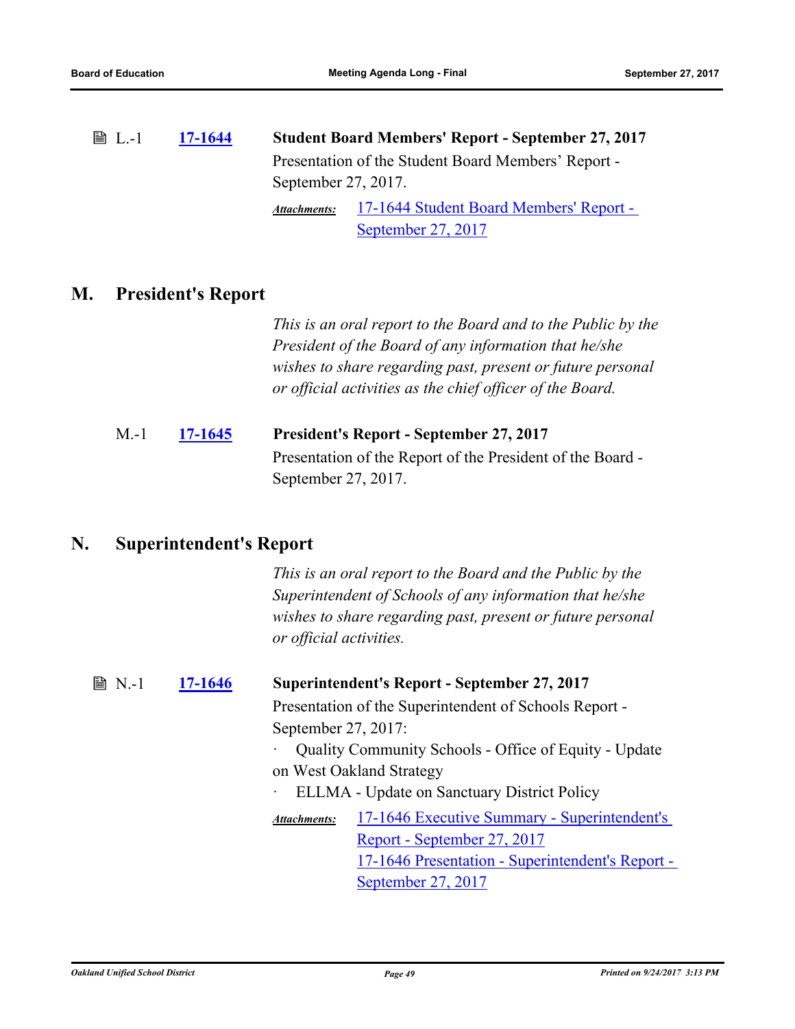L.-1 **17-1644** **Student Board Members' Report - September 27, 2017**

Presentation of the Student Board Members' Report - September 27, 2017.

*Attachments:* 17-1644 Student Board Members' Report - September 27, 2017

## M. President's Report

*This is an oral report to the Board and to the Public by the President of the Board of any information that he/she wishes to share regarding past, present or future personal or official activities as the chief officer of the Board.*

M.-1 **17-1645** **President's Report - September 27, 2017**

Presentation of the Report of the President of the Board - September 27, 2017.

## N. Superintendent's Report

*This is an oral report to the Board and the Public by the Superintendent of Schools of any information that he/she wishes to share regarding past, present or future personal or official activities.*

N.-1 **17-1646** **Superintendent's Report - September 27, 2017**

Presentation of the Superintendent of Schools Report - September 27, 2017:

- Quality Community Schools - Office of Equity - Update on West Oakland Strategy
- ELLMA - Update on Sanctuary District Policy

*Attachments:* 17-1646 Executive Summary - Superintendent's Report - September 27, 2017
17-1646 Presentation - Superintendent's Report - September 27, 2017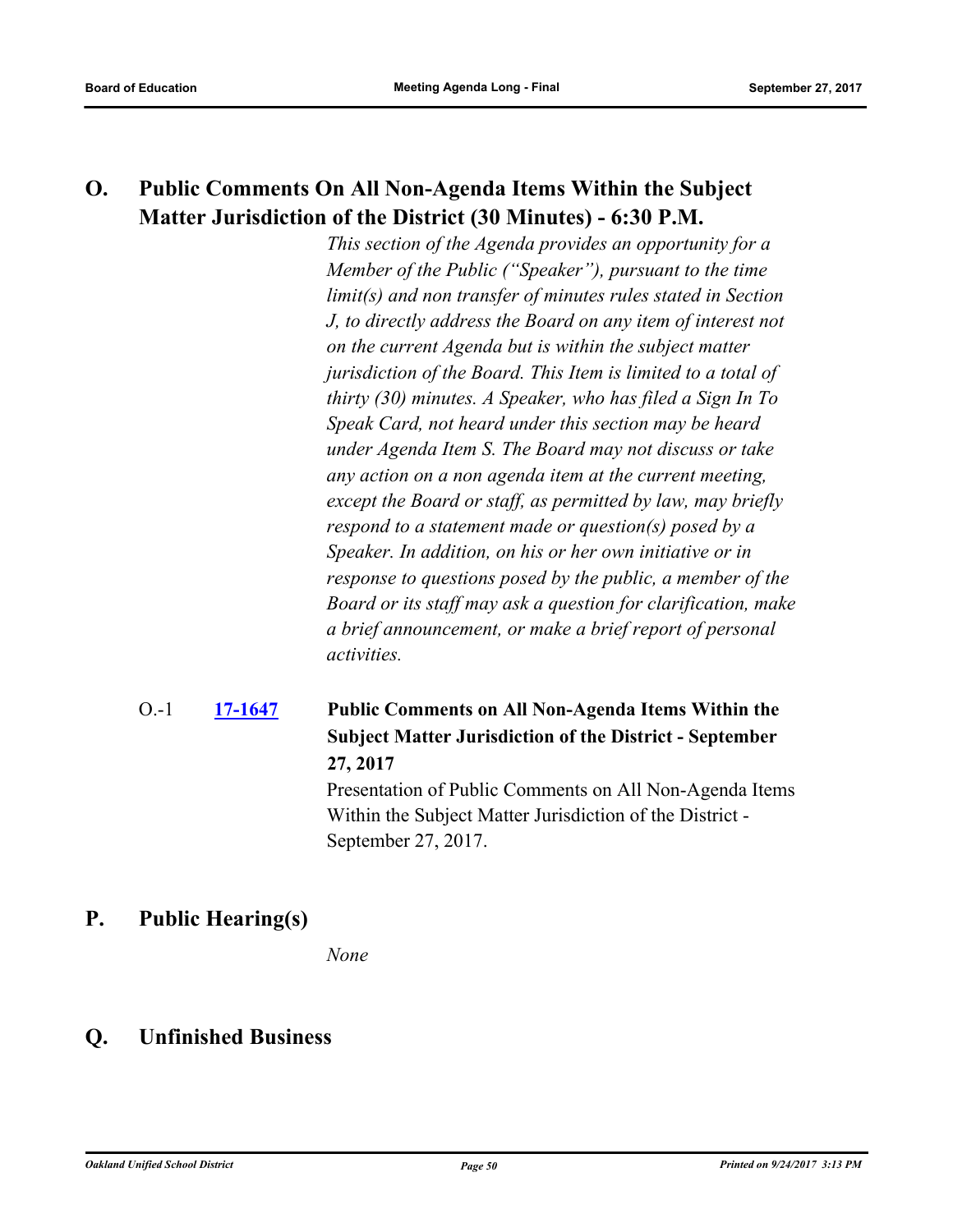## O. Public Comments On All Non-Agenda Items Within the Subject Matter Jurisdiction of the District (30 Minutes) - 6:30 P.M.

*This section of the Agenda provides an opportunity for a Member of the Public ("Speaker"), pursuant to the time limit(s) and non transfer of minutes rules stated in Section J, to directly address the Board on any item of interest not on the current Agenda but is within the subject matter jurisdiction of the Board. This Item is limited to a total of thirty (30) minutes. A Speaker, who has filed a Sign In To Speak Card, not heard under this section may be heard under Agenda Item S. The Board may not discuss or take any action on a non agenda item at the current meeting, except the Board or staff, as permitted by law, may briefly respond to a statement made or question(s) posed by a Speaker. In addition, on his or her own initiative or in response to questions posed by the public, a member of the Board or its staff may ask a question for clarification, make a brief announcement, or make a brief report of personal activities.*

O.-1 **17-1647** **Public Comments on All Non-Agenda Items Within the Subject Matter Jurisdiction of the District - September 27, 2017**

Presentation of Public Comments on All Non-Agenda Items Within the Subject Matter Jurisdiction of the District - September 27, 2017.

## P. Public Hearing(s)

*None*

## Q. Unfinished Business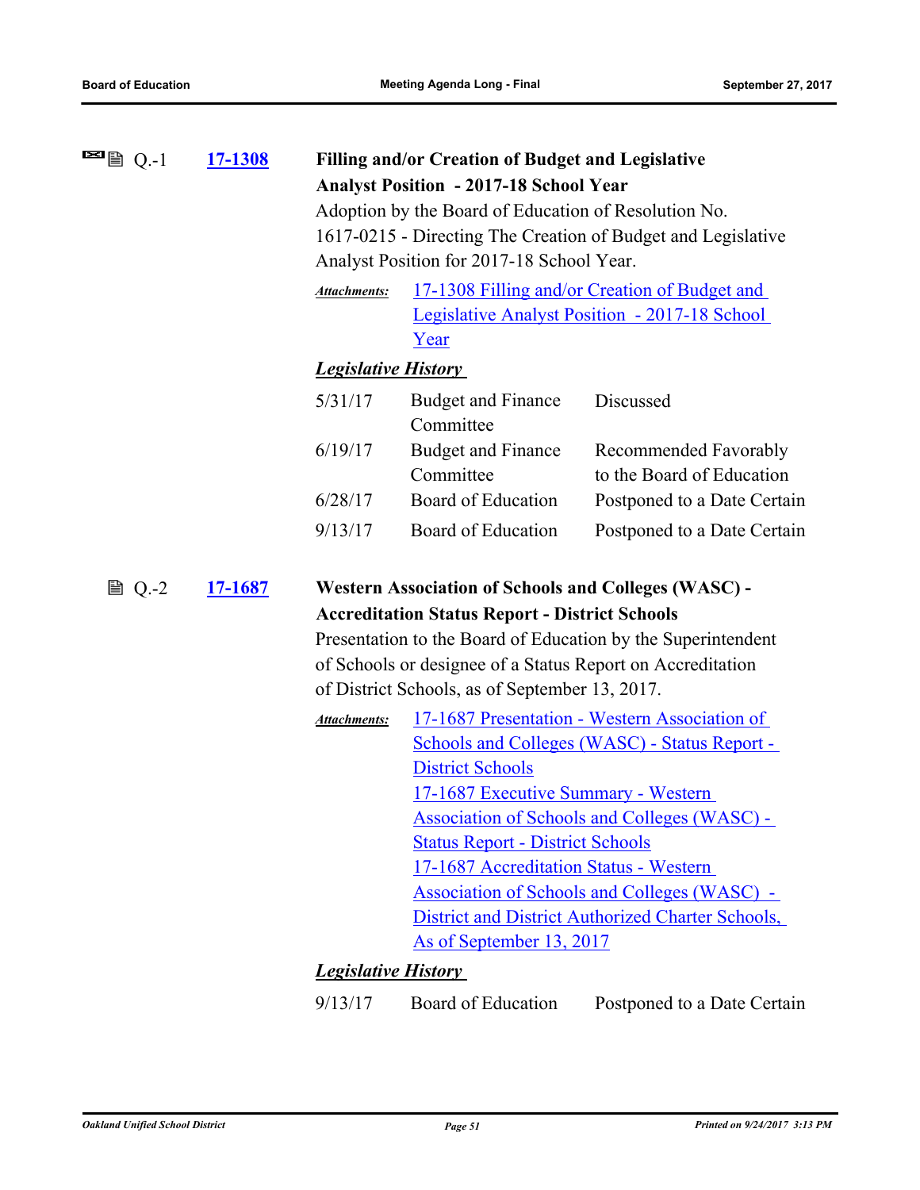Q.-1 **17-1308** **Filling and/or Creation of Budget and Legislative Analyst Position - 2017-18 School Year**

Adoption by the Board of Education of Resolution No. 1617-0215 - Directing The Creation of Budget and Legislative Analyst Position for 2017-18 School Year.

*Attachments:* 17-1308 Filling and/or Creation of Budget and Legislative Analyst Position - 2017-18 School Year

***Legislative History***

| | | |
|---|---|---|
| 5/31/17 | Budget and Finance Committee | Discussed |
| 6/19/17 | Budget and Finance Committee | Recommended Favorably to the Board of Education |
| 6/28/17 | Board of Education | Postponed to a Date Certain |
| 9/13/17 | Board of Education | Postponed to a Date Certain |

Q.-2 **17-1687** **Western Association of Schools and Colleges (WASC) - Accreditation Status Report - District Schools**

Presentation to the Board of Education by the Superintendent of Schools or designee of a Status Report on Accreditation of District Schools, as of September 13, 2017.

*Attachments:* 17-1687 Presentation - Western Association of Schools and Colleges (WASC) - Status Report - District Schools
17-1687 Executive Summary - Western Association of Schools and Colleges (WASC) - Status Report - District Schools
17-1687 Accreditation Status - Western Association of Schools and Colleges (WASC) - District and District Authorized Charter Schools, As of September 13, 2017

***Legislative History***

| | | |
|---|---|---|
| 9/13/17 | Board of Education | Postponed to a Date Certain |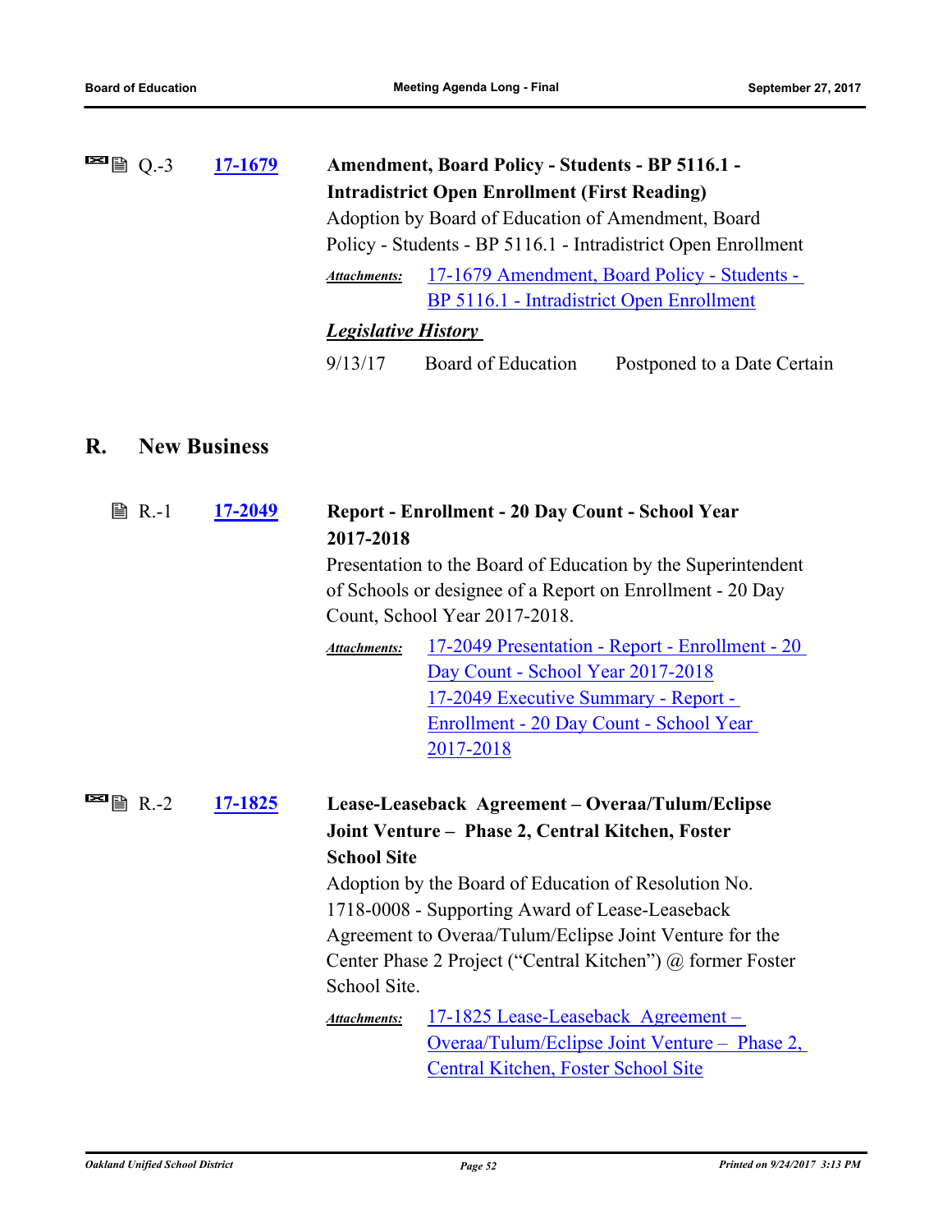Q.-3 **17-1679** **Amendment, Board Policy - Students - BP 5116.1 - Intradistrict Open Enrollment (First Reading)**

Adoption by Board of Education of Amendment, Board Policy - Students - BP 5116.1 - Intradistrict Open Enrollment

*Attachments:* 17-1679 Amendment, Board Policy - Students - BP 5116.1 - Intradistrict Open Enrollment

***Legislative History***

| | | |
|---|---|---|
| 9/13/17 | Board of Education | Postponed to a Date Certain |

## R. New Business

R.-1 **17-2049** **Report - Enrollment - 20 Day Count - School Year 2017-2018**

Presentation to the Board of Education by the Superintendent of Schools or designee of a Report on Enrollment - 20 Day Count, School Year 2017-2018.

*Attachments:* 17-2049 Presentation - Report - Enrollment - 20 Day Count - School Year 2017-2018
17-2049 Executive Summary - Report - Enrollment - 20 Day Count - School Year 2017-2018

R.-2 **17-1825** **Lease-Leaseback Agreement – Overaa/Tulum/Eclipse Joint Venture – Phase 2, Central Kitchen, Foster School Site**

Adoption by the Board of Education of Resolution No. 1718-0008 - Supporting Award of Lease-Leaseback Agreement to Overaa/Tulum/Eclipse Joint Venture for the Center Phase 2 Project ("Central Kitchen") @ former Foster School Site.

*Attachments:* 17-1825 Lease-Leaseback Agreement – Overaa/Tulum/Eclipse Joint Venture – Phase 2, Central Kitchen, Foster School Site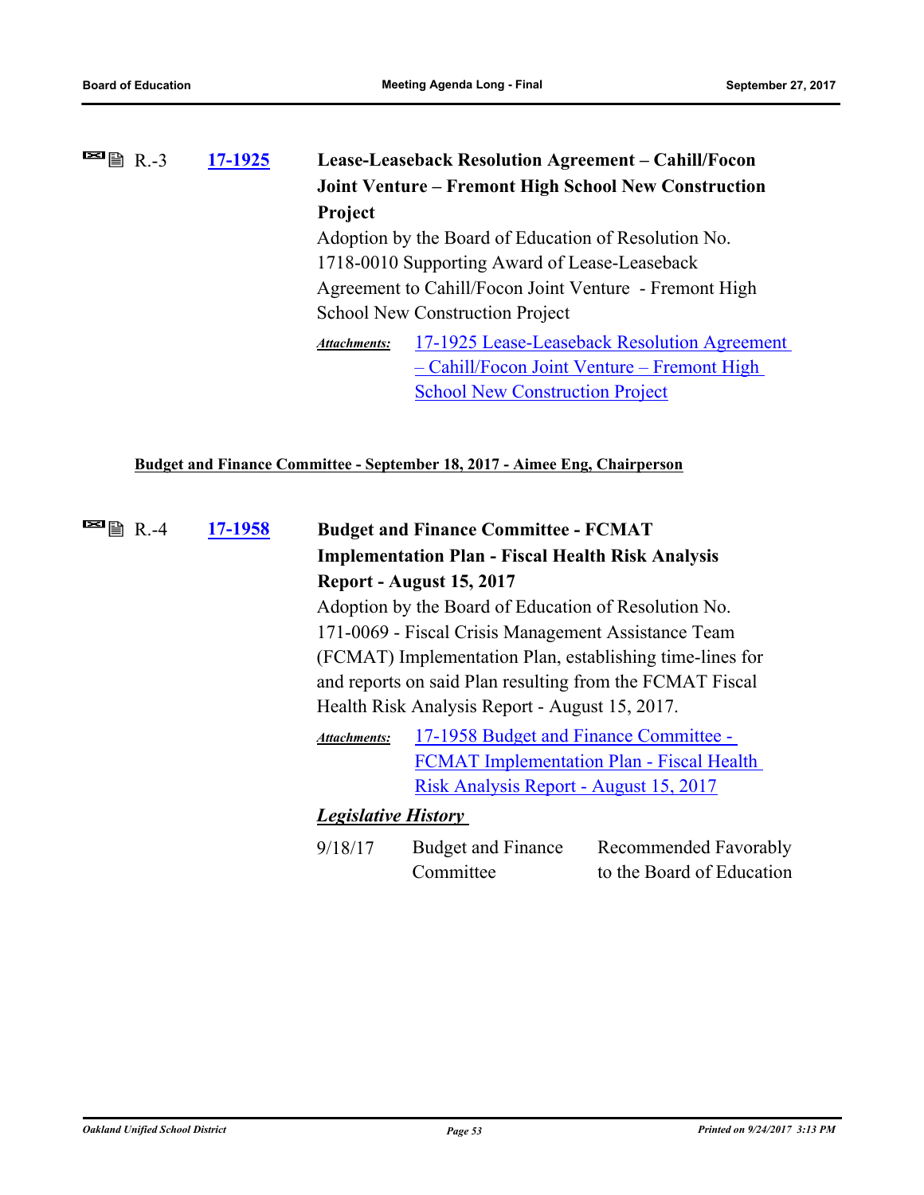R.-3 **17-1925** **Lease-Leaseback Resolution Agreement – Cahill/Focon Joint Venture – Fremont High School New Construction Project**

Adoption by the Board of Education of Resolution No. 1718-0010 Supporting Award of Lease-Leaseback Agreement to Cahill/Focon Joint Venture - Fremont High School New Construction Project

***Attachments:*** 17-1925 Lease-Leaseback Resolution Agreement – Cahill/Focon Joint Venture – Fremont High School New Construction Project

**Budget and Finance Committee - September 18, 2017 - Aimee Eng, Chairperson**

R.-4 **17-1958** **Budget and Finance Committee - FCMAT Implementation Plan - Fiscal Health Risk Analysis Report - August 15, 2017**

Adoption by the Board of Education of Resolution No. 171-0069 - Fiscal Crisis Management Assistance Team (FCMAT) Implementation Plan, establishing time-lines for and reports on said Plan resulting from the FCMAT Fiscal Health Risk Analysis Report - August 15, 2017.

***Attachments:*** 17-1958 Budget and Finance Committee - FCMAT Implementation Plan - Fiscal Health Risk Analysis Report - August 15, 2017

***Legislative History***

| | | |
|---|---|---|
| 9/18/17 | Budget and Finance Committee | Recommended Favorably to the Board of Education |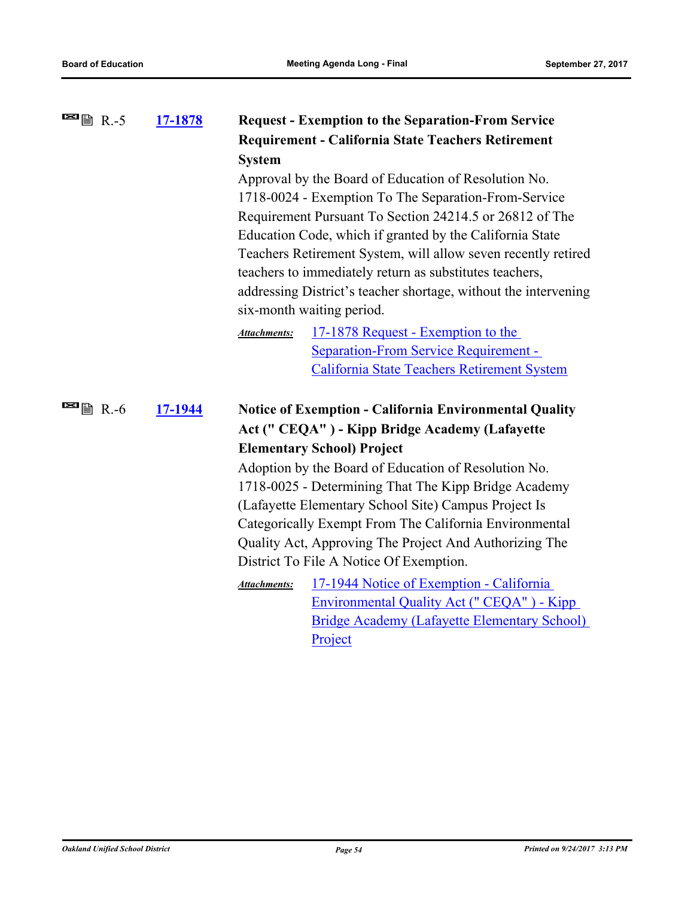R.-5 **17-1878** **Request - Exemption to the Separation-From Service Requirement - California State Teachers Retirement System**

Approval by the Board of Education of Resolution No. 1718-0024 - Exemption To The Separation-From-Service Requirement Pursuant To Section 24214.5 or 26812 of The Education Code, which if granted by the California State Teachers Retirement System, will allow seven recently retired teachers to immediately return as substitutes teachers, addressing District's teacher shortage, without the intervening six-month waiting period.

*Attachments:* 17-1878 Request - Exemption to the Separation-From Service Requirement - California State Teachers Retirement System

R.-6 **17-1944** **Notice of Exemption - California Environmental Quality Act (" CEQA" ) - Kipp Bridge Academy (Lafayette Elementary School) Project**

Adoption by the Board of Education of Resolution No. 1718-0025 - Determining That The Kipp Bridge Academy (Lafayette Elementary School Site) Campus Project Is Categorically Exempt From The California Environmental Quality Act, Approving The Project And Authorizing The District To File A Notice Of Exemption.

*Attachments:* 17-1944 Notice of Exemption - California Environmental Quality Act (" CEQA" ) - Kipp Bridge Academy (Lafayette Elementary School) Project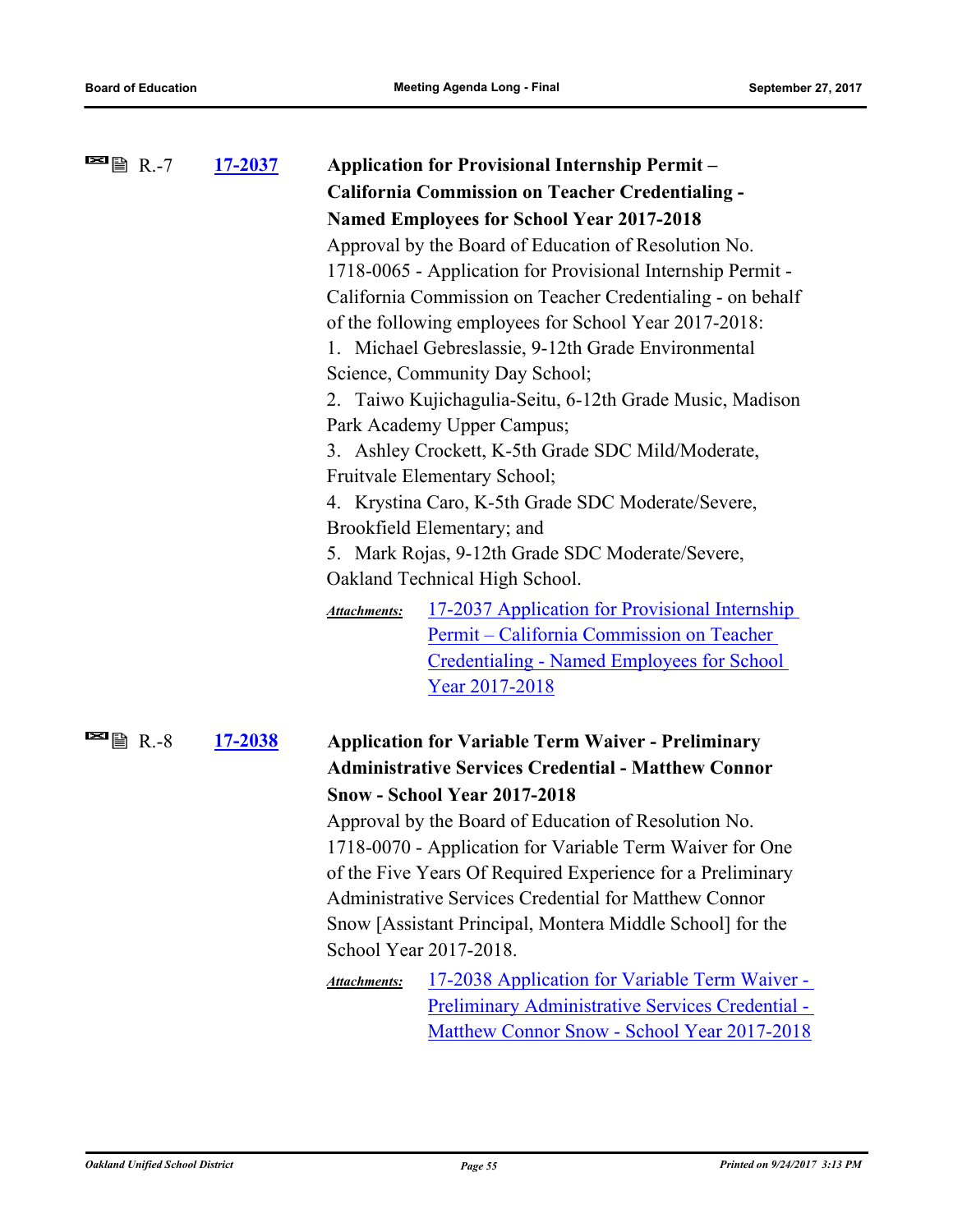R.-7 **17-2037** **Application for Provisional Internship Permit – California Commission on Teacher Credentialing - Named Employees for School Year 2017-2018**

Approval by the Board of Education of Resolution No. 1718-0065 - Application for Provisional Internship Permit - California Commission on Teacher Credentialing - on behalf of the following employees for School Year 2017-2018:

1. Michael Gebreslassie, 9-12th Grade Environmental Science, Community Day School;
2. Taiwo Kujichagulia-Seitu, 6-12th Grade Music, Madison Park Academy Upper Campus;
3. Ashley Crockett, K-5th Grade SDC Mild/Moderate, Fruitvale Elementary School;
4. Krystina Caro, K-5th Grade SDC Moderate/Severe, Brookfield Elementary; and
5. Mark Rojas, 9-12th Grade SDC Moderate/Severe, Oakland Technical High School.

***Attachments:*** 17-2037 Application for Provisional Internship Permit – California Commission on Teacher Credentialing - Named Employees for School Year 2017-2018

R.-8 **17-2038** **Application for Variable Term Waiver - Preliminary Administrative Services Credential - Matthew Connor Snow - School Year 2017-2018**

Approval by the Board of Education of Resolution No. 1718-0070 - Application for Variable Term Waiver for One of the Five Years Of Required Experience for a Preliminary Administrative Services Credential for Matthew Connor Snow [Assistant Principal, Montera Middle School] for the School Year 2017-2018.

***Attachments:*** 17-2038 Application for Variable Term Waiver - Preliminary Administrative Services Credential - Matthew Connor Snow - School Year 2017-2018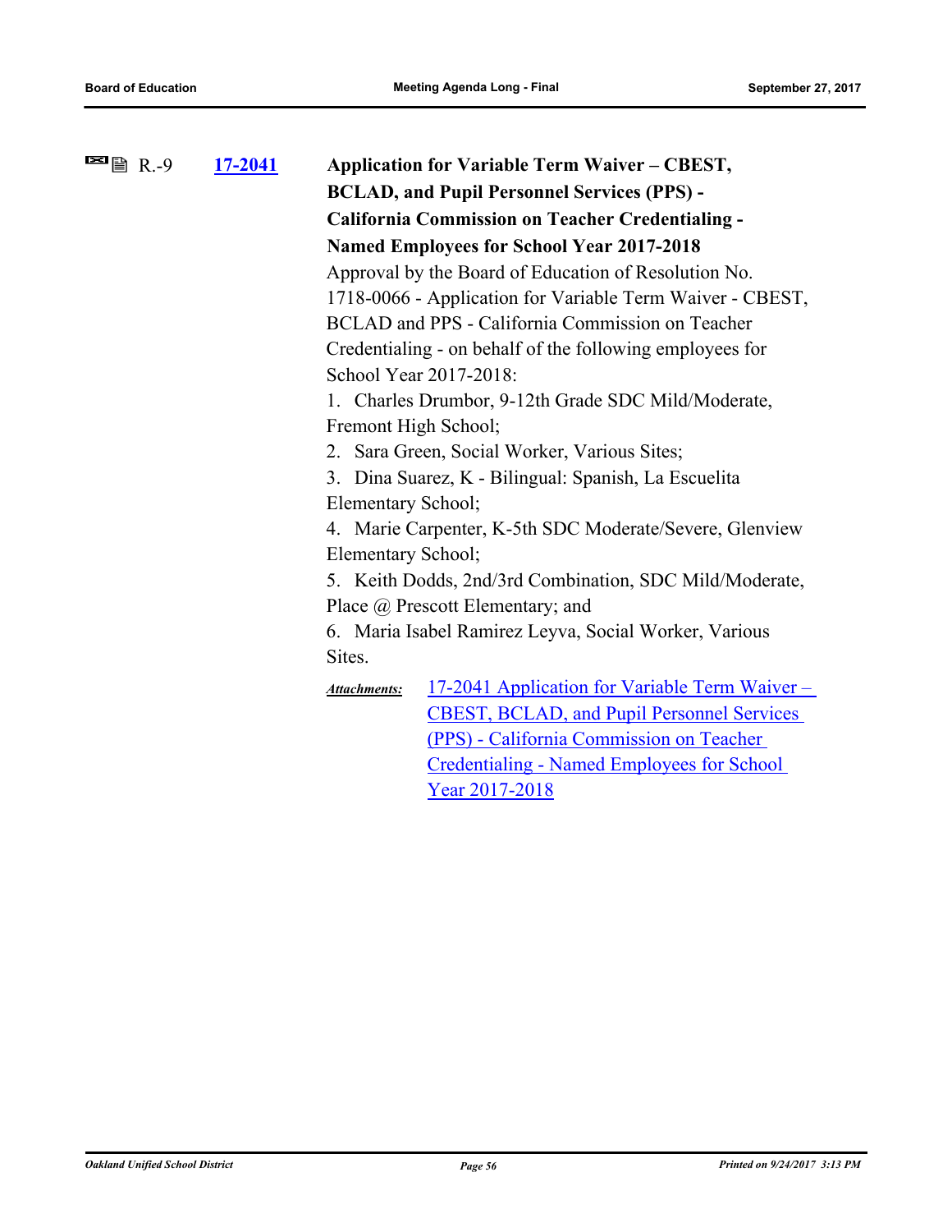R.-9 **17-2041** **Application for Variable Term Waiver – CBEST, BCLAD, and Pupil Personnel Services (PPS) - California Commission on Teacher Credentialing - Named Employees for School Year 2017-2018**

Approval by the Board of Education of Resolution No. 1718-0066 - Application for Variable Term Waiver - CBEST, BCLAD and PPS - California Commission on Teacher Credentialing - on behalf of the following employees for School Year 2017-2018:

1. Charles Drumbor, 9-12th Grade SDC Mild/Moderate, Fremont High School;
2. Sara Green, Social Worker, Various Sites;
3. Dina Suarez, K - Bilingual: Spanish, La Escuelita Elementary School;
4. Marie Carpenter, K-5th SDC Moderate/Severe, Glenview Elementary School;
5. Keith Dodds, 2nd/3rd Combination, SDC Mild/Moderate, Place @ Prescott Elementary; and
6. Maria Isabel Ramirez Leyva, Social Worker, Various Sites.

*Attachments:* 17-2041 Application for Variable Term Waiver – CBEST, BCLAD, and Pupil Personnel Services (PPS) - California Commission on Teacher Credentialing - Named Employees for School Year 2017-2018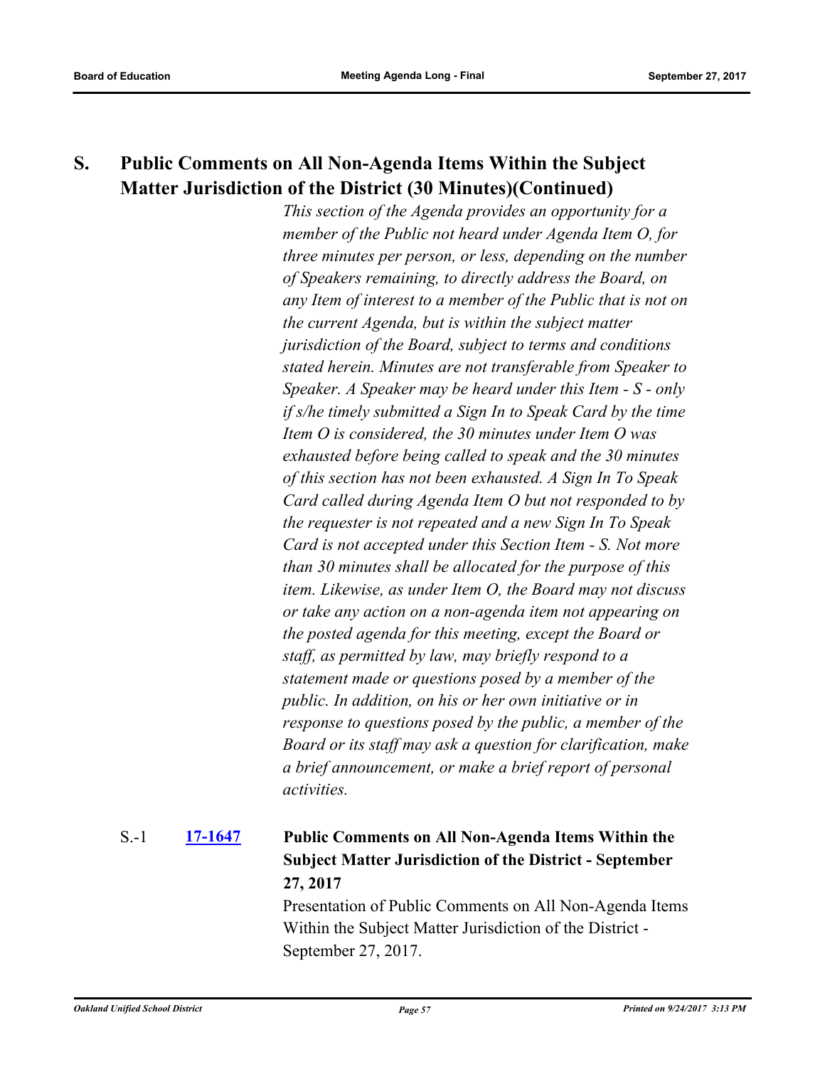## S. Public Comments on All Non-Agenda Items Within the Subject Matter Jurisdiction of the District (30 Minutes)(Continued)

*This section of the Agenda provides an opportunity for a member of the Public not heard under Agenda Item O, for three minutes per person, or less, depending on the number of Speakers remaining, to directly address the Board, on any Item of interest to a member of the Public that is not on the current Agenda, but is within the subject matter jurisdiction of the Board, subject to terms and conditions stated herein. Minutes are not transferable from Speaker to Speaker. A Speaker may be heard under this Item - S - only if s/he timely submitted a Sign In to Speak Card by the time Item O is considered, the 30 minutes under Item O was exhausted before being called to speak and the 30 minutes of this section has not been exhausted. A Sign In To Speak Card called during Agenda Item O but not responded to by the requester is not repeated and a new Sign In To Speak Card is not accepted under this Section Item - S. Not more than 30 minutes shall be allocated for the purpose of this item. Likewise, as under Item O, the Board may not discuss or take any action on a non-agenda item not appearing on the posted agenda for this meeting, except the Board or staff, as permitted by law, may briefly respond to a statement made or questions posed by a member of the public. In addition, on his or her own initiative or in response to questions posed by the public, a member of the Board or its staff may ask a question for clarification, make a brief announcement, or make a brief report of personal activities.*

S.-1 **17-1647** **Public Comments on All Non-Agenda Items Within the Subject Matter Jurisdiction of the District - September 27, 2017**

Presentation of Public Comments on All Non-Agenda Items Within the Subject Matter Jurisdiction of the District - September 27, 2017.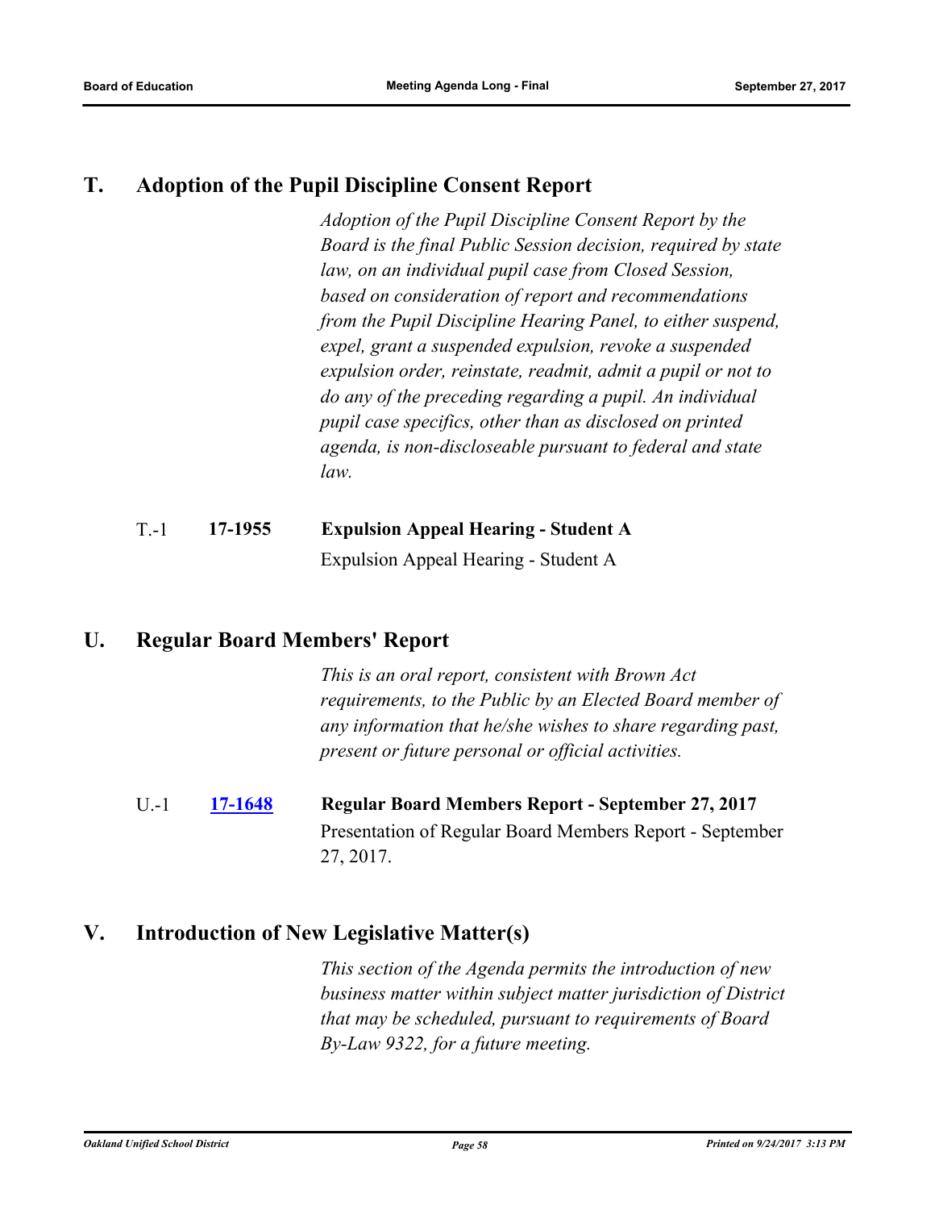## T. Adoption of the Pupil Discipline Consent Report

*Adoption of the Pupil Discipline Consent Report by the Board is the final Public Session decision, required by state law, on an individual pupil case from Closed Session, based on consideration of report and recommendations from the Pupil Discipline Hearing Panel, to either suspend, expel, grant a suspended expulsion, revoke a suspended expulsion order, reinstate, readmit, admit a pupil or not to do any of the preceding regarding a pupil. An individual pupil case specifics, other than as disclosed on printed agenda, is non-discloseable pursuant to federal and state law.*

T.-1 **17-1955** **Expulsion Appeal Hearing - Student A**

Expulsion Appeal Hearing - Student A

## U. Regular Board Members' Report

*This is an oral report, consistent with Brown Act requirements, to the Public by an Elected Board member of any information that he/she wishes to share regarding past, present or future personal or official activities.*

U.-1 **17-1648** **Regular Board Members Report - September 27, 2017**

Presentation of Regular Board Members Report - September 27, 2017.

## V. Introduction of New Legislative Matter(s)

*This section of the Agenda permits the introduction of new business matter within subject matter jurisdiction of District that may be scheduled, pursuant to requirements of Board By-Law 9322, for a future meeting.*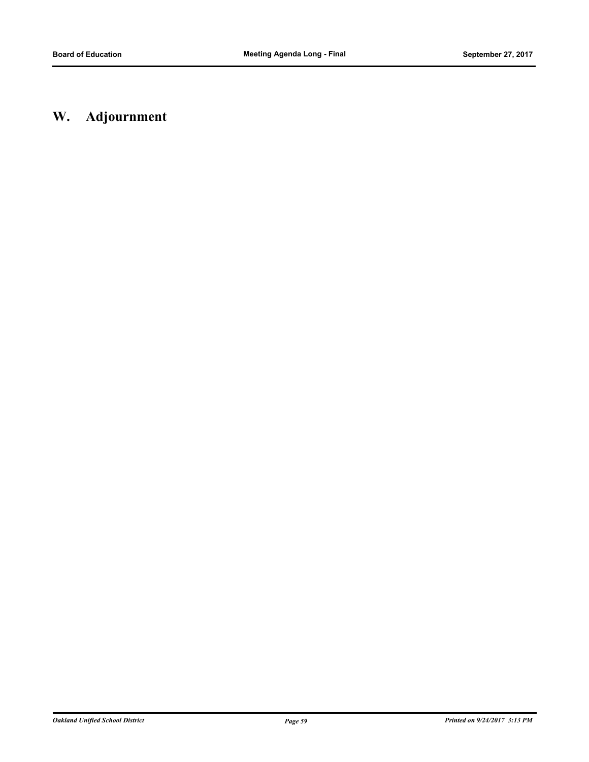# W. Adjournment